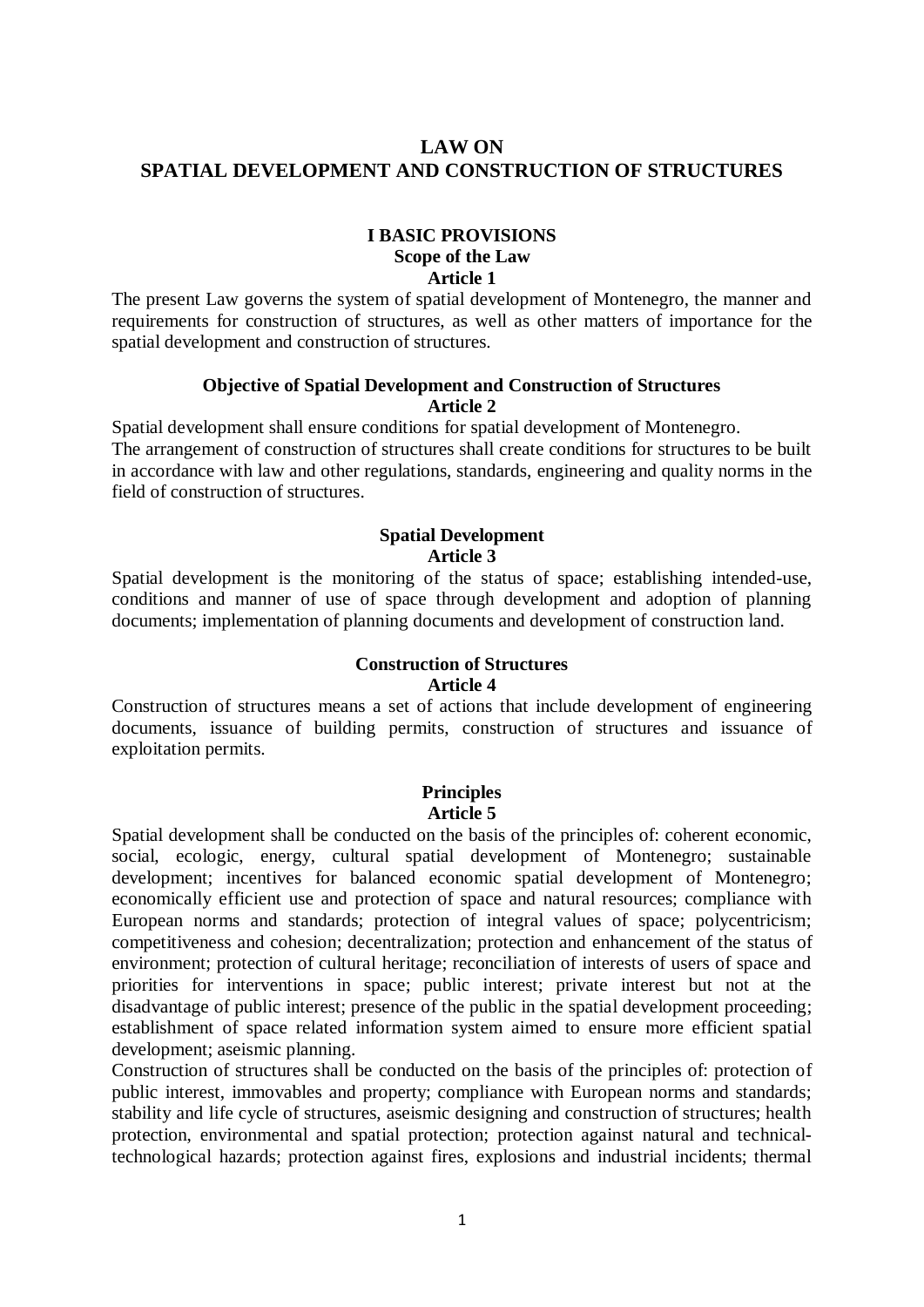# LAW ON SPATIAL DEVELOPMENT AND CONSTRUCTION OF STRUCTURES

## I BASIC PROVISIONS

### Scope of the Law

**Article 1**

The present Law governs the system of spatial development of Montenegro, the manner and requirements for construction of structures, as well as other matters of importance for the spatial development and construction of structures.

### Objective of Spatial Development and Construction of Structures

**Article 2**

Spatial development shall ensure conditions for spatial development of Montenegro.

The arrangement of construction of structures shall create conditions for structures to be built in accordance with law and other regulations, standards, engineering and quality norms in the field of construction of structures.

### Spatial Development

**Article 3**

Spatial development is the monitoring of the status of space; establishing intended-use, conditions and manner of use of space through development and adoption of planning documents; implementation of planning documents and development of construction land.

### Construction of Structures

**Article 4**

Construction of structures means a set of actions that include development of engineering documents, issuance of building permits, construction of structures and issuance of exploitation permits.

### Principles

**Article 5**

Spatial development shall be conducted on the basis of the principles of: coherent economic, social, ecologic, energy, cultural spatial development of Montenegro; sustainable development; incentives for balanced economic spatial development of Montenegro; economically efficient use and protection of space and natural resources; compliance with European norms and standards; protection of integral values of space; polycentricism; competitiveness and cohesion; decentralization; protection and enhancement of the status of environment; protection of cultural heritage; reconciliation of interests of users of space and priorities for interventions in space; public interest; private interest but not at the disadvantage of public interest; presence of the public in the spatial development proceeding; establishment of space related information system aimed to ensure more efficient spatial development; aseismic planning.

Construction of structures shall be conducted on the basis of the principles of: protection of public interest, immovables and property; compliance with European norms and standards; stability and life cycle of structures, aseismic designing and construction of structures; health protection, environmental and spatial protection; protection against natural and technical-technological hazards; protection against fires, explosions and industrial incidents; thermal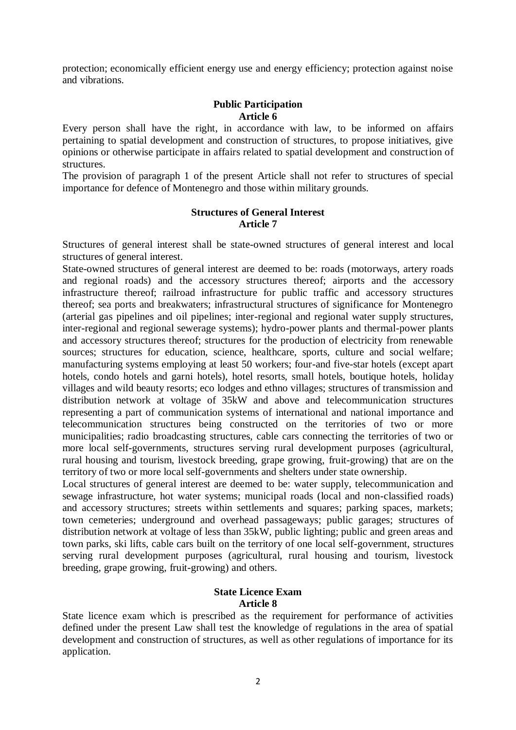protection; economically efficient energy use and energy efficiency; protection against noise and vibrations.

**Public Participation**
**Article 6**

Every person shall have the right, in accordance with law, to be informed on affairs pertaining to spatial development and construction of structures, to propose initiatives, give opinions or otherwise participate in affairs related to spatial development and construction of structures.

The provision of paragraph 1 of the present Article shall not refer to structures of special importance for defence of Montenegro and those within military grounds.

**Structures of General Interest**
**Article 7**

Structures of general interest shall be state-owned structures of general interest and local structures of general interest.

State-owned structures of general interest are deemed to be: roads (motorways, artery roads and regional roads) and the accessory structures thereof; airports and the accessory infrastructure thereof; railroad infrastructure for public traffic and accessory structures thereof; sea ports and breakwaters; infrastructural structures of significance for Montenegro (arterial gas pipelines and oil pipelines; inter-regional and regional water supply structures, inter-regional and regional sewerage systems); hydro-power plants and thermal-power plants and accessory structures thereof; structures for the production of electricity from renewable sources; structures for education, science, healthcare, sports, culture and social welfare; manufacturing systems employing at least 50 workers; four-and five-star hotels (except apart hotels, condo hotels and garni hotels), hotel resorts, small hotels, boutique hotels, holiday villages and wild beauty resorts; eco lodges and ethno villages; structures of transmission and distribution network at voltage of 35kW and above and telecommunication structures representing a part of communication systems of international and national importance and telecommunication structures being constructed on the territories of two or more municipalities; radio broadcasting structures, cable cars connecting the territories of two or more local self-governments, structures serving rural development purposes (agricultural, rural housing and tourism, livestock breeding, grape growing, fruit-growing) that are on the territory of two or more local self-governments and shelters under state ownership.

Local structures of general interest are deemed to be: water supply, telecommunication and sewage infrastructure, hot water systems; municipal roads (local and non-classified roads) and accessory structures; streets within settlements and squares; parking spaces, markets; town cemeteries; underground and overhead passageways; public garages; structures of distribution network at voltage of less than 35kW, public lighting; public and green areas and town parks, ski lifts, cable cars built on the territory of one local self-government, structures serving rural development purposes (agricultural, rural housing and tourism, livestock breeding, grape growing, fruit-growing) and others.

**State Licence Exam**
**Article 8**

State licence exam which is prescribed as the requirement for performance of activities defined under the present Law shall test the knowledge of regulations in the area of spatial development and construction of structures, as well as other regulations of importance for its application.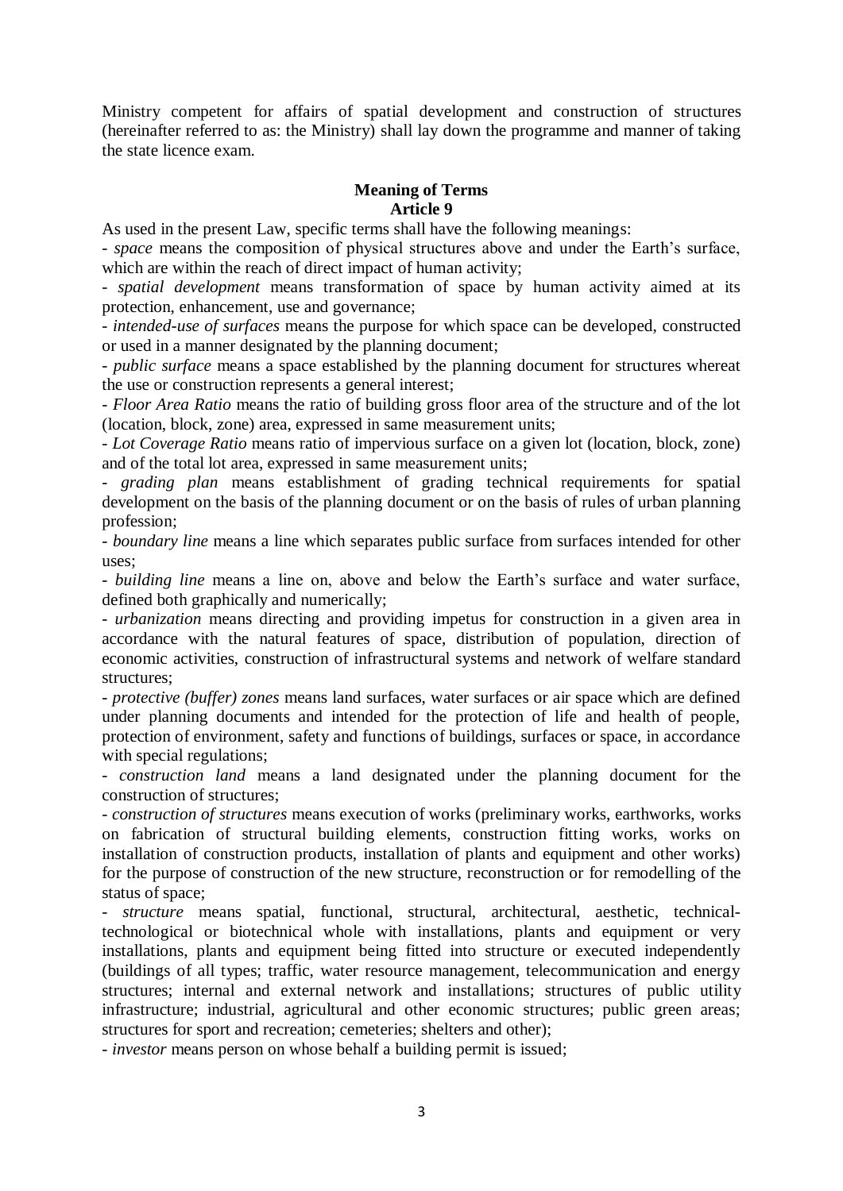Ministry competent for affairs of spatial development and construction of structures (hereinafter referred to as: the Ministry) shall lay down the programme and manner of taking the state licence exam.

**Meaning of Terms**
**Article 9**

As used in the present Law, specific terms shall have the following meanings:

- *space* means the composition of physical structures above and under the Earth's surface, which are within the reach of direct impact of human activity;
- *spatial development* means transformation of space by human activity aimed at its protection, enhancement, use and governance;
- *intended-use of surfaces* means the purpose for which space can be developed, constructed or used in a manner designated by the planning document;
- *public surface* means a space established by the planning document for structures whereat the use or construction represents a general interest;
- *Floor Area Ratio* means the ratio of building gross floor area of the structure and of the lot (location, block, zone) area, expressed in same measurement units;
- *Lot Coverage Ratio* means ratio of impervious surface on a given lot (location, block, zone) and of the total lot area, expressed in same measurement units;
- *grading plan* means establishment of grading technical requirements for spatial development on the basis of the planning document or on the basis of rules of urban planning profession;
- *boundary line* means a line which separates public surface from surfaces intended for other uses;
- *building line* means a line on, above and below the Earth's surface and water surface, defined both graphically and numerically;
- *urbanization* means directing and providing impetus for construction in a given area in accordance with the natural features of space, distribution of population, direction of economic activities, construction of infrastructural systems and network of welfare standard structures;
- *protective (buffer) zones* means land surfaces, water surfaces or air space which are defined under planning documents and intended for the protection of life and health of people, protection of environment, safety and functions of buildings, surfaces or space, in accordance with special regulations;
- *construction land* means a land designated under the planning document for the construction of structures;
- *construction of structures* means execution of works (preliminary works, earthworks, works on fabrication of structural building elements, construction fitting works, works on installation of construction products, installation of plants and equipment and other works) for the purpose of construction of the new structure, reconstruction or for remodelling of the status of space;
- *structure* means spatial, functional, structural, architectural, aesthetic, technical-technological or biotechnical whole with installations, plants and equipment or very installations, plants and equipment being fitted into structure or executed independently (buildings of all types; traffic, water resource management, telecommunication and energy structures; internal and external network and installations; structures of public utility infrastructure; industrial, agricultural and other economic structures; public green areas; structures for sport and recreation; cemeteries; shelters and other);
- *investor* means person on whose behalf a building permit is issued;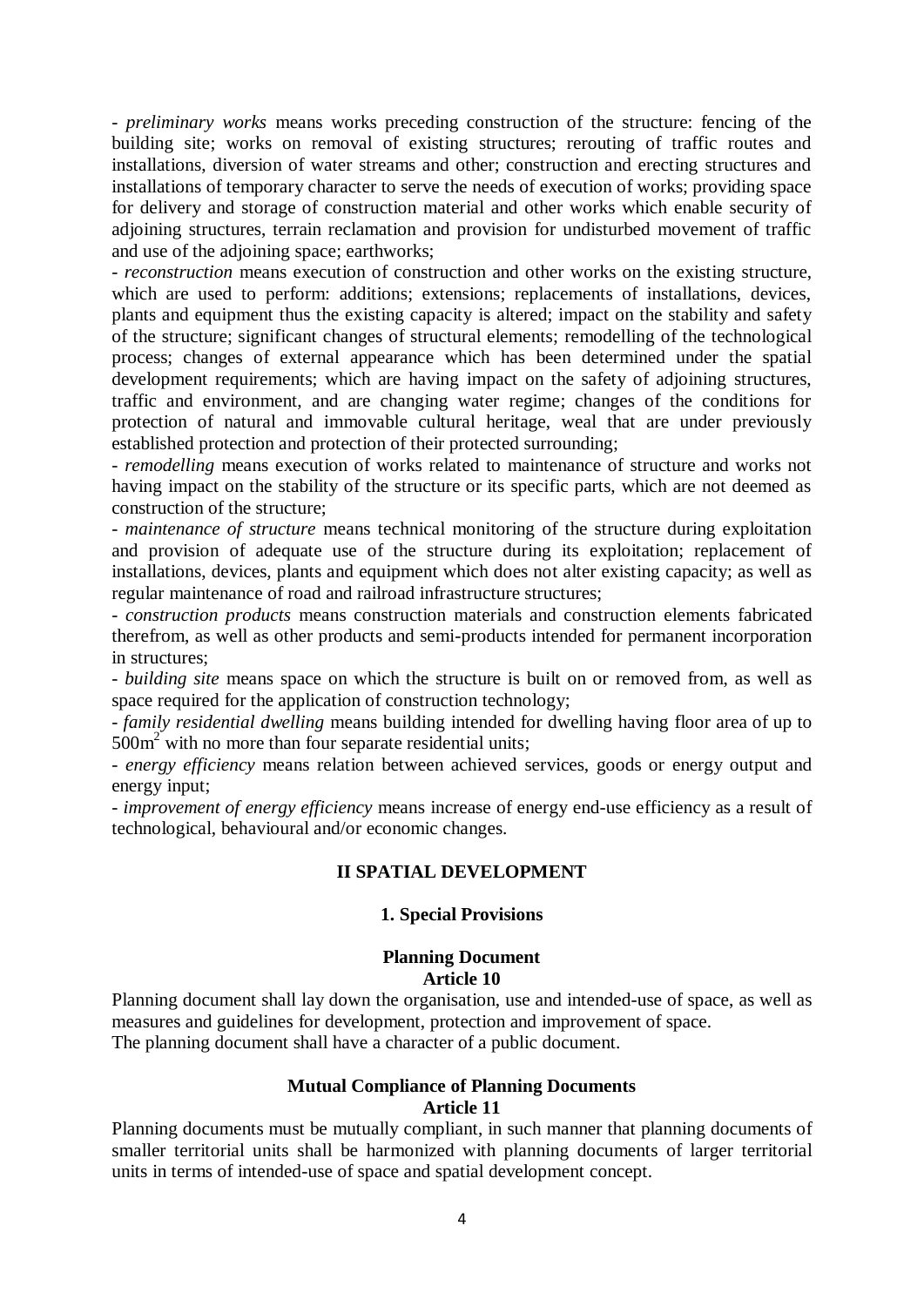- *preliminary works* means works preceding construction of the structure: fencing of the building site; works on removal of existing structures; rerouting of traffic routes and installations, diversion of water streams and other; construction and erecting structures and installations of temporary character to serve the needs of execution of works; providing space for delivery and storage of construction material and other works which enable security of adjoining structures, terrain reclamation and provision for undisturbed movement of traffic and use of the adjoining space; earthworks;

- *reconstruction* means execution of construction and other works on the existing structure, which are used to perform: additions; extensions; replacements of installations, devices, plants and equipment thus the existing capacity is altered; impact on the stability and safety of the structure; significant changes of structural elements; remodelling of the technological process; changes of external appearance which has been determined under the spatial development requirements; which are having impact on the safety of adjoining structures, traffic and environment, and are changing water regime; changes of the conditions for protection of natural and immovable cultural heritage, weal that are under previously established protection and protection of their protected surrounding;

- *remodelling* means execution of works related to maintenance of structure and works not having impact on the stability of the structure or its specific parts, which are not deemed as construction of the structure;

- *maintenance of structure* means technical monitoring of the structure during exploitation and provision of adequate use of the structure during its exploitation; replacement of installations, devices, plants and equipment which does not alter existing capacity; as well as regular maintenance of road and railroad infrastructure structures;

- *construction products* means construction materials and construction elements fabricated therefrom, as well as other products and semi-products intended for permanent incorporation in structures;

- *building site* means space on which the structure is built on or removed from, as well as space required for the application of construction technology;

- *family residential dwelling* means building intended for dwelling having floor area of up to $500m^2$ with no more than four separate residential units;

- *energy efficiency* means relation between achieved services, goods or energy output and energy input;

- *improvement of energy efficiency* means increase of energy end-use efficiency as a result of technological, behavioural and/or economic changes.

## II SPATIAL DEVELOPMENT

### 1. Special Provisions

#### Planning Document
#### Article 10

Planning document shall lay down the organisation, use and intended-use of space, as well as measures and guidelines for development, protection and improvement of space.
The planning document shall have a character of a public document.

#### Mutual Compliance of Planning Documents
#### Article 11

Planning documents must be mutually compliant, in such manner that planning documents of smaller territorial units shall be harmonized with planning documents of larger territorial units in terms of intended-use of space and spatial development concept.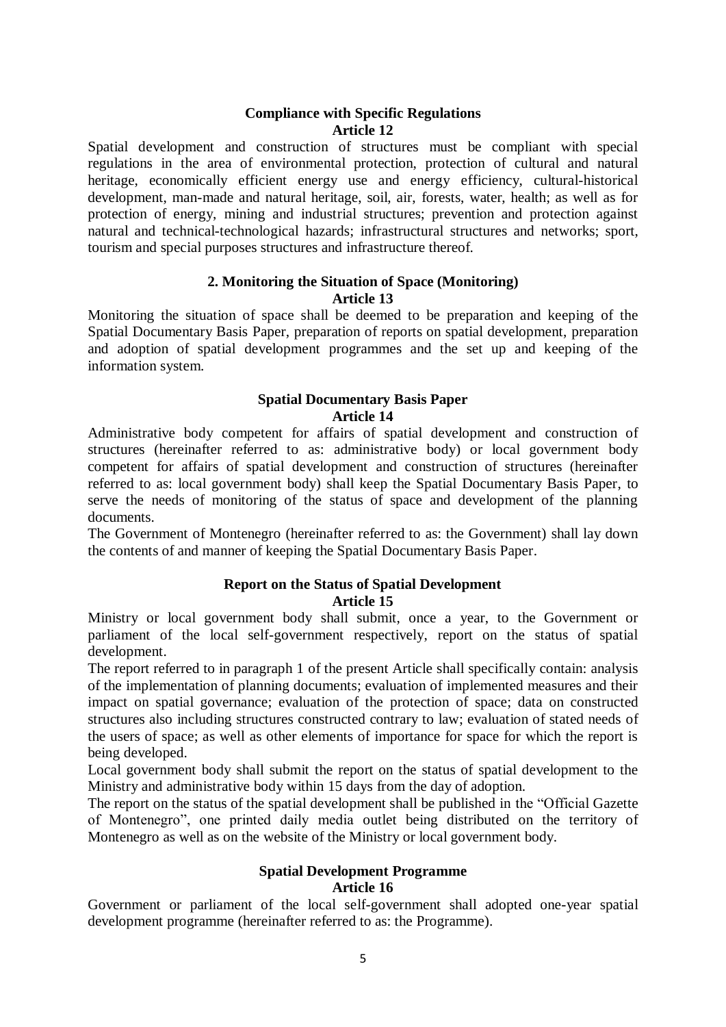**Compliance with Specific Regulations**
**Article 12**

Spatial development and construction of structures must be compliant with special regulations in the area of environmental protection, protection of cultural and natural heritage, economically efficient energy use and energy efficiency, cultural-historical development, man-made and natural heritage, soil, air, forests, water, health; as well as for protection of energy, mining and industrial structures; prevention and protection against natural and technical-technological hazards; infrastructural structures and networks; sport, tourism and special purposes structures and infrastructure thereof.

**2. Monitoring the Situation of Space (Monitoring)**
**Article 13**

Monitoring the situation of space shall be deemed to be preparation and keeping of the Spatial Documentary Basis Paper, preparation of reports on spatial development, preparation and adoption of spatial development programmes and the set up and keeping of the information system.

**Spatial Documentary Basis Paper**
**Article 14**

Administrative body competent for affairs of spatial development and construction of structures (hereinafter referred to as: administrative body) or local government body competent for affairs of spatial development and construction of structures (hereinafter referred to as: local government body) shall keep the Spatial Documentary Basis Paper, to serve the needs of monitoring of the status of space and development of the planning documents.

The Government of Montenegro (hereinafter referred to as: the Government) shall lay down the contents of and manner of keeping the Spatial Documentary Basis Paper.

**Report on the Status of Spatial Development**
**Article 15**

Ministry or local government body shall submit, once a year, to the Government or parliament of the local self-government respectively, report on the status of spatial development.

The report referred to in paragraph 1 of the present Article shall specifically contain: analysis of the implementation of planning documents; evaluation of implemented measures and their impact on spatial governance; evaluation of the protection of space; data on constructed structures also including structures constructed contrary to law; evaluation of stated needs of the users of space; as well as other elements of importance for space for which the report is being developed.

Local government body shall submit the report on the status of spatial development to the Ministry and administrative body within 15 days from the day of adoption.

The report on the status of the spatial development shall be published in the "Official Gazette of Montenegro", one printed daily media outlet being distributed on the territory of Montenegro as well as on the website of the Ministry or local government body.

**Spatial Development Programme**
**Article 16**

Government or parliament of the local self-government shall adopted one-year spatial development programme (hereinafter referred to as: the Programme).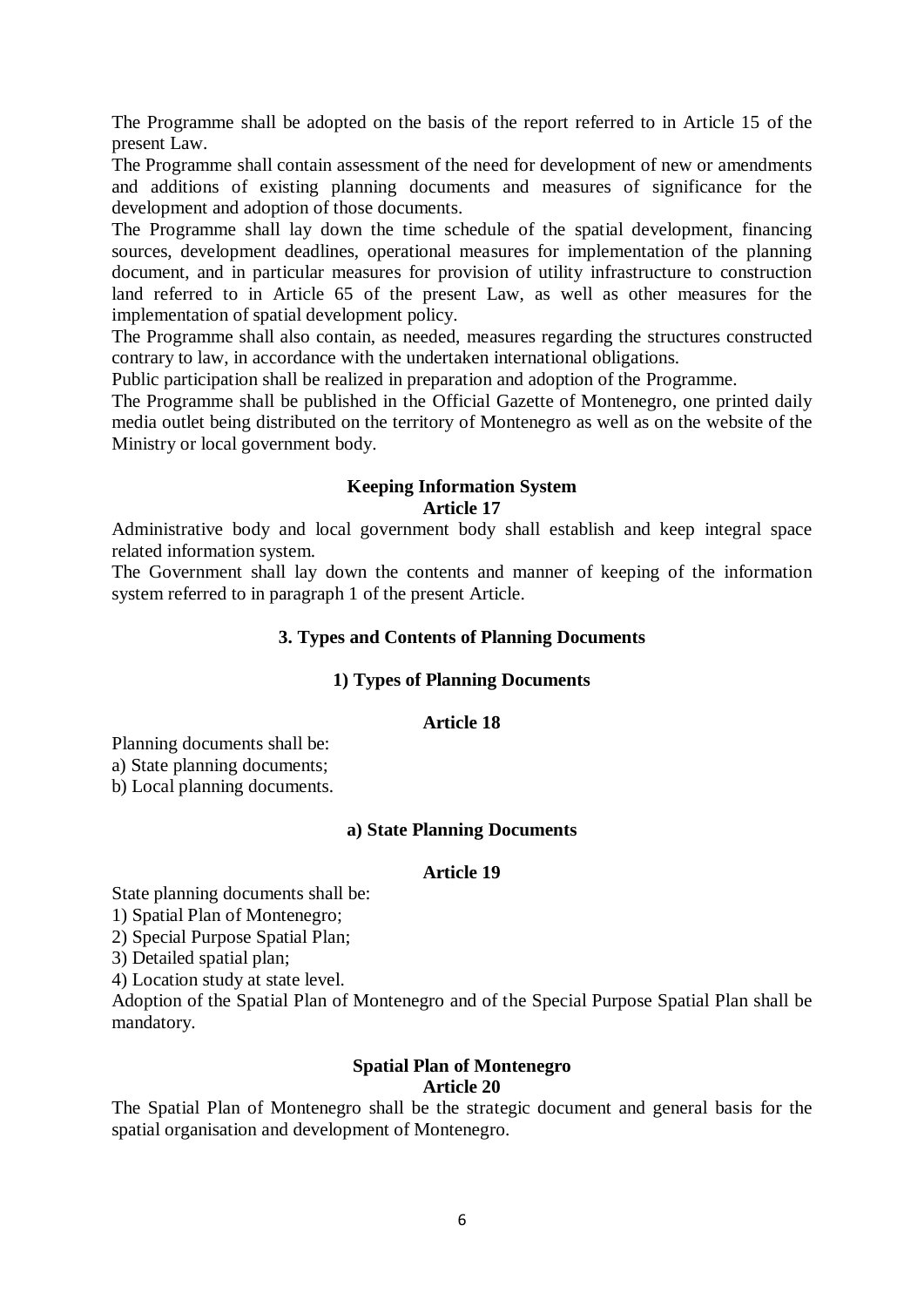The Programme shall be adopted on the basis of the report referred to in Article 15 of the present Law.

The Programme shall contain assessment of the need for development of new or amendments and additions of existing planning documents and measures of significance for the development and adoption of those documents.

The Programme shall lay down the time schedule of the spatial development, financing sources, development deadlines, operational measures for implementation of the planning document, and in particular measures for provision of utility infrastructure to construction land referred to in Article 65 of the present Law, as well as other measures for the implementation of spatial development policy.

The Programme shall also contain, as needed, measures regarding the structures constructed contrary to law, in accordance with the undertaken international obligations.

Public participation shall be realized in preparation and adoption of the Programme.

The Programme shall be published in the Official Gazette of Montenegro, one printed daily media outlet being distributed on the territory of Montenegro as well as on the website of the Ministry or local government body.

**Keeping Information System**
**Article 17**

Administrative body and local government body shall establish and keep integral space related information system.

The Government shall lay down the contents and manner of keeping of the information system referred to in paragraph 1 of the present Article.

## 3. Types and Contents of Planning Documents

### 1) Types of Planning Documents

**Article 18**

Planning documents shall be:
a) State planning documents;
b) Local planning documents.

#### a) State Planning Documents

**Article 19**

State planning documents shall be:
1) Spatial Plan of Montenegro;
2) Special Purpose Spatial Plan;
3) Detailed spatial plan;
4) Location study at state level.

Adoption of the Spatial Plan of Montenegro and of the Special Purpose Spatial Plan shall be mandatory.

**Spatial Plan of Montenegro**
**Article 20**

The Spatial Plan of Montenegro shall be the strategic document and general basis for the spatial organisation and development of Montenegro.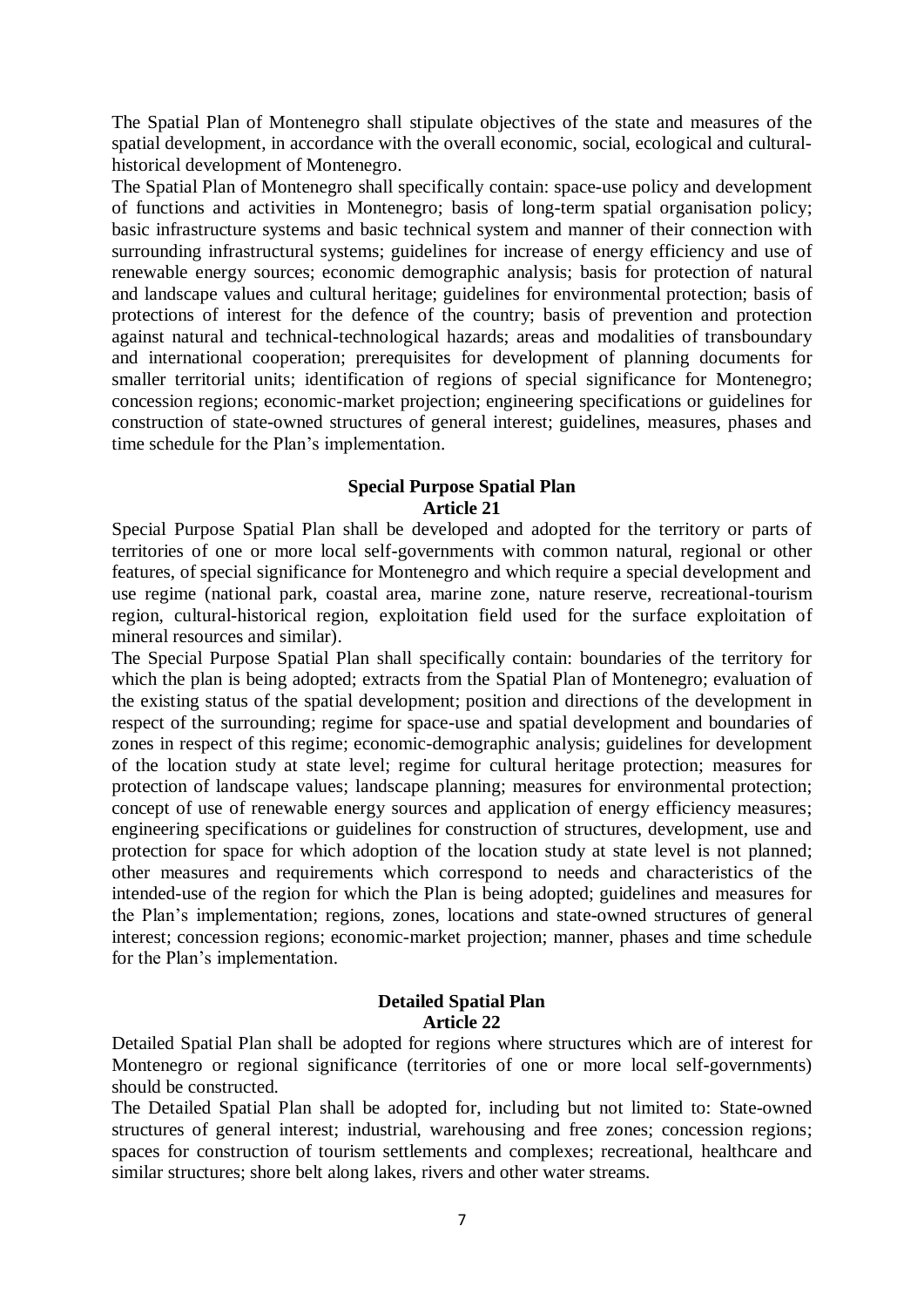The Spatial Plan of Montenegro shall stipulate objectives of the state and measures of the spatial development, in accordance with the overall economic, social, ecological and cultural-historical development of Montenegro.

The Spatial Plan of Montenegro shall specifically contain: space-use policy and development of functions and activities in Montenegro; basis of long-term spatial organisation policy; basic infrastructure systems and basic technical system and manner of their connection with surrounding infrastructural systems; guidelines for increase of energy efficiency and use of renewable energy sources; economic demographic analysis; basis for protection of natural and landscape values and cultural heritage; guidelines for environmental protection; basis of protections of interest for the defence of the country; basis of prevention and protection against natural and technical-technological hazards; areas and modalities of transboundary and international cooperation; prerequisites for development of planning documents for smaller territorial units; identification of regions of special significance for Montenegro; concession regions; economic-market projection; engineering specifications or guidelines for construction of state-owned structures of general interest; guidelines, measures, phases and time schedule for the Plan's implementation.

### Special Purpose Spatial Plan
### Article 21

Special Purpose Spatial Plan shall be developed and adopted for the territory or parts of territories of one or more local self-governments with common natural, regional or other features, of special significance for Montenegro and which require a special development and use regime (national park, coastal area, marine zone, nature reserve, recreational-tourism region, cultural-historical region, exploitation field used for the surface exploitation of mineral resources and similar).

The Special Purpose Spatial Plan shall specifically contain: boundaries of the territory for which the plan is being adopted; extracts from the Spatial Plan of Montenegro; evaluation of the existing status of the spatial development; position and directions of the development in respect of the surrounding; regime for space-use and spatial development and boundaries of zones in respect of this regime; economic-demographic analysis; guidelines for development of the location study at state level; regime for cultural heritage protection; measures for protection of landscape values; landscape planning; measures for environmental protection; concept of use of renewable energy sources and application of energy efficiency measures; engineering specifications or guidelines for construction of structures, development, use and protection for space for which adoption of the location study at state level is not planned; other measures and requirements which correspond to needs and characteristics of the intended-use of the region for which the Plan is being adopted; guidelines and measures for the Plan's implementation; regions, zones, locations and state-owned structures of general interest; concession regions; economic-market projection; manner, phases and time schedule for the Plan's implementation.

### Detailed Spatial Plan
### Article 22

Detailed Spatial Plan shall be adopted for regions where structures which are of interest for Montenegro or regional significance (territories of one or more local self-governments) should be constructed.

The Detailed Spatial Plan shall be adopted for, including but not limited to: State-owned structures of general interest; industrial, warehousing and free zones; concession regions; spaces for construction of tourism settlements and complexes; recreational, healthcare and similar structures; shore belt along lakes, rivers and other water streams.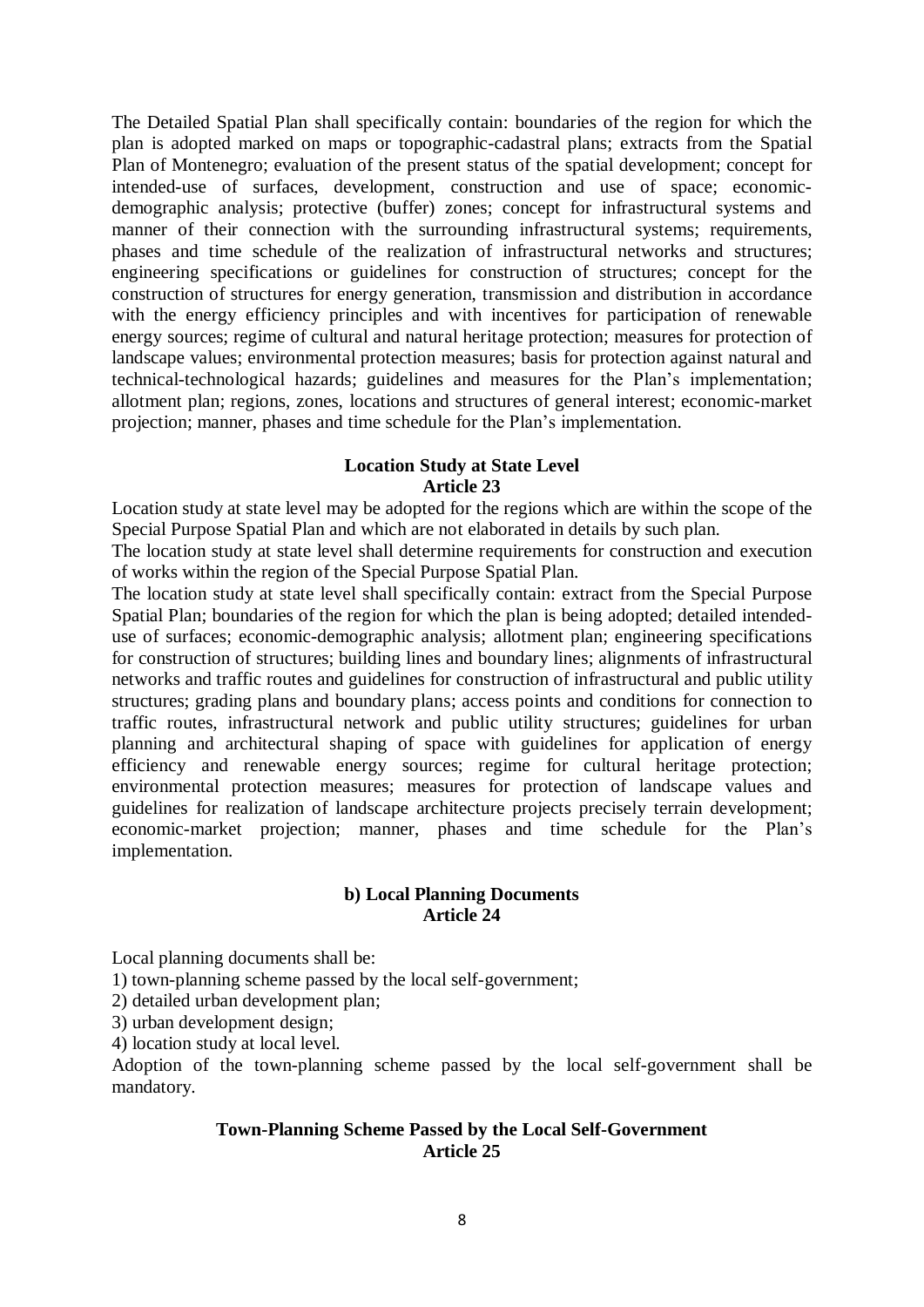The Detailed Spatial Plan shall specifically contain: boundaries of the region for which the plan is adopted marked on maps or topographic-cadastral plans; extracts from the Spatial Plan of Montenegro; evaluation of the present status of the spatial development; concept for intended-use of surfaces, development, construction and use of space; economic-demographic analysis; protective (buffer) zones; concept for infrastructural systems and manner of their connection with the surrounding infrastructural systems; requirements, phases and time schedule of the realization of infrastructural networks and structures; engineering specifications or guidelines for construction of structures; concept for the construction of structures for energy generation, transmission and distribution in accordance with the energy efficiency principles and with incentives for participation of renewable energy sources; regime of cultural and natural heritage protection; measures for protection of landscape values; environmental protection measures; basis for protection against natural and technical-technological hazards; guidelines and measures for the Plan's implementation; allotment plan; regions, zones, locations and structures of general interest; economic-market projection; manner, phases and time schedule for the Plan's implementation.

**Location Study at State Level**
**Article 23**

Location study at state level may be adopted for the regions which are within the scope of the Special Purpose Spatial Plan and which are not elaborated in details by such plan.

The location study at state level shall determine requirements for construction and execution of works within the region of the Special Purpose Spatial Plan.

The location study at state level shall specifically contain: extract from the Special Purpose Spatial Plan; boundaries of the region for which the plan is being adopted; detailed intended-use of surfaces; economic-demographic analysis; allotment plan; engineering specifications for construction of structures; building lines and boundary lines; alignments of infrastructural networks and traffic routes and guidelines for construction of infrastructural and public utility structures; grading plans and boundary plans; access points and conditions for connection to traffic routes, infrastructural network and public utility structures; guidelines for urban planning and architectural shaping of space with guidelines for application of energy efficiency and renewable energy sources; regime for cultural heritage protection; environmental protection measures; measures for protection of landscape values and guidelines for realization of landscape architecture projects precisely terrain development; economic-market projection; manner, phases and time schedule for the Plan's implementation.

## b) Local Planning Documents
**Article 24**

Local planning documents shall be:

1) town-planning scheme passed by the local self-government;
2) detailed urban development plan;
3) urban development design;
4) location study at local level.

Adoption of the town-planning scheme passed by the local self-government shall be mandatory.

**Town-Planning Scheme Passed by the Local Self-Government**
**Article 25**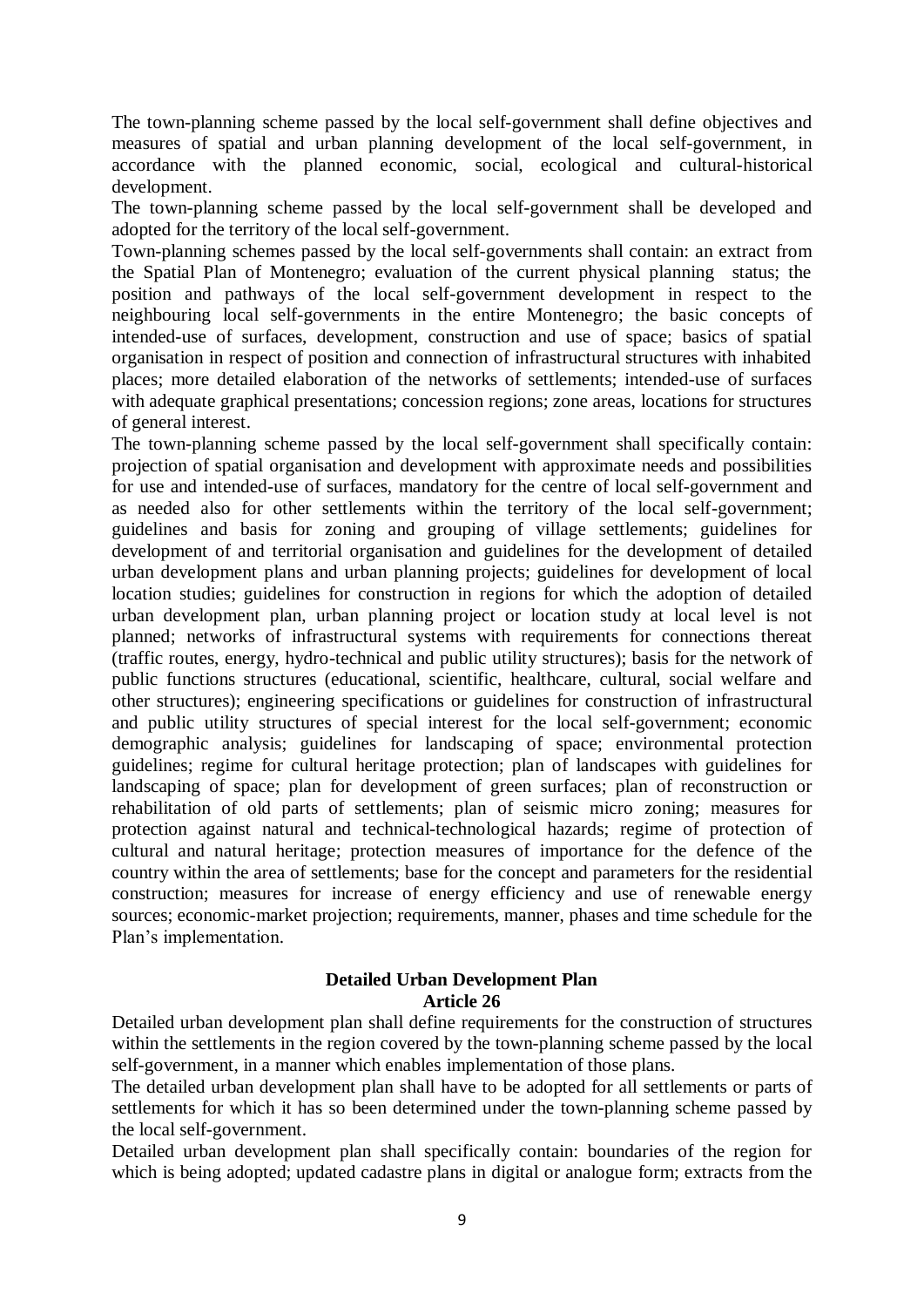The town-planning scheme passed by the local self-government shall define objectives and measures of spatial and urban planning development of the local self-government, in accordance with the planned economic, social, ecological and cultural-historical development.

The town-planning scheme passed by the local self-government shall be developed and adopted for the territory of the local self-government.

Town-planning schemes passed by the local self-governments shall contain: an extract from the Spatial Plan of Montenegro; evaluation of the current physical planning status; the position and pathways of the local self-government development in respect to the neighbouring local self-governments in the entire Montenegro; the basic concepts of intended-use of surfaces, development, construction and use of space; basics of spatial organisation in respect of position and connection of infrastructural structures with inhabited places; more detailed elaboration of the networks of settlements; intended-use of surfaces with adequate graphical presentations; concession regions; zone areas, locations for structures of general interest.

The town-planning scheme passed by the local self-government shall specifically contain: projection of spatial organisation and development with approximate needs and possibilities for use and intended-use of surfaces, mandatory for the centre of local self-government and as needed also for other settlements within the territory of the local self-government; guidelines and basis for zoning and grouping of village settlements; guidelines for development of and territorial organisation and guidelines for the development of detailed urban development plans and urban planning projects; guidelines for development of local location studies; guidelines for construction in regions for which the adoption of detailed urban development plan, urban planning project or location study at local level is not planned; networks of infrastructural systems with requirements for connections thereat (traffic routes, energy, hydro-technical and public utility structures); basis for the network of public functions structures (educational, scientific, healthcare, cultural, social welfare and other structures); engineering specifications or guidelines for construction of infrastructural and public utility structures of special interest for the local self-government; economic demographic analysis; guidelines for landscaping of space; environmental protection guidelines; regime for cultural heritage protection; plan of landscapes with guidelines for landscaping of space; plan for development of green surfaces; plan of reconstruction or rehabilitation of old parts of settlements; plan of seismic micro zoning; measures for protection against natural and technical-technological hazards; regime of protection of cultural and natural heritage; protection measures of importance for the defence of the country within the area of settlements; base for the concept and parameters for the residential construction; measures for increase of energy efficiency and use of renewable energy sources; economic-market projection; requirements, manner, phases and time schedule for the Plan's implementation.

**Detailed Urban Development Plan**
**Article 26**

Detailed urban development plan shall define requirements for the construction of structures within the settlements in the region covered by the town-planning scheme passed by the local self-government, in a manner which enables implementation of those plans.

The detailed urban development plan shall have to be adopted for all settlements or parts of settlements for which it has so been determined under the town-planning scheme passed by the local self-government.

Detailed urban development plan shall specifically contain: boundaries of the region for which is being adopted; updated cadastre plans in digital or analogue form; extracts from the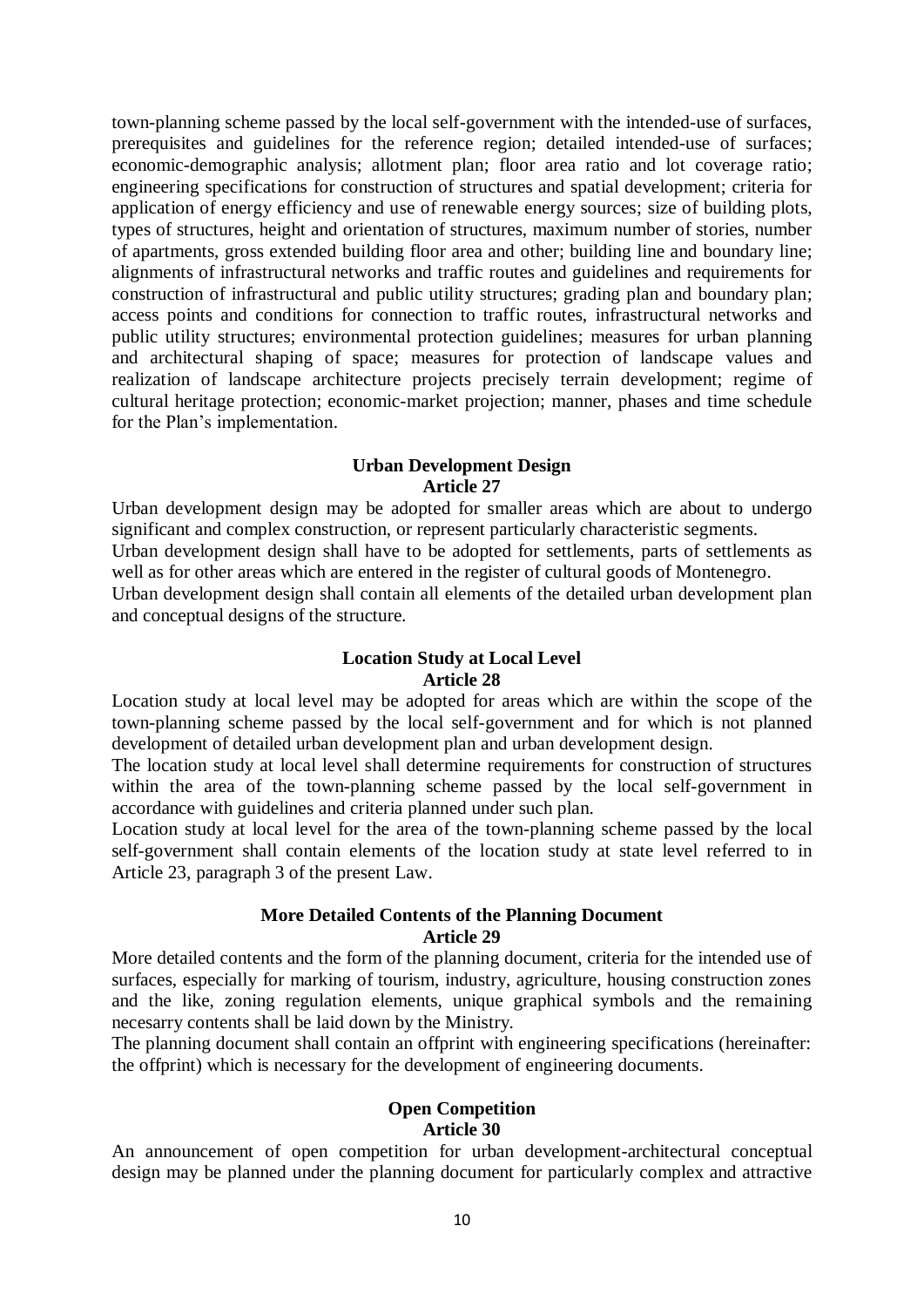town-planning scheme passed by the local self-government with the intended-use of surfaces, prerequisites and guidelines for the reference region; detailed intended-use of surfaces; economic-demographic analysis; allotment plan; floor area ratio and lot coverage ratio; engineering specifications for construction of structures and spatial development; criteria for application of energy efficiency and use of renewable energy sources; size of building plots, types of structures, height and orientation of structures, maximum number of stories, number of apartments, gross extended building floor area and other; building line and boundary line; alignments of infrastructural networks and traffic routes and guidelines and requirements for construction of infrastructural and public utility structures; grading plan and boundary plan; access points and conditions for connection to traffic routes, infrastructural networks and public utility structures; environmental protection guidelines; measures for urban planning and architectural shaping of space; measures for protection of landscape values and realization of landscape architecture projects precisely terrain development; regime of cultural heritage protection; economic-market projection; manner, phases and time schedule for the Plan's implementation.

**Urban Development Design**
**Article 27**

Urban development design may be adopted for smaller areas which are about to undergo significant and complex construction, or represent particularly characteristic segments.
Urban development design shall have to be adopted for settlements, parts of settlements as well as for other areas which are entered in the register of cultural goods of Montenegro.
Urban development design shall contain all elements of the detailed urban development plan and conceptual designs of the structure.

**Location Study at Local Level**
**Article 28**

Location study at local level may be adopted for areas which are within the scope of the town-planning scheme passed by the local self-government and for which is not planned development of detailed urban development plan and urban development design.
The location study at local level shall determine requirements for construction of structures within the area of the town-planning scheme passed by the local self-government in accordance with guidelines and criteria planned under such plan.
Location study at local level for the area of the town-planning scheme passed by the local self-government shall contain elements of the location study at state level referred to in Article 23, paragraph 3 of the present Law.

**More Detailed Contents of the Planning Document**
**Article 29**

More detailed contents and the form of the planning document, criteria for the intended use of surfaces, especially for marking of tourism, industry, agriculture, housing construction zones and the like, zoning regulation elements, unique graphical symbols and the remaining necesarry contents shall be laid down by the Ministry.
The planning document shall contain an offprint with engineering specifications (hereinafter: the offprint) which is necessary for the development of engineering documents.

**Open Competition**
**Article 30**

An announcement of open competition for urban development-architectural conceptual design may be planned under the planning document for particularly complex and attractive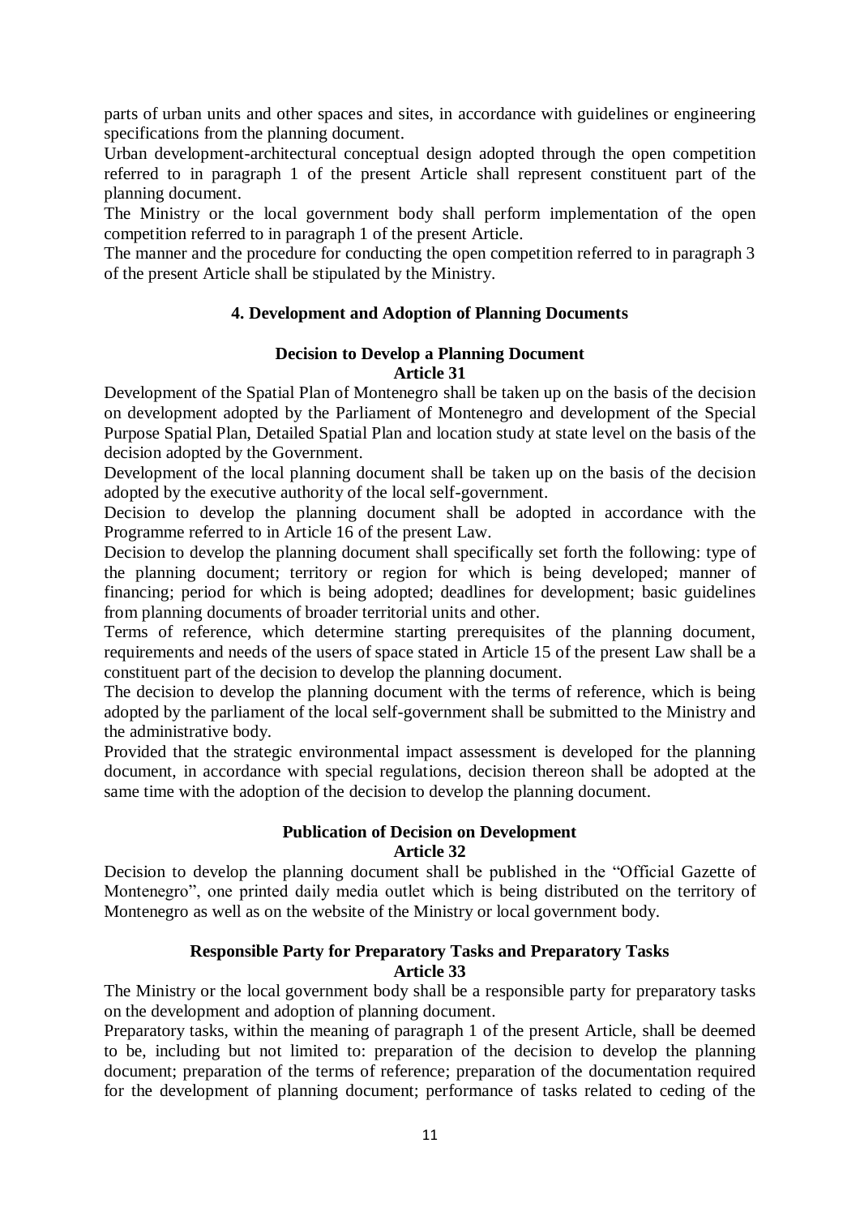parts of urban units and other spaces and sites, in accordance with guidelines or engineering specifications from the planning document.

Urban development-architectural conceptual design adopted through the open competition referred to in paragraph 1 of the present Article shall represent constituent part of the planning document.

The Ministry or the local government body shall perform implementation of the open competition referred to in paragraph 1 of the present Article.

The manner and the procedure for conducting the open competition referred to in paragraph 3 of the present Article shall be stipulated by the Ministry.

## 4. Development and Adoption of Planning Documents

### Decision to Develop a Planning Document
**Article 31**

Development of the Spatial Plan of Montenegro shall be taken up on the basis of the decision on development adopted by the Parliament of Montenegro and development of the Special Purpose Spatial Plan, Detailed Spatial Plan and location study at state level on the basis of the decision adopted by the Government.

Development of the local planning document shall be taken up on the basis of the decision adopted by the executive authority of the local self-government.

Decision to develop the planning document shall be adopted in accordance with the Programme referred to in Article 16 of the present Law.

Decision to develop the planning document shall specifically set forth the following: type of the planning document; territory or region for which is being developed; manner of financing; period for which is being adopted; deadlines for development; basic guidelines from planning documents of broader territorial units and other.

Terms of reference, which determine starting prerequisites of the planning document, requirements and needs of the users of space stated in Article 15 of the present Law shall be a constituent part of the decision to develop the planning document.

The decision to develop the planning document with the terms of reference, which is being adopted by the parliament of the local self-government shall be submitted to the Ministry and the administrative body.

Provided that the strategic environmental impact assessment is developed for the planning document, in accordance with special regulations, decision thereon shall be adopted at the same time with the adoption of the decision to develop the planning document.

### Publication of Decision on Development
**Article 32**

Decision to develop the planning document shall be published in the "Official Gazette of Montenegro", one printed daily media outlet which is being distributed on the territory of Montenegro as well as on the website of the Ministry or local government body.

### Responsible Party for Preparatory Tasks and Preparatory Tasks
**Article 33**

The Ministry or the local government body shall be a responsible party for preparatory tasks on the development and adoption of planning document.

Preparatory tasks, within the meaning of paragraph 1 of the present Article, shall be deemed to be, including but not limited to: preparation of the decision to develop the planning document; preparation of the terms of reference; preparation of the documentation required for the development of planning document; performance of tasks related to ceding of the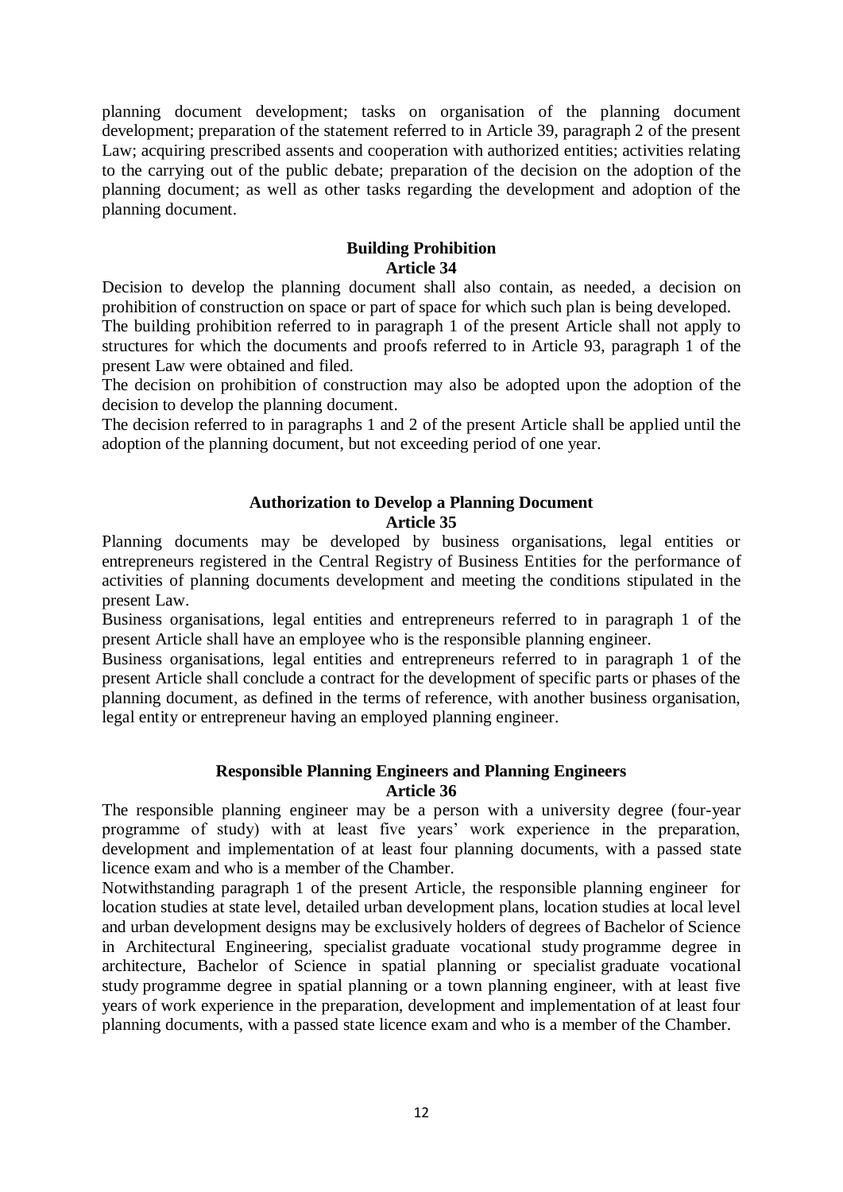planning document development; tasks on organisation of the planning document development; preparation of the statement referred to in Article 39, paragraph 2 of the present Law; acquiring prescribed assents and cooperation with authorized entities; activities relating to the carrying out of the public debate; preparation of the decision on the adoption of the planning document; as well as other tasks regarding the development and adoption of the planning document.

### Building Prohibition
### Article 34

Decision to develop the planning document shall also contain, as needed, a decision on prohibition of construction on space or part of space for which such plan is being developed.

The building prohibition referred to in paragraph 1 of the present Article shall not apply to structures for which the documents and proofs referred to in Article 93, paragraph 1 of the present Law were obtained and filed.

The decision on prohibition of construction may also be adopted upon the adoption of the decision to develop the planning document.

The decision referred to in paragraphs 1 and 2 of the present Article shall be applied until the adoption of the planning document, but not exceeding period of one year.

### Authorization to Develop a Planning Document
### Article 35

Planning documents may be developed by business organisations, legal entities or entrepreneurs registered in the Central Registry of Business Entities for the performance of activities of planning documents development and meeting the conditions stipulated in the present Law.

Business organisations, legal entities and entrepreneurs referred to in paragraph 1 of the present Article shall have an employee who is the responsible planning engineer.

Business organisations, legal entities and entrepreneurs referred to in paragraph 1 of the present Article shall conclude a contract for the development of specific parts or phases of the planning document, as defined in the terms of reference, with another business organisation, legal entity or entrepreneur having an employed planning engineer.

### Responsible Planning Engineers and Planning Engineers
### Article 36

The responsible planning engineer may be a person with a university degree (four-year programme of study) with at least five years' work experience in the preparation, development and implementation of at least four planning documents, with a passed state licence exam and who is a member of the Chamber.

Notwithstanding paragraph 1 of the present Article, the responsible planning engineer for location studies at state level, detailed urban development plans, location studies at local level and urban development designs may be exclusively holders of degrees of Bachelor of Science in Architectural Engineering, specialist graduate vocational study programme degree in architecture, Bachelor of Science in spatial planning or specialist graduate vocational study programme degree in spatial planning or a town planning engineer, with at least five years of work experience in the preparation, development and implementation of at least four planning documents, with a passed state licence exam and who is a member of the Chamber.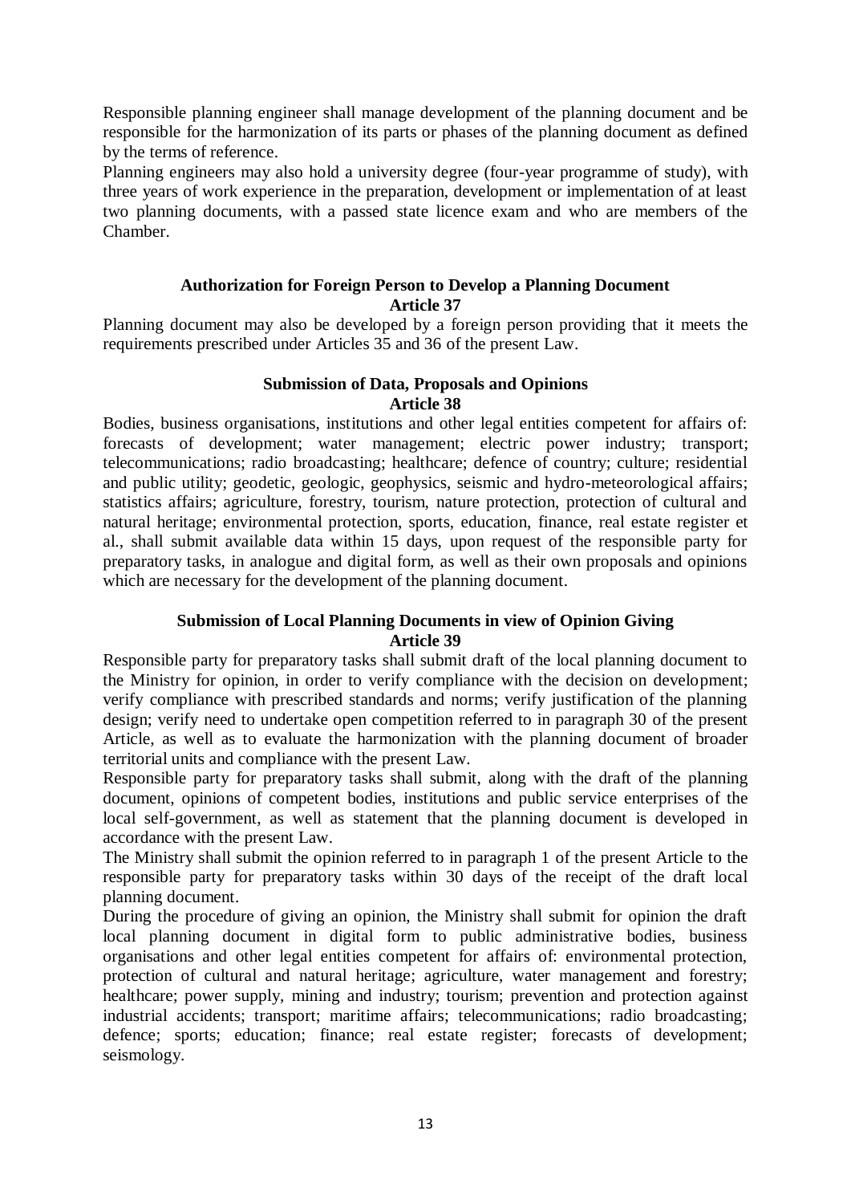Responsible planning engineer shall manage development of the planning document and be responsible for the harmonization of its parts or phases of the planning document as defined by the terms of reference.

Planning engineers may also hold a university degree (four-year programme of study), with three years of work experience in the preparation, development or implementation of at least two planning documents, with a passed state licence exam and who are members of the Chamber.

### Authorization for Foreign Person to Develop a Planning Document
### Article 37

Planning document may also be developed by a foreign person providing that it meets the requirements prescribed under Articles 35 and 36 of the present Law.

### Submission of Data, Proposals and Opinions
### Article 38

Bodies, business organisations, institutions and other legal entities competent for affairs of: forecasts of development; water management; electric power industry; transport; telecommunications; radio broadcasting; healthcare; defence of country; culture; residential and public utility; geodetic, geologic, geophysics, seismic and hydro-meteorological affairs; statistics affairs; agriculture, forestry, tourism, nature protection, protection of cultural and natural heritage; environmental protection, sports, education, finance, real estate register et al., shall submit available data within 15 days, upon request of the responsible party for preparatory tasks, in analogue and digital form, as well as their own proposals and opinions which are necessary for the development of the planning document.

### Submission of Local Planning Documents in view of Opinion Giving
### Article 39

Responsible party for preparatory tasks shall submit draft of the local planning document to the Ministry for opinion, in order to verify compliance with the decision on development; verify compliance with prescribed standards and norms; verify justification of the planning design; verify need to undertake open competition referred to in paragraph 30 of the present Article, as well as to evaluate the harmonization with the planning document of broader territorial units and compliance with the present Law.

Responsible party for preparatory tasks shall submit, along with the draft of the planning document, opinions of competent bodies, institutions and public service enterprises of the local self-government, as well as statement that the planning document is developed in accordance with the present Law.

The Ministry shall submit the opinion referred to in paragraph 1 of the present Article to the responsible party for preparatory tasks within 30 days of the receipt of the draft local planning document.

During the procedure of giving an opinion, the Ministry shall submit for opinion the draft local planning document in digital form to public administrative bodies, business organisations and other legal entities competent for affairs of: environmental protection, protection of cultural and natural heritage; agriculture, water management and forestry; healthcare; power supply, mining and industry; tourism; prevention and protection against industrial accidents; transport; maritime affairs; telecommunications; radio broadcasting; defence; sports; education; finance; real estate register; forecasts of development; seismology.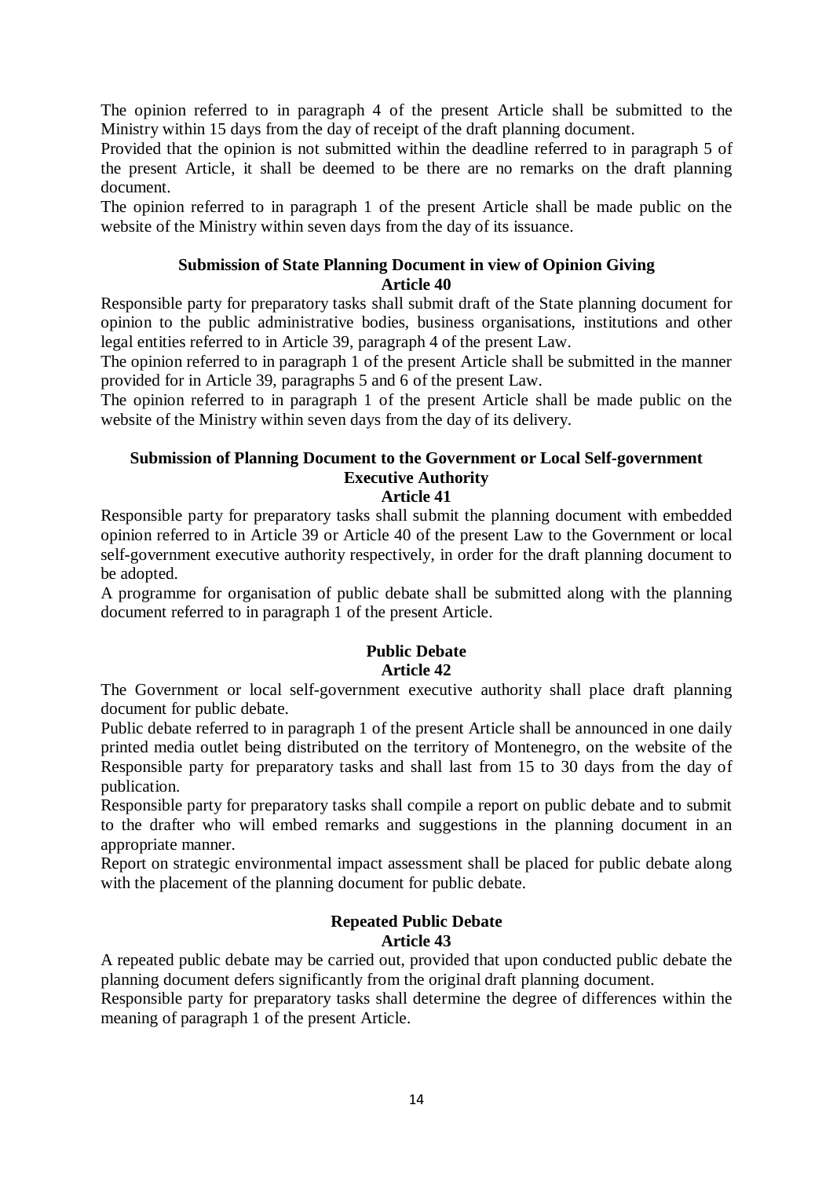The opinion referred to in paragraph 4 of the present Article shall be submitted to the Ministry within 15 days from the day of receipt of the draft planning document.

Provided that the opinion is not submitted within the deadline referred to in paragraph 5 of the present Article, it shall be deemed to be there are no remarks on the draft planning document.

The opinion referred to in paragraph 1 of the present Article shall be made public on the website of the Ministry within seven days from the day of its issuance.

### Submission of State Planning Document in view of Opinion Giving
### Article 40

Responsible party for preparatory tasks shall submit draft of the State planning document for opinion to the public administrative bodies, business organisations, institutions and other legal entities referred to in Article 39, paragraph 4 of the present Law.

The opinion referred to in paragraph 1 of the present Article shall be submitted in the manner provided for in Article 39, paragraphs 5 and 6 of the present Law.

The opinion referred to in paragraph 1 of the present Article shall be made public on the website of the Ministry within seven days from the day of its delivery.

### Submission of Planning Document to the Government or Local Self-government Executive Authority
### Article 41

Responsible party for preparatory tasks shall submit the planning document with embedded opinion referred to in Article 39 or Article 40 of the present Law to the Government or local self-government executive authority respectively, in order for the draft planning document to be adopted.

A programme for organisation of public debate shall be submitted along with the planning document referred to in paragraph 1 of the present Article.

### Public Debate
### Article 42

The Government or local self-government executive authority shall place draft planning document for public debate.

Public debate referred to in paragraph 1 of the present Article shall be announced in one daily printed media outlet being distributed on the territory of Montenegro, on the website of the Responsible party for preparatory tasks and shall last from 15 to 30 days from the day of publication.

Responsible party for preparatory tasks shall compile a report on public debate and to submit to the drafter who will embed remarks and suggestions in the planning document in an appropriate manner.

Report on strategic environmental impact assessment shall be placed for public debate along with the placement of the planning document for public debate.

### Repeated Public Debate
### Article 43

A repeated public debate may be carried out, provided that upon conducted public debate the planning document defers significantly from the original draft planning document.

Responsible party for preparatory tasks shall determine the degree of differences within the meaning of paragraph 1 of the present Article.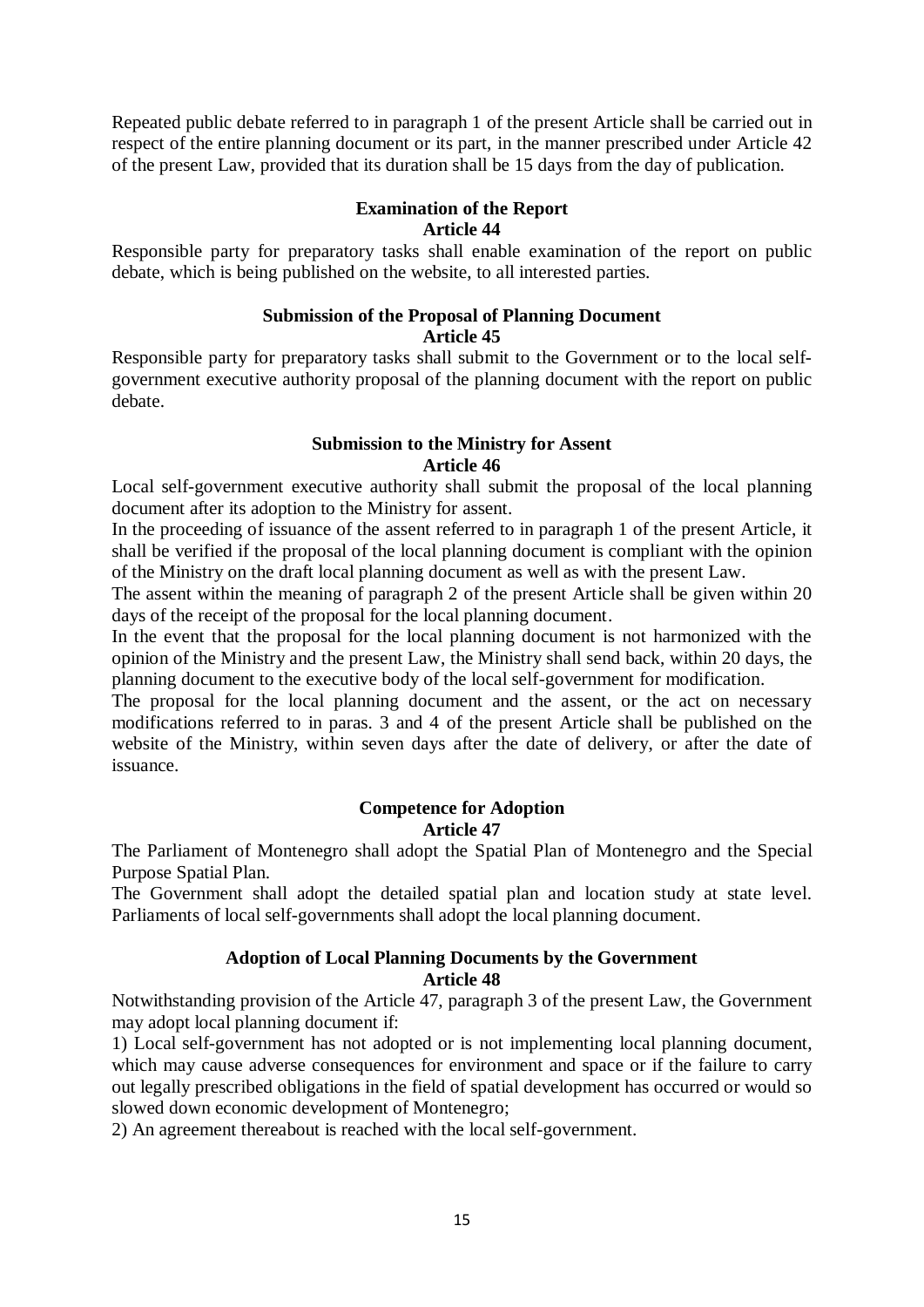Repeated public debate referred to in paragraph 1 of the present Article shall be carried out in respect of the entire planning document or its part, in the manner prescribed under Article 42 of the present Law, provided that its duration shall be 15 days from the day of publication.

**Examination of the Report**
**Article 44**

Responsible party for preparatory tasks shall enable examination of the report on public debate, which is being published on the website, to all interested parties.

**Submission of the Proposal of Planning Document**
**Article 45**

Responsible party for preparatory tasks shall submit to the Government or to the local self-government executive authority proposal of the planning document with the report on public debate.

**Submission to the Ministry for Assent**
**Article 46**

Local self-government executive authority shall submit the proposal of the local planning document after its adoption to the Ministry for assent.

In the proceeding of issuance of the assent referred to in paragraph 1 of the present Article, it shall be verified if the proposal of the local planning document is compliant with the opinion of the Ministry on the draft local planning document as well as with the present Law.

The assent within the meaning of paragraph 2 of the present Article shall be given within 20 days of the receipt of the proposal for the local planning document.

In the event that the proposal for the local planning document is not harmonized with the opinion of the Ministry and the present Law, the Ministry shall send back, within 20 days, the planning document to the executive body of the local self-government for modification.

The proposal for the local planning document and the assent, or the act on necessary modifications referred to in paras. 3 and 4 of the present Article shall be published on the website of the Ministry, within seven days after the date of delivery, or after the date of issuance.

**Competence for Adoption**
**Article 47**

The Parliament of Montenegro shall adopt the Spatial Plan of Montenegro and the Special Purpose Spatial Plan.

The Government shall adopt the detailed spatial plan and location study at state level. Parliaments of local self-governments shall adopt the local planning document.

**Adoption of Local Planning Documents by the Government**
**Article 48**

Notwithstanding provision of the Article 47, paragraph 3 of the present Law, the Government may adopt local planning document if:

1) Local self-government has not adopted or is not implementing local planning document, which may cause adverse consequences for environment and space or if the failure to carry out legally prescribed obligations in the field of spatial development has occurred or would so slowed down economic development of Montenegro;

2) An agreement thereabout is reached with the local self-government.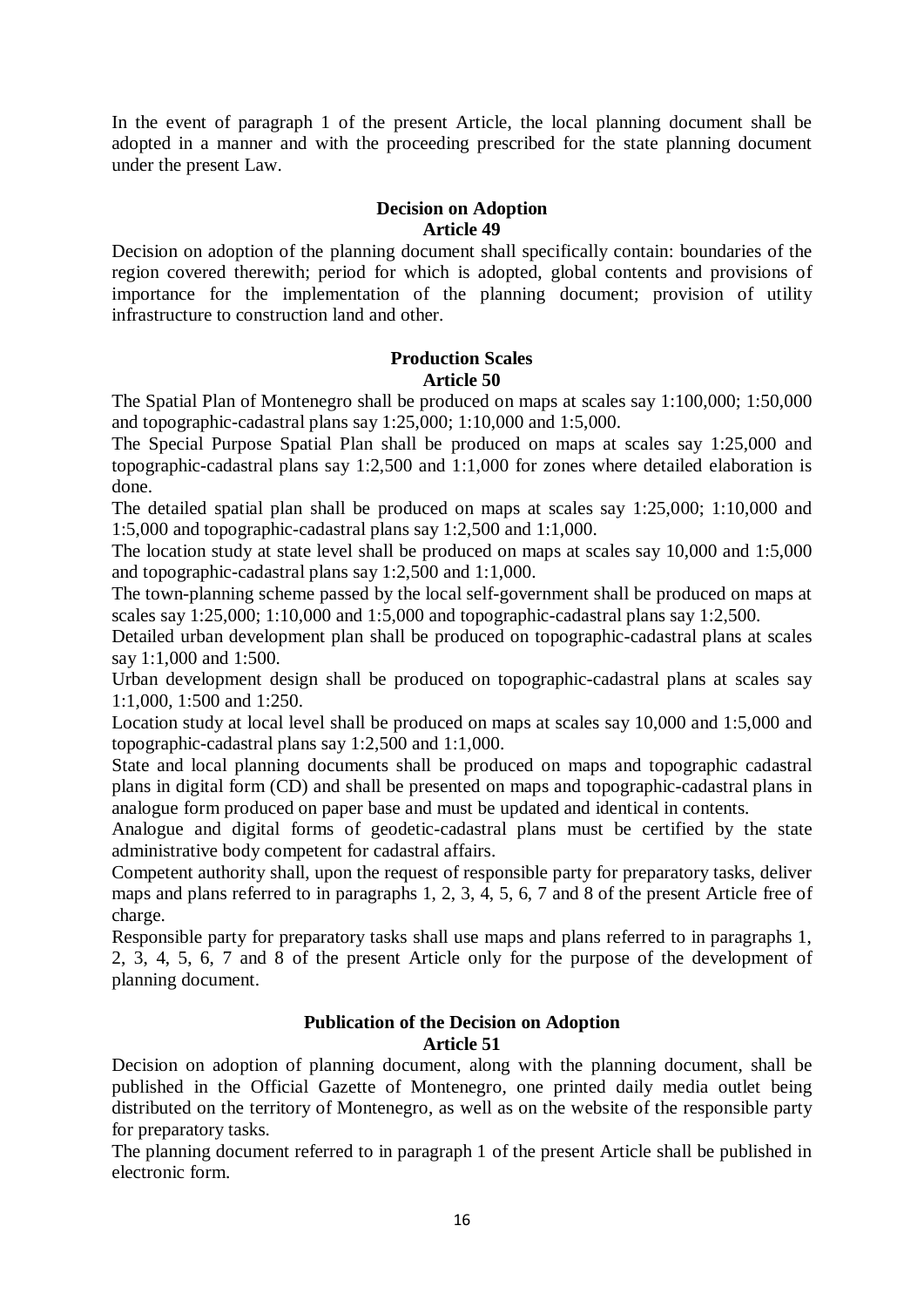In the event of paragraph 1 of the present Article, the local planning document shall be adopted in a manner and with the proceeding prescribed for the state planning document under the present Law.

**Decision on Adoption**
**Article 49**

Decision on adoption of the planning document shall specifically contain: boundaries of the region covered therewith; period for which is adopted, global contents and provisions of importance for the implementation of the planning document; provision of utility infrastructure to construction land and other.

**Production Scales**
**Article 50**

The Spatial Plan of Montenegro shall be produced on maps at scales say 1:100,000; 1:50,000 and topographic-cadastral plans say 1:25,000; 1:10,000 and 1:5,000.

The Special Purpose Spatial Plan shall be produced on maps at scales say 1:25,000 and topographic-cadastral plans say 1:2,500 and 1:1,000 for zones where detailed elaboration is done.

The detailed spatial plan shall be produced on maps at scales say 1:25,000; 1:10,000 and 1:5,000 and topographic-cadastral plans say 1:2,500 and 1:1,000.

The location study at state level shall be produced on maps at scales say 10,000 and 1:5,000 and topographic-cadastral plans say 1:2,500 and 1:1,000.

The town-planning scheme passed by the local self-government shall be produced on maps at scales say 1:25,000; 1:10,000 and 1:5,000 and topographic-cadastral plans say 1:2,500.

Detailed urban development plan shall be produced on topographic-cadastral plans at scales say 1:1,000 and 1:500.

Urban development design shall be produced on topographic-cadastral plans at scales say 1:1,000, 1:500 and 1:250.

Location study at local level shall be produced on maps at scales say 10,000 and 1:5,000 and topographic-cadastral plans say 1:2,500 and 1:1,000.

State and local planning documents shall be produced on maps and topographic cadastral plans in digital form (CD) and shall be presented on maps and topographic-cadastral plans in analogue form produced on paper base and must be updated and identical in contents.

Analogue and digital forms of geodetic-cadastral plans must be certified by the state administrative body competent for cadastral affairs.

Competent authority shall, upon the request of responsible party for preparatory tasks, deliver maps and plans referred to in paragraphs 1, 2, 3, 4, 5, 6, 7 and 8 of the present Article free of charge.

Responsible party for preparatory tasks shall use maps and plans referred to in paragraphs 1, 2, 3, 4, 5, 6, 7 and 8 of the present Article only for the purpose of the development of planning document.

**Publication of the Decision on Adoption**
**Article 51**

Decision on adoption of planning document, along with the planning document, shall be published in the Official Gazette of Montenegro, one printed daily media outlet being distributed on the territory of Montenegro, as well as on the website of the responsible party for preparatory tasks.

The planning document referred to in paragraph 1 of the present Article shall be published in electronic form.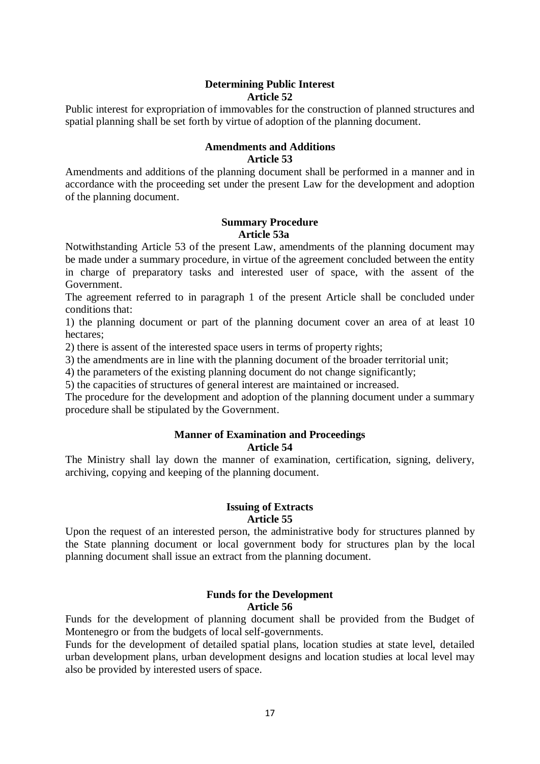**Determining Public Interest**
**Article 52**

Public interest for expropriation of immovables for the construction of planned structures and spatial planning shall be set forth by virtue of adoption of the planning document.

**Amendments and Additions**
**Article 53**

Amendments and additions of the planning document shall be performed in a manner and in accordance with the proceeding set under the present Law for the development and adoption of the planning document.

**Summary Procedure**
**Article 53a**

Notwithstanding Article 53 of the present Law, amendments of the planning document may be made under a summary procedure, in virtue of the agreement concluded between the entity in charge of preparatory tasks and interested user of space, with the assent of the Government.

The agreement referred to in paragraph 1 of the present Article shall be concluded under conditions that:

1) the planning document or part of the planning document cover an area of at least 10 hectares;
2) there is assent of the interested space users in terms of property rights;
3) the amendments are in line with the planning document of the broader territorial unit;
4) the parameters of the existing planning document do not change significantly;
5) the capacities of structures of general interest are maintained or increased.

The procedure for the development and adoption of the planning document under a summary procedure shall be stipulated by the Government.

**Manner of Examination and Proceedings**
**Article 54**

The Ministry shall lay down the manner of examination, certification, signing, delivery, archiving, copying and keeping of the planning document.

**Issuing of Extracts**
**Article 55**

Upon the request of an interested person, the administrative body for structures planned by the State planning document or local government body for structures plan by the local planning document shall issue an extract from the planning document.

**Funds for the Development**
**Article 56**

Funds for the development of planning document shall be provided from the Budget of Montenegro or from the budgets of local self-governments.

Funds for the development of detailed spatial plans, location studies at state level, detailed urban development plans, urban development designs and location studies at local level may also be provided by interested users of space.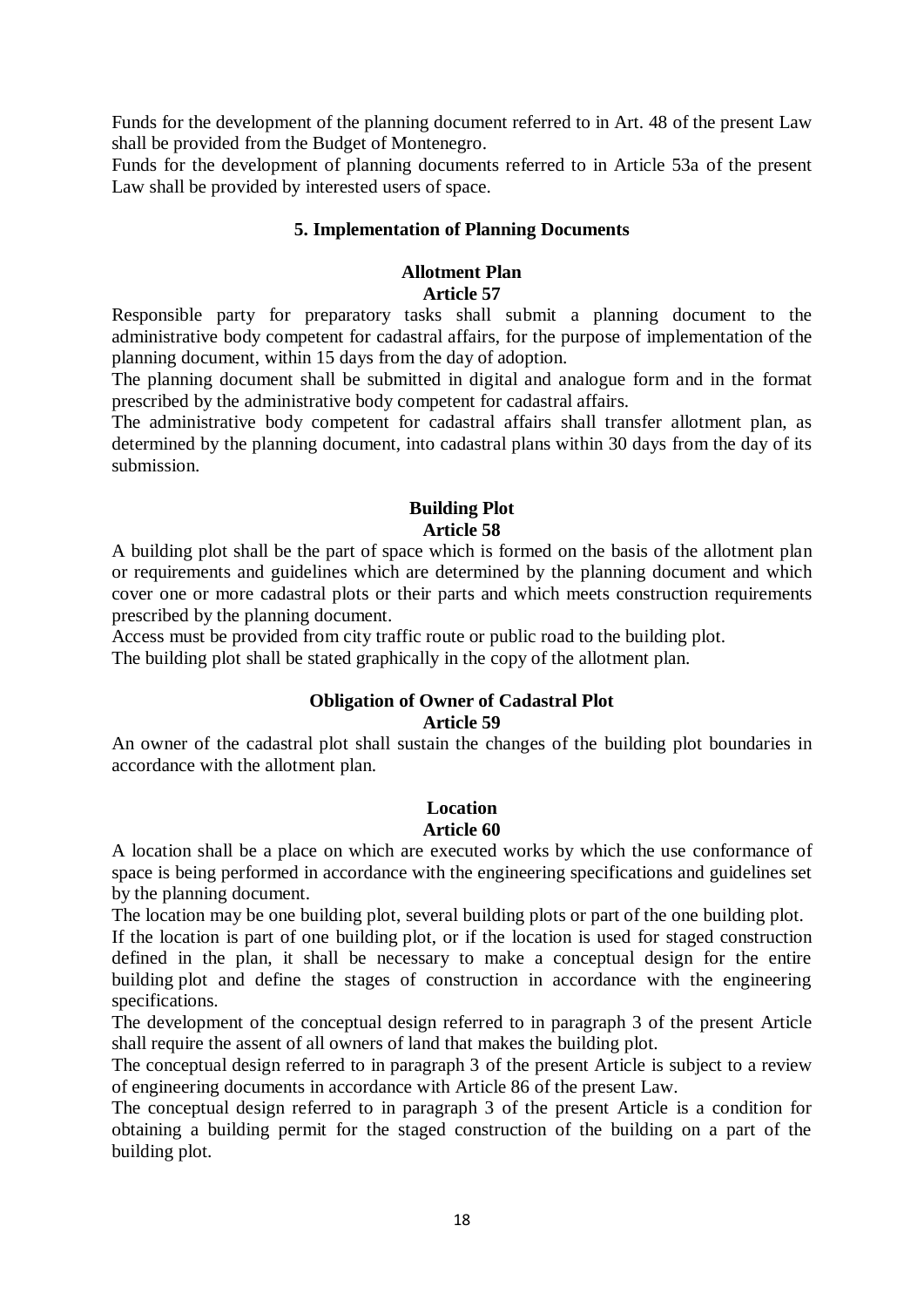Funds for the development of the planning document referred to in Art. 48 of the present Law shall be provided from the Budget of Montenegro.

Funds for the development of planning documents referred to in Article 53a of the present Law shall be provided by interested users of space.

## 5. Implementation of Planning Documents

### Allotment Plan
### Article 57

Responsible party for preparatory tasks shall submit a planning document to the administrative body competent for cadastral affairs, for the purpose of implementation of the planning document, within 15 days from the day of adoption.

The planning document shall be submitted in digital and analogue form and in the format prescribed by the administrative body competent for cadastral affairs.

The administrative body competent for cadastral affairs shall transfer allotment plan, as determined by the planning document, into cadastral plans within 30 days from the day of its submission.

### Building Plot
### Article 58

A building plot shall be the part of space which is formed on the basis of the allotment plan or requirements and guidelines which are determined by the planning document and which cover one or more cadastral plots or their parts and which meets construction requirements prescribed by the planning document.

Access must be provided from city traffic route or public road to the building plot.

The building plot shall be stated graphically in the copy of the allotment plan.

### Obligation of Owner of Cadastral Plot
### Article 59

An owner of the cadastral plot shall sustain the changes of the building plot boundaries in accordance with the allotment plan.

### Location
### Article 60

A location shall be a place on which are executed works by which the use conformance of space is being performed in accordance with the engineering specifications and guidelines set by the planning document.

The location may be one building plot, several building plots or part of the one building plot.

If the location is part of one building plot, or if the location is used for staged construction defined in the plan, it shall be necessary to make a conceptual design for the entire building plot and define the stages of construction in accordance with the engineering specifications.

The development of the conceptual design referred to in paragraph 3 of the present Article shall require the assent of all owners of land that makes the building plot.

The conceptual design referred to in paragraph 3 of the present Article is subject to a review of engineering documents in accordance with Article 86 of the present Law.

The conceptual design referred to in paragraph 3 of the present Article is a condition for obtaining a building permit for the staged construction of the building on a part of the building plot.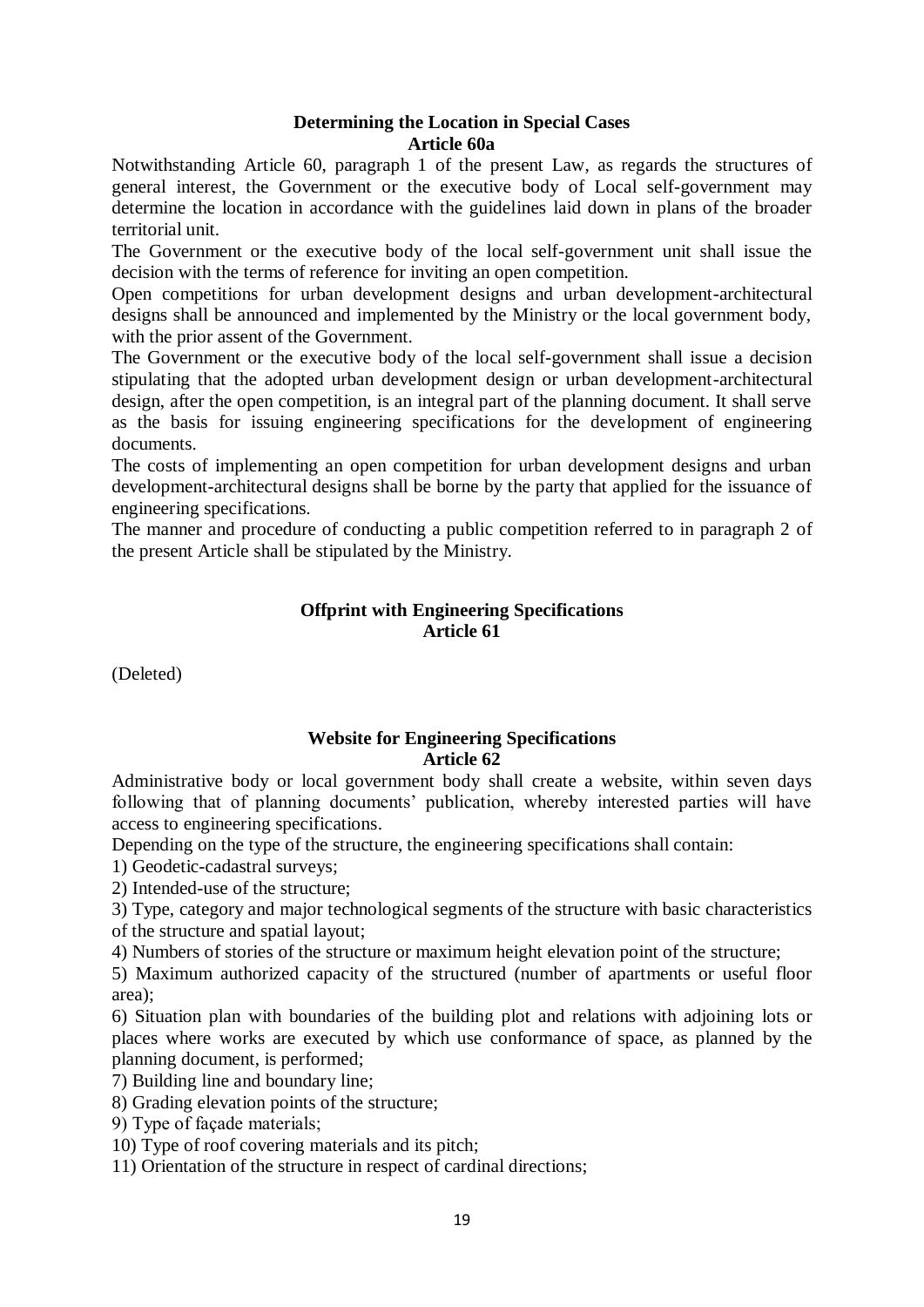## Determining the Location in Special Cases
## Article 60a

Notwithstanding Article 60, paragraph 1 of the present Law, as regards the structures of general interest, the Government or the executive body of Local self-government may determine the location in accordance with the guidelines laid down in plans of the broader territorial unit.

The Government or the executive body of the local self-government unit shall issue the decision with the terms of reference for inviting an open competition.

Open competitions for urban development designs and urban development-architectural designs shall be announced and implemented by the Ministry or the local government body, with the prior assent of the Government.

The Government or the executive body of the local self-government shall issue a decision stipulating that the adopted urban development design or urban development-architectural design, after the open competition, is an integral part of the planning document. It shall serve as the basis for issuing engineering specifications for the development of engineering documents.

The costs of implementing an open competition for urban development designs and urban development-architectural designs shall be borne by the party that applied for the issuance of engineering specifications.

The manner and procedure of conducting a public competition referred to in paragraph 2 of the present Article shall be stipulated by the Ministry.

## Offprint with Engineering Specifications
## Article 61

(Deleted)

## Website for Engineering Specifications
## Article 62

Administrative body or local government body shall create a website, within seven days following that of planning documents' publication, whereby interested parties will have access to engineering specifications.

Depending on the type of the structure, the engineering specifications shall contain:

1) Geodetic-cadastral surveys;
2) Intended-use of the structure;
3) Type, category and major technological segments of the structure with basic characteristics of the structure and spatial layout;
4) Numbers of stories of the structure or maximum height elevation point of the structure;
5) Maximum authorized capacity of the structured (number of apartments or useful floor area);
6) Situation plan with boundaries of the building plot and relations with adjoining lots or places where works are executed by which use conformance of space, as planned by the planning document, is performed;
7) Building line and boundary line;
8) Grading elevation points of the structure;
9) Type of façade materials;
10) Type of roof covering materials and its pitch;
11) Orientation of the structure in respect of cardinal directions;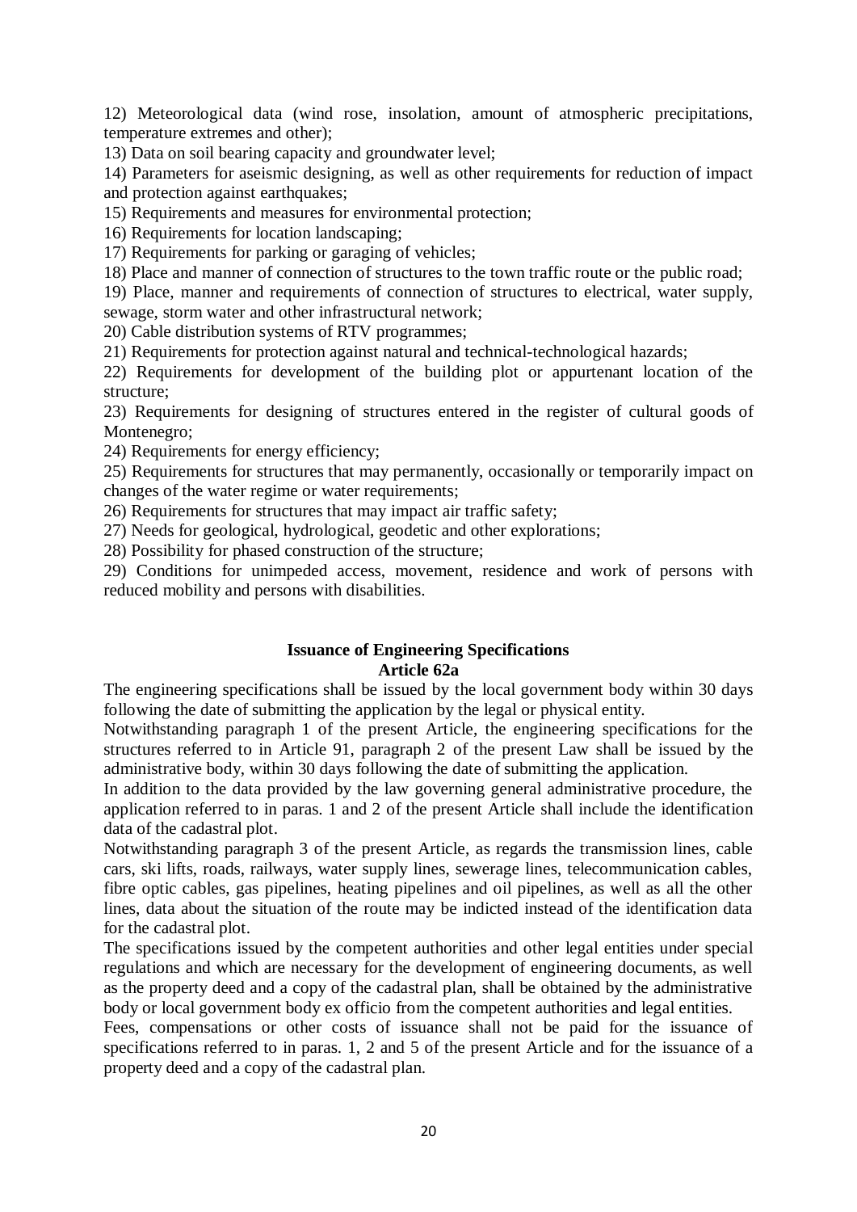12) Meteorological data (wind rose, insolation, amount of atmospheric precipitations, temperature extremes and other);

13) Data on soil bearing capacity and groundwater level;

14) Parameters for aseismic designing, as well as other requirements for reduction of impact and protection against earthquakes;

15) Requirements and measures for environmental protection;

16) Requirements for location landscaping;

17) Requirements for parking or garaging of vehicles;

18) Place and manner of connection of structures to the town traffic route or the public road;

19) Place, manner and requirements of connection of structures to electrical, water supply, sewage, storm water and other infrastructural network;

20) Cable distribution systems of RTV programmes;

21) Requirements for protection against natural and technical-technological hazards;

22) Requirements for development of the building plot or appurtenant location of the structure;

23) Requirements for designing of structures entered in the register of cultural goods of Montenegro;

24) Requirements for energy efficiency;

25) Requirements for structures that may permanently, occasionally or temporarily impact on changes of the water regime or water requirements;

26) Requirements for structures that may impact air traffic safety;

27) Needs for geological, hydrological, geodetic and other explorations;

28) Possibility for phased construction of the structure;

29) Conditions for unimpeded access, movement, residence and work of persons with reduced mobility and persons with disabilities.

**Issuance of Engineering Specifications**
**Article 62a**

The engineering specifications shall be issued by the local government body within 30 days following the date of submitting the application by the legal or physical entity.

Notwithstanding paragraph 1 of the present Article, the engineering specifications for the structures referred to in Article 91, paragraph 2 of the present Law shall be issued by the administrative body, within 30 days following the date of submitting the application.

In addition to the data provided by the law governing general administrative procedure, the application referred to in paras. 1 and 2 of the present Article shall include the identification data of the cadastral plot.

Notwithstanding paragraph 3 of the present Article, as regards the transmission lines, cable cars, ski lifts, roads, railways, water supply lines, sewerage lines, telecommunication cables, fibre optic cables, gas pipelines, heating pipelines and oil pipelines, as well as all the other lines, data about the situation of the route may be indicted instead of the identification data for the cadastral plot.

The specifications issued by the competent authorities and other legal entities under special regulations and which are necessary for the development of engineering documents, as well as the property deed and a copy of the cadastral plan, shall be obtained by the administrative body or local government body ex officio from the competent authorities and legal entities.

Fees, compensations or other costs of issuance shall not be paid for the issuance of specifications referred to in paras. 1, 2 and 5 of the present Article and for the issuance of a property deed and a copy of the cadastral plan.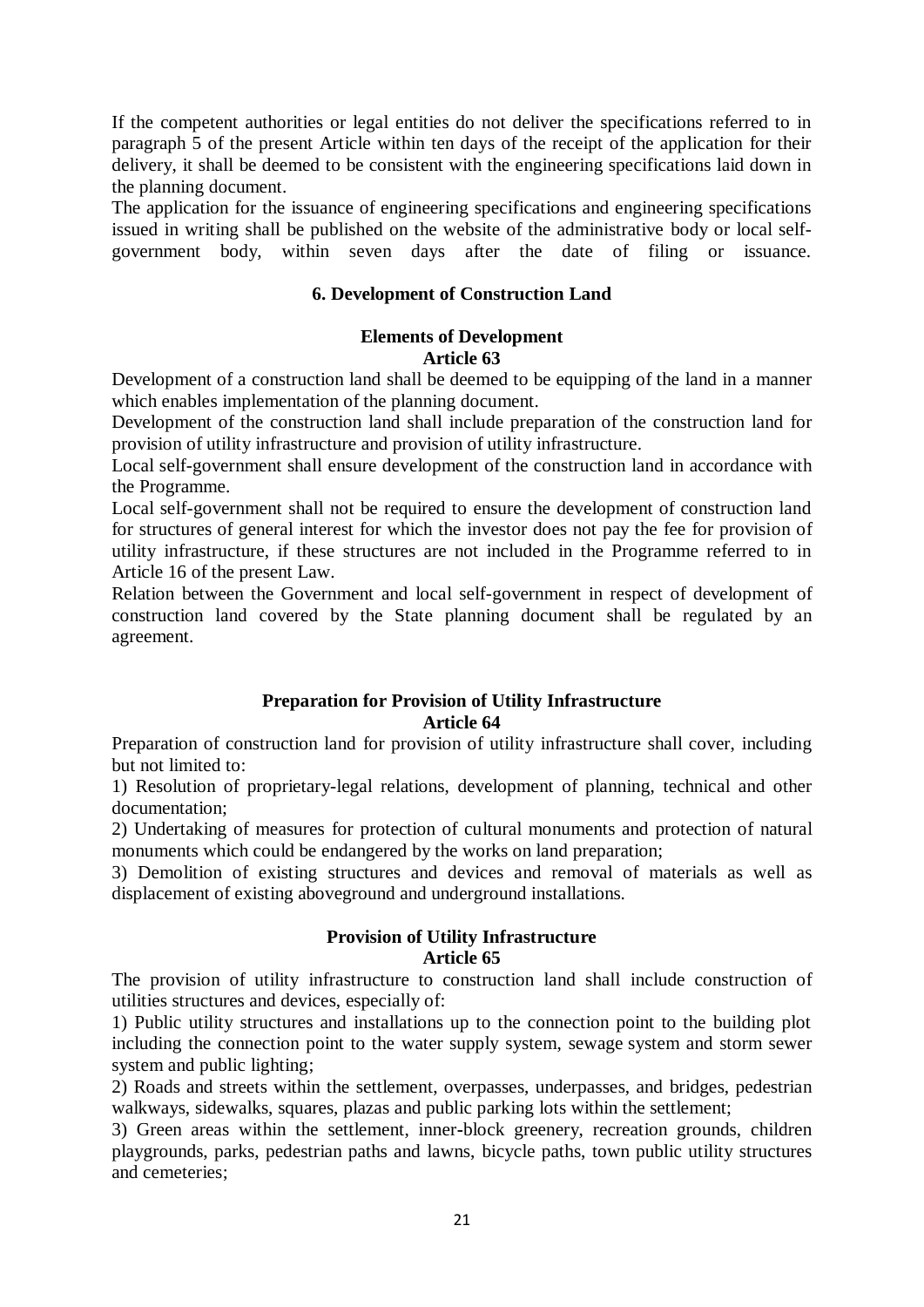If the competent authorities or legal entities do not deliver the specifications referred to in paragraph 5 of the present Article within ten days of the receipt of the application for their delivery, it shall be deemed to be consistent with the engineering specifications laid down in the planning document.

The application for the issuance of engineering specifications and engineering specifications issued in writing shall be published on the website of the administrative body or local self-government body, within seven days after the date of filing or issuance.

## 6. Development of Construction Land

### Elements of Development
### Article 63

Development of a construction land shall be deemed to be equipping of the land in a manner which enables implementation of the planning document.

Development of the construction land shall include preparation of the construction land for provision of utility infrastructure and provision of utility infrastructure.

Local self-government shall ensure development of the construction land in accordance with the Programme.

Local self-government shall not be required to ensure the development of construction land for structures of general interest for which the investor does not pay the fee for provision of utility infrastructure, if these structures are not included in the Programme referred to in Article 16 of the present Law.

Relation between the Government and local self-government in respect of development of construction land covered by the State planning document shall be regulated by an agreement.

### Preparation for Provision of Utility Infrastructure
### Article 64

Preparation of construction land for provision of utility infrastructure shall cover, including but not limited to:

1) Resolution of proprietary-legal relations, development of planning, technical and other documentation;

2) Undertaking of measures for protection of cultural monuments and protection of natural monuments which could be endangered by the works on land preparation;

3) Demolition of existing structures and devices and removal of materials as well as displacement of existing aboveground and underground installations.

### Provision of Utility Infrastructure
### Article 65

The provision of utility infrastructure to construction land shall include construction of utilities structures and devices, especially of:

1) Public utility structures and installations up to the connection point to the building plot including the connection point to the water supply system, sewage system and storm sewer system and public lighting;

2) Roads and streets within the settlement, overpasses, underpasses, and bridges, pedestrian walkways, sidewalks, squares, plazas and public parking lots within the settlement;

3) Green areas within the settlement, inner-block greenery, recreation grounds, children playgrounds, parks, pedestrian paths and lawns, bicycle paths, town public utility structures and cemeteries;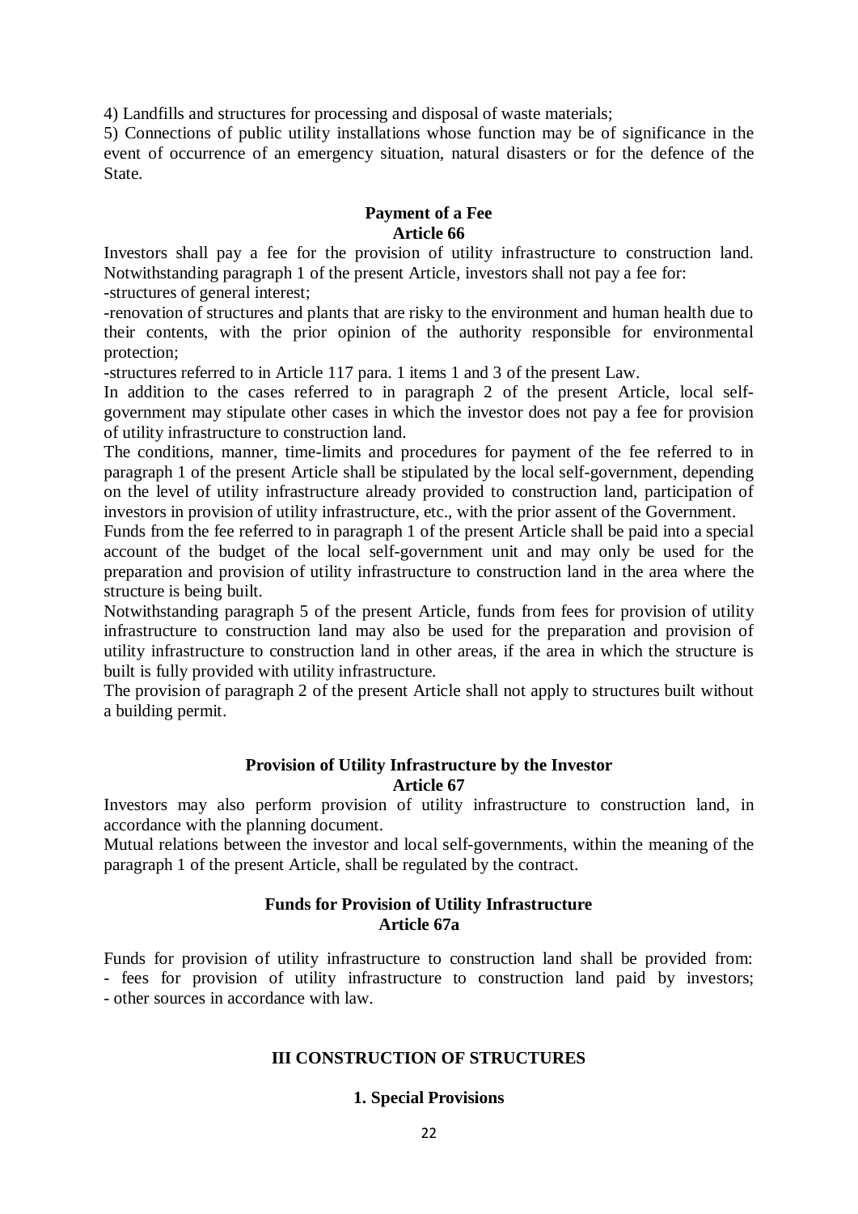4) Landfills and structures for processing and disposal of waste materials;

5) Connections of public utility installations whose function may be of significance in the event of occurrence of an emergency situation, natural disasters or for the defence of the State.

**Payment of a Fee**
**Article 66**

Investors shall pay a fee for the provision of utility infrastructure to construction land. Notwithstanding paragraph 1 of the present Article, investors shall not pay a fee for:

-structures of general interest;

-renovation of structures and plants that are risky to the environment and human health due to their contents, with the prior opinion of the authority responsible for environmental protection;

-structures referred to in Article 117 para. 1 items 1 and 3 of the present Law.

In addition to the cases referred to in paragraph 2 of the present Article, local self-government may stipulate other cases in which the investor does not pay a fee for provision of utility infrastructure to construction land.

The conditions, manner, time-limits and procedures for payment of the fee referred to in paragraph 1 of the present Article shall be stipulated by the local self-government, depending on the level of utility infrastructure already provided to construction land, participation of investors in provision of utility infrastructure, etc., with the prior assent of the Government.

Funds from the fee referred to in paragraph 1 of the present Article shall be paid into a special account of the budget of the local self-government unit and may only be used for the preparation and provision of utility infrastructure to construction land in the area where the structure is being built.

Notwithstanding paragraph 5 of the present Article, funds from fees for provision of utility infrastructure to construction land may also be used for the preparation and provision of utility infrastructure to construction land in other areas, if the area in which the structure is built is fully provided with utility infrastructure.

The provision of paragraph 2 of the present Article shall not apply to structures built without a building permit.

**Provision of Utility Infrastructure by the Investor**
**Article 67**

Investors may also perform provision of utility infrastructure to construction land, in accordance with the planning document.

Mutual relations between the investor and local self-governments, within the meaning of the paragraph 1 of the present Article, shall be regulated by the contract.

**Funds for Provision of Utility Infrastructure**
**Article 67a**

Funds for provision of utility infrastructure to construction land shall be provided from:
- fees for provision of utility infrastructure to construction land paid by investors;
- other sources in accordance with law.

## III CONSTRUCTION OF STRUCTURES

### 1. Special Provisions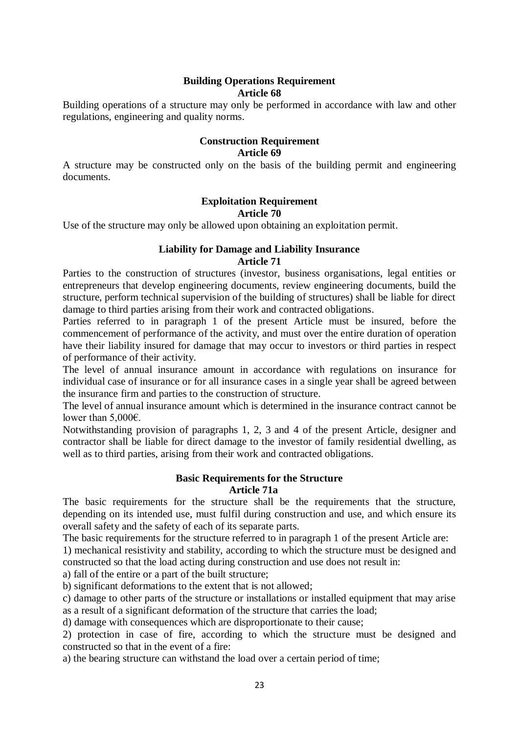### Building Operations Requirement
**Article 68**

Building operations of a structure may only be performed in accordance with law and other regulations, engineering and quality norms.

### Construction Requirement
**Article 69**

A structure may be constructed only on the basis of the building permit and engineering documents.

### Exploitation Requirement
**Article 70**

Use of the structure may only be allowed upon obtaining an exploitation permit.

### Liability for Damage and Liability Insurance
**Article 71**

Parties to the construction of structures (investor, business organisations, legal entities or entrepreneurs that develop engineering documents, review engineering documents, build the structure, perform technical supervision of the building of structures) shall be liable for direct damage to third parties arising from their work and contracted obligations.

Parties referred to in paragraph 1 of the present Article must be insured, before the commencement of performance of the activity, and must over the entire duration of operation have their liability insured for damage that may occur to investors or third parties in respect of performance of their activity.

The level of annual insurance amount in accordance with regulations on insurance for individual case of insurance or for all insurance cases in a single year shall be agreed between the insurance firm and parties to the construction of structure.

The level of annual insurance amount which is determined in the insurance contract cannot be lower than 5,000€.

Notwithstanding provision of paragraphs 1, 2, 3 and 4 of the present Article, designer and contractor shall be liable for direct damage to the investor of family residential dwelling, as well as to third parties, arising from their work and contracted obligations.

### Basic Requirements for the Structure
**Article 71a**

The basic requirements for the structure shall be the requirements that the structure, depending on its intended use, must fulfil during construction and use, and which ensure its overall safety and the safety of each of its separate parts.

The basic requirements for the structure referred to in paragraph 1 of the present Article are:

1) mechanical resistivity and stability, according to which the structure must be designed and constructed so that the load acting during construction and use does not result in:

a) fall of the entire or a part of the built structure;

b) significant deformations to the extent that is not allowed;

c) damage to other parts of the structure or installations or installed equipment that may arise as a result of a significant deformation of the structure that carries the load;

d) damage with consequences which are disproportionate to their cause;

2) protection in case of fire, according to which the structure must be designed and constructed so that in the event of a fire:

a) the bearing structure can withstand the load over a certain period of time;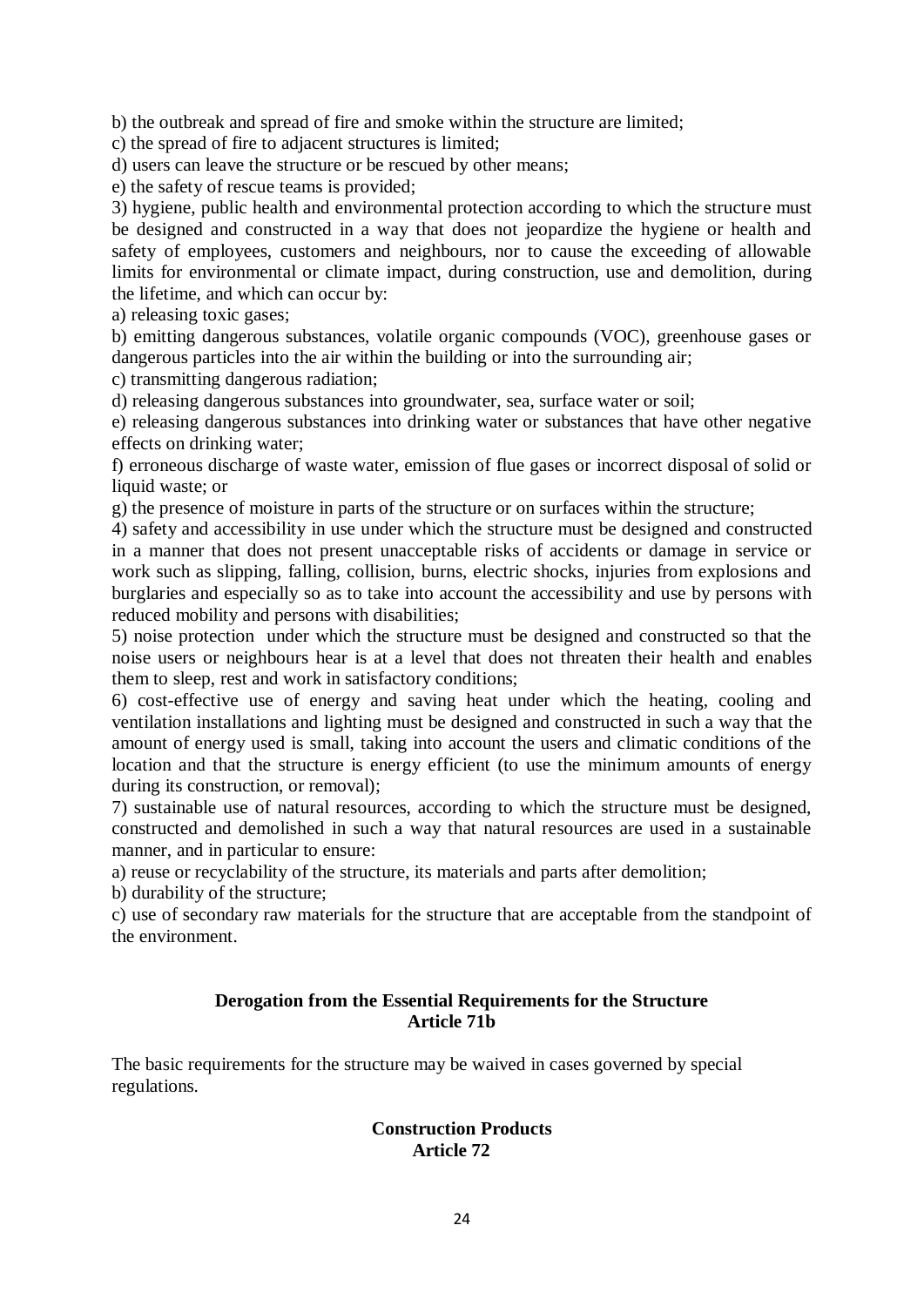b) the outbreak and spread of fire and smoke within the structure are limited;

c) the spread of fire to adjacent structures is limited;

d) users can leave the structure or be rescued by other means;

e) the safety of rescue teams is provided;

3) hygiene, public health and environmental protection according to which the structure must be designed and constructed in a way that does not jeopardize the hygiene or health and safety of employees, customers and neighbours, nor to cause the exceeding of allowable limits for environmental or climate impact, during construction, use and demolition, during the lifetime, and which can occur by:

a) releasing toxic gases;

b) emitting dangerous substances, volatile organic compounds (VOC), greenhouse gases or dangerous particles into the air within the building or into the surrounding air;

c) transmitting dangerous radiation;

d) releasing dangerous substances into groundwater, sea, surface water or soil;

e) releasing dangerous substances into drinking water or substances that have other negative effects on drinking water;

f) erroneous discharge of waste water, emission of flue gases or incorrect disposal of solid or liquid waste; or

g) the presence of moisture in parts of the structure or on surfaces within the structure;

4) safety and accessibility in use under which the structure must be designed and constructed in a manner that does not present unacceptable risks of accidents or damage in service or work such as slipping, falling, collision, burns, electric shocks, injuries from explosions and burglaries and especially so as to take into account the accessibility and use by persons with reduced mobility and persons with disabilities;

5) noise protection under which the structure must be designed and constructed so that the noise users or neighbours hear is at a level that does not threaten their health and enables them to sleep, rest and work in satisfactory conditions;

6) cost-effective use of energy and saving heat under which the heating, cooling and ventilation installations and lighting must be designed and constructed in such a way that the amount of energy used is small, taking into account the users and climatic conditions of the location and that the structure is energy efficient (to use the minimum amounts of energy during its construction, or removal);

7) sustainable use of natural resources, according to which the structure must be designed, constructed and demolished in such a way that natural resources are used in a sustainable manner, and in particular to ensure:

a) reuse or recyclability of the structure, its materials and parts after demolition;

b) durability of the structure;

c) use of secondary raw materials for the structure that are acceptable from the standpoint of the environment.

**Derogation from the Essential Requirements for the Structure**
**Article 71b**

The basic requirements for the structure may be waived in cases governed by special regulations.

**Construction Products**
**Article 72**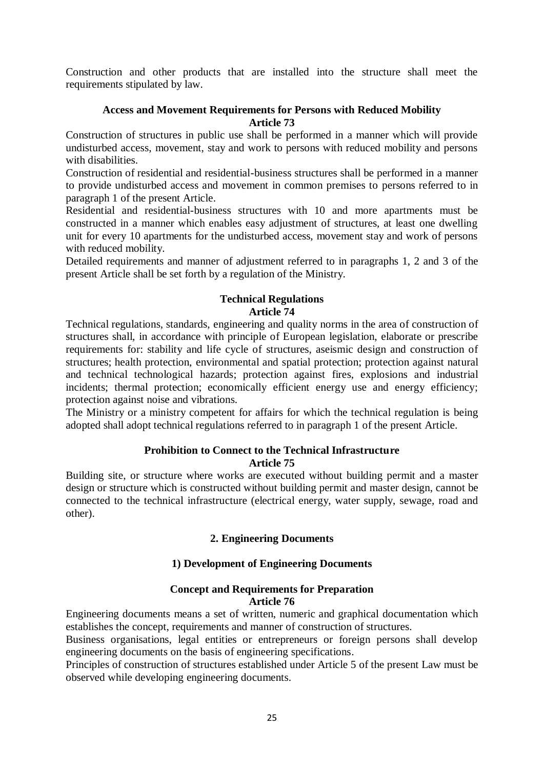Construction and other products that are installed into the structure shall meet the requirements stipulated by law.

**Access and Movement Requirements for Persons with Reduced Mobility**
**Article 73**

Construction of structures in public use shall be performed in a manner which will provide undisturbed access, movement, stay and work to persons with reduced mobility and persons with disabilities.

Construction of residential and residential-business structures shall be performed in a manner to provide undisturbed access and movement in common premises to persons referred to in paragraph 1 of the present Article.

Residential and residential-business structures with 10 and more apartments must be constructed in a manner which enables easy adjustment of structures, at least one dwelling unit for every 10 apartments for the undisturbed access, movement stay and work of persons with reduced mobility.

Detailed requirements and manner of adjustment referred to in paragraphs 1, 2 and 3 of the present Article shall be set forth by a regulation of the Ministry.

**Technical Regulations**
**Article 74**

Technical regulations, standards, engineering and quality norms in the area of construction of structures shall, in accordance with principle of European legislation, elaborate or prescribe requirements for: stability and life cycle of structures, aseismic design and construction of structures; health protection, environmental and spatial protection; protection against natural and technical technological hazards; protection against fires, explosions and industrial incidents; thermal protection; economically efficient energy use and energy efficiency; protection against noise and vibrations.

The Ministry or a ministry competent for affairs for which the technical regulation is being adopted shall adopt technical regulations referred to in paragraph 1 of the present Article.

**Prohibition to Connect to the Technical Infrastructure**
**Article 75**

Building site, or structure where works are executed without building permit and a master design or structure which is constructed without building permit and master design, cannot be connected to the technical infrastructure (electrical energy, water supply, sewage, road and other).

## 2. Engineering Documents

### 1) Development of Engineering Documents

**Concept and Requirements for Preparation**
**Article 76**

Engineering documents means a set of written, numeric and graphical documentation which establishes the concept, requirements and manner of construction of structures.

Business organisations, legal entities or entrepreneurs or foreign persons shall develop engineering documents on the basis of engineering specifications.

Principles of construction of structures established under Article 5 of the present Law must be observed while developing engineering documents.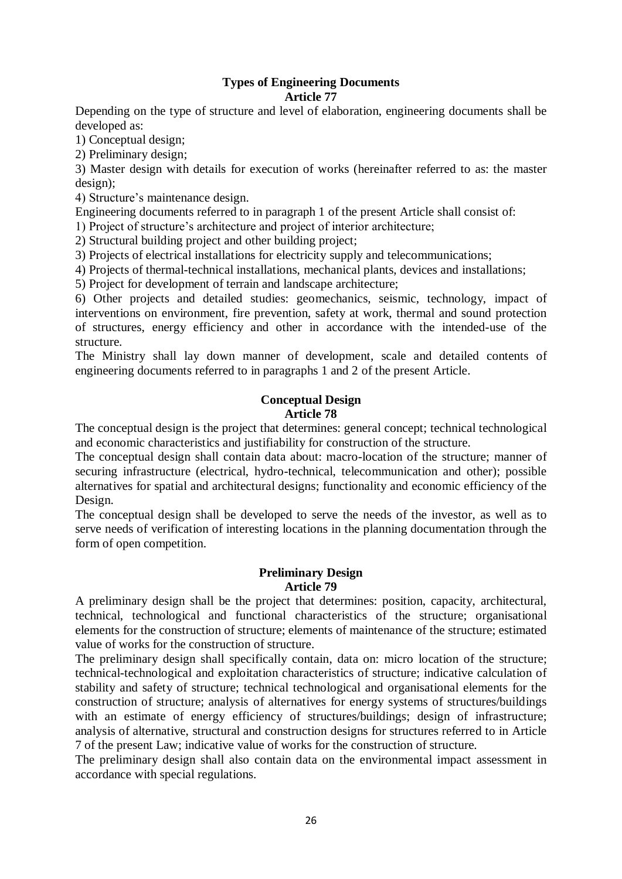### Types of Engineering Documents
### Article 77

Depending on the type of structure and level of elaboration, engineering documents shall be developed as:

1) Conceptual design;
2) Preliminary design;
3) Master design with details for execution of works (hereinafter referred to as: the master design);
4) Structure's maintenance design.

Engineering documents referred to in paragraph 1 of the present Article shall consist of:

1) Project of structure's architecture and project of interior architecture;
2) Structural building project and other building project;
3) Projects of electrical installations for electricity supply and telecommunications;
4) Projects of thermal-technical installations, mechanical plants, devices and installations;
5) Project for development of terrain and landscape architecture;
6) Other projects and detailed studies: geomechanics, seismic, technology, impact of interventions on environment, fire prevention, safety at work, thermal and sound protection of structures, energy efficiency and other in accordance with the intended-use of the structure.

The Ministry shall lay down manner of development, scale and detailed contents of engineering documents referred to in paragraphs 1 and 2 of the present Article.

### Conceptual Design
### Article 78

The conceptual design is the project that determines: general concept; technical technological and economic characteristics and justifiability for construction of the structure.

The conceptual design shall contain data about: macro-location of the structure; manner of securing infrastructure (electrical, hydro-technical, telecommunication and other); possible alternatives for spatial and architectural designs; functionality and economic efficiency of the Design.

The conceptual design shall be developed to serve the needs of the investor, as well as to serve needs of verification of interesting locations in the planning documentation through the form of open competition.

### Preliminary Design
### Article 79

A preliminary design shall be the project that determines: position, capacity, architectural, technical, technological and functional characteristics of the structure; organisational elements for the construction of structure; elements of maintenance of the structure; estimated value of works for the construction of structure.

The preliminary design shall specifically contain, data on: micro location of the structure; technical-technological and exploitation characteristics of structure; indicative calculation of stability and safety of structure; technical technological and organisational elements for the construction of structure; analysis of alternatives for energy systems of structures/buildings with an estimate of energy efficiency of structures/buildings; design of infrastructure; analysis of alternative, structural and construction designs for structures referred to in Article 7 of the present Law; indicative value of works for the construction of structure.

The preliminary design shall also contain data on the environmental impact assessment in accordance with special regulations.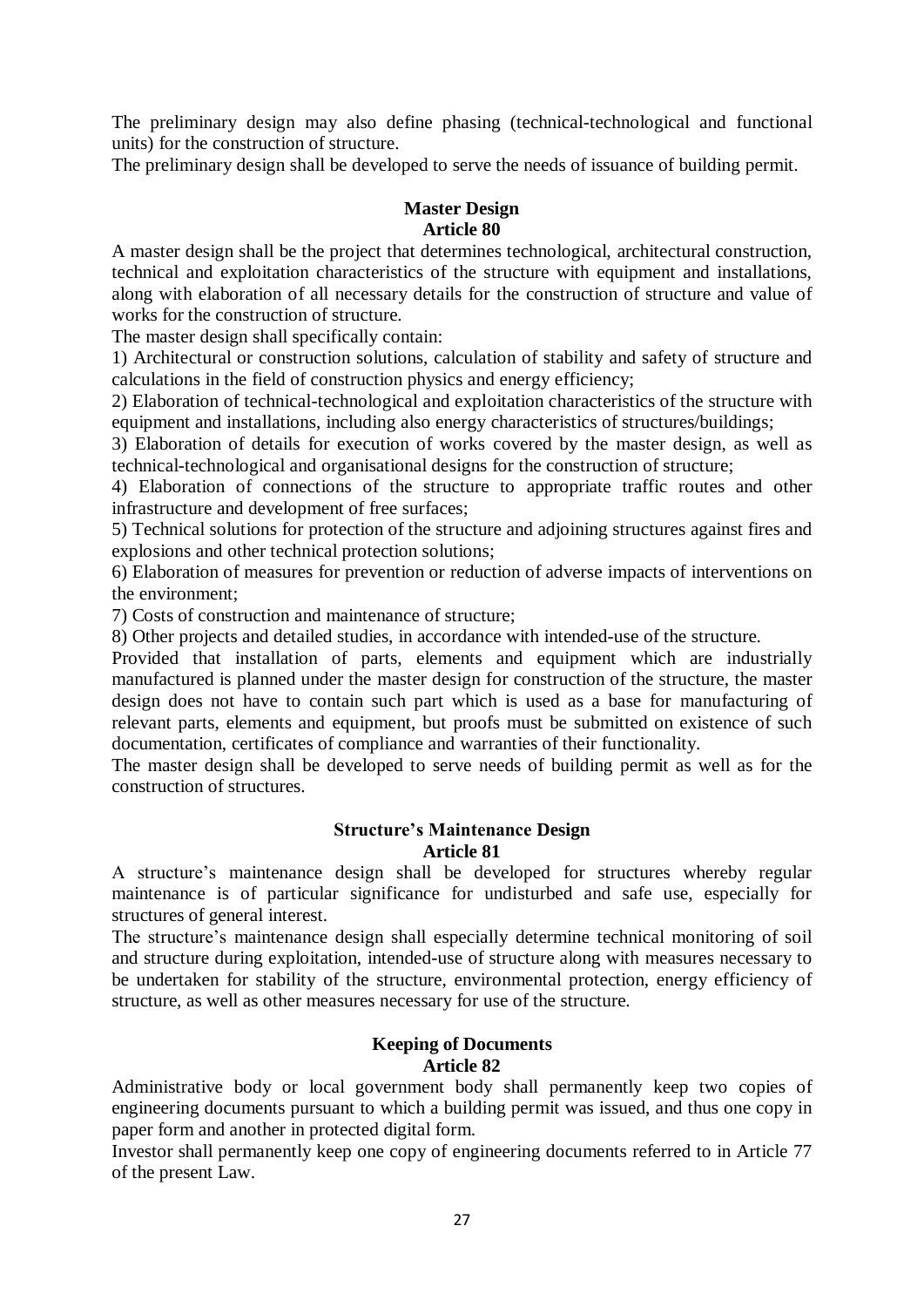The preliminary design may also define phasing (technical-technological and functional units) for the construction of structure.

The preliminary design shall be developed to serve the needs of issuance of building permit.

**Master Design**
**Article 80**

A master design shall be the project that determines technological, architectural construction, technical and exploitation characteristics of the structure with equipment and installations, along with elaboration of all necessary details for the construction of structure and value of works for the construction of structure.

The master design shall specifically contain:

1) Architectural or construction solutions, calculation of stability and safety of structure and calculations in the field of construction physics and energy efficiency;

2) Elaboration of technical-technological and exploitation characteristics of the structure with equipment and installations, including also energy characteristics of structures/buildings;

3) Elaboration of details for execution of works covered by the master design, as well as technical-technological and organisational designs for the construction of structure;

4) Elaboration of connections of the structure to appropriate traffic routes and other infrastructure and development of free surfaces;

5) Technical solutions for protection of the structure and adjoining structures against fires and explosions and other technical protection solutions;

6) Elaboration of measures for prevention or reduction of adverse impacts of interventions on the environment;

7) Costs of construction and maintenance of structure;

8) Other projects and detailed studies, in accordance with intended-use of the structure.

Provided that installation of parts, elements and equipment which are industrially manufactured is planned under the master design for construction of the structure, the master design does not have to contain such part which is used as a base for manufacturing of relevant parts, elements and equipment, but proofs must be submitted on existence of such documentation, certificates of compliance and warranties of their functionality.

The master design shall be developed to serve needs of building permit as well as for the construction of structures.

**Structure's Maintenance Design**
**Article 81**

A structure's maintenance design shall be developed for structures whereby regular maintenance is of particular significance for undisturbed and safe use, especially for structures of general interest.

The structure's maintenance design shall especially determine technical monitoring of soil and structure during exploitation, intended-use of structure along with measures necessary to be undertaken for stability of the structure, environmental protection, energy efficiency of structure, as well as other measures necessary for use of the structure.

**Keeping of Documents**
**Article 82**

Administrative body or local government body shall permanently keep two copies of engineering documents pursuant to which a building permit was issued, and thus one copy in paper form and another in protected digital form.

Investor shall permanently keep one copy of engineering documents referred to in Article 77 of the present Law.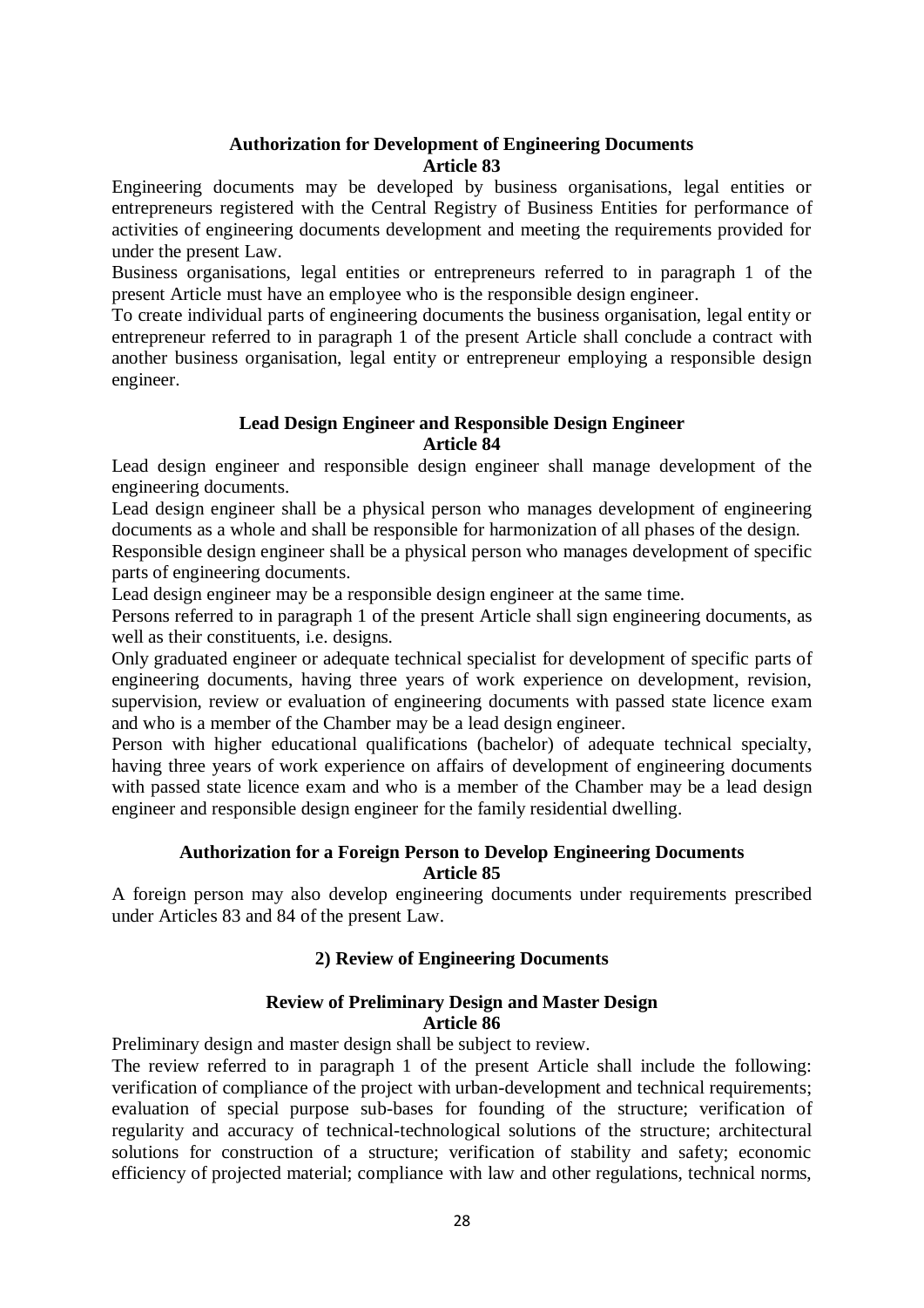### Authorization for Development of Engineering Documents
### Article 83

Engineering documents may be developed by business organisations, legal entities or entrepreneurs registered with the Central Registry of Business Entities for performance of activities of engineering documents development and meeting the requirements provided for under the present Law.

Business organisations, legal entities or entrepreneurs referred to in paragraph 1 of the present Article must have an employee who is the responsible design engineer.

To create individual parts of engineering documents the business organisation, legal entity or entrepreneur referred to in paragraph 1 of the present Article shall conclude a contract with another business organisation, legal entity or entrepreneur employing a responsible design engineer.

### Lead Design Engineer and Responsible Design Engineer
### Article 84

Lead design engineer and responsible design engineer shall manage development of the engineering documents.

Lead design engineer shall be a physical person who manages development of engineering documents as a whole and shall be responsible for harmonization of all phases of the design.

Responsible design engineer shall be a physical person who manages development of specific parts of engineering documents.

Lead design engineer may be a responsible design engineer at the same time.

Persons referred to in paragraph 1 of the present Article shall sign engineering documents, as well as their constituents, i.e. designs.

Only graduated engineer or adequate technical specialist for development of specific parts of engineering documents, having three years of work experience on development, revision, supervision, review or evaluation of engineering documents with passed state licence exam and who is a member of the Chamber may be a lead design engineer.

Person with higher educational qualifications (bachelor) of adequate technical specialty, having three years of work experience on affairs of development of engineering documents with passed state licence exam and who is a member of the Chamber may be a lead design engineer and responsible design engineer for the family residential dwelling.

### Authorization for a Foreign Person to Develop Engineering Documents
### Article 85

A foreign person may also develop engineering documents under requirements prescribed under Articles 83 and 84 of the present Law.

## 2) Review of Engineering Documents

### Review of Preliminary Design and Master Design
### Article 86

Preliminary design and master design shall be subject to review.

The review referred to in paragraph 1 of the present Article shall include the following: verification of compliance of the project with urban-development and technical requirements; evaluation of special purpose sub-bases for founding of the structure; verification of regularity and accuracy of technical-technological solutions of the structure; architectural solutions for construction of a structure; verification of stability and safety; economic efficiency of projected material; compliance with law and other regulations, technical norms,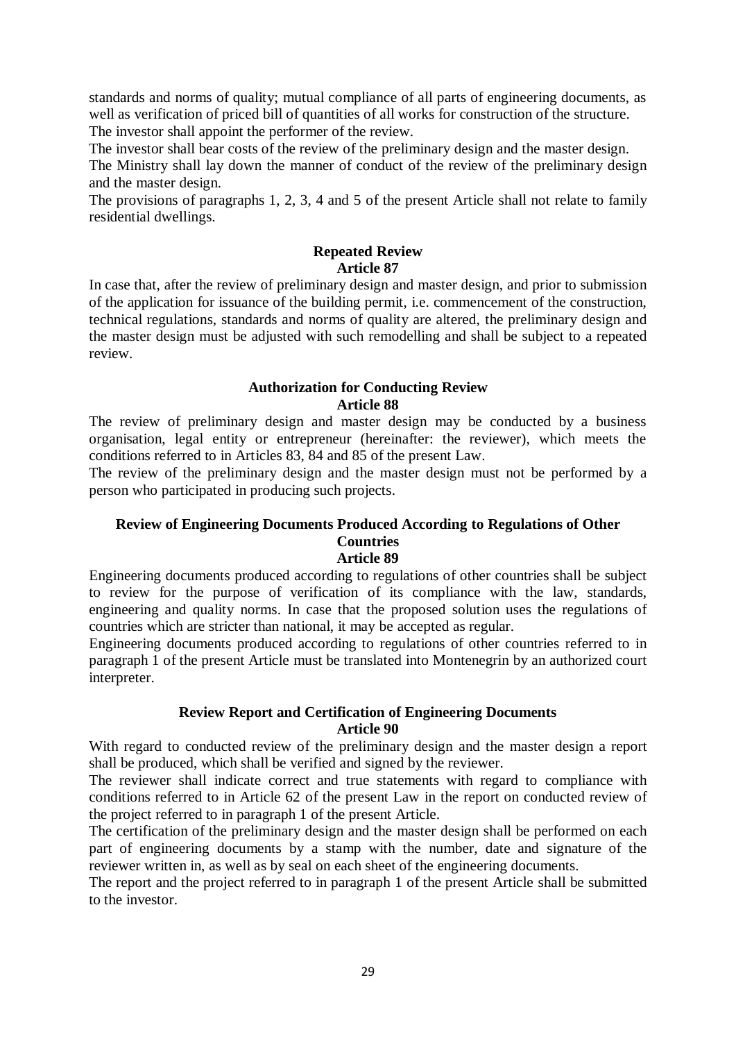standards and norms of quality; mutual compliance of all parts of engineering documents, as well as verification of priced bill of quantities of all works for construction of the structure.

The investor shall appoint the performer of the review.

The investor shall bear costs of the review of the preliminary design and the master design.

The Ministry shall lay down the manner of conduct of the review of the preliminary design and the master design.

The provisions of paragraphs 1, 2, 3, 4 and 5 of the present Article shall not relate to family residential dwellings.

**Repeated Review**
**Article 87**

In case that, after the review of preliminary design and master design, and prior to submission of the application for issuance of the building permit, i.e. commencement of the construction, technical regulations, standards and norms of quality are altered, the preliminary design and the master design must be adjusted with such remodelling and shall be subject to a repeated review.

**Authorization for Conducting Review**
**Article 88**

The review of preliminary design and master design may be conducted by a business organisation, legal entity or entrepreneur (hereinafter: the reviewer), which meets the conditions referred to in Articles 83, 84 and 85 of the present Law.

The review of the preliminary design and the master design must not be performed by a person who participated in producing such projects.

**Review of Engineering Documents Produced According to Regulations of Other Countries**
**Article 89**

Engineering documents produced according to regulations of other countries shall be subject to review for the purpose of verification of its compliance with the law, standards, engineering and quality norms. In case that the proposed solution uses the regulations of countries which are stricter than national, it may be accepted as regular.

Engineering documents produced according to regulations of other countries referred to in paragraph 1 of the present Article must be translated into Montenegrin by an authorized court interpreter.

**Review Report and Certification of Engineering Documents**
**Article 90**

With regard to conducted review of the preliminary design and the master design a report shall be produced, which shall be verified and signed by the reviewer.

The reviewer shall indicate correct and true statements with regard to compliance with conditions referred to in Article 62 of the present Law in the report on conducted review of the project referred to in paragraph 1 of the present Article.

The certification of the preliminary design and the master design shall be performed on each part of engineering documents by a stamp with the number, date and signature of the reviewer written in, as well as by seal on each sheet of the engineering documents.

The report and the project referred to in paragraph 1 of the present Article shall be submitted to the investor.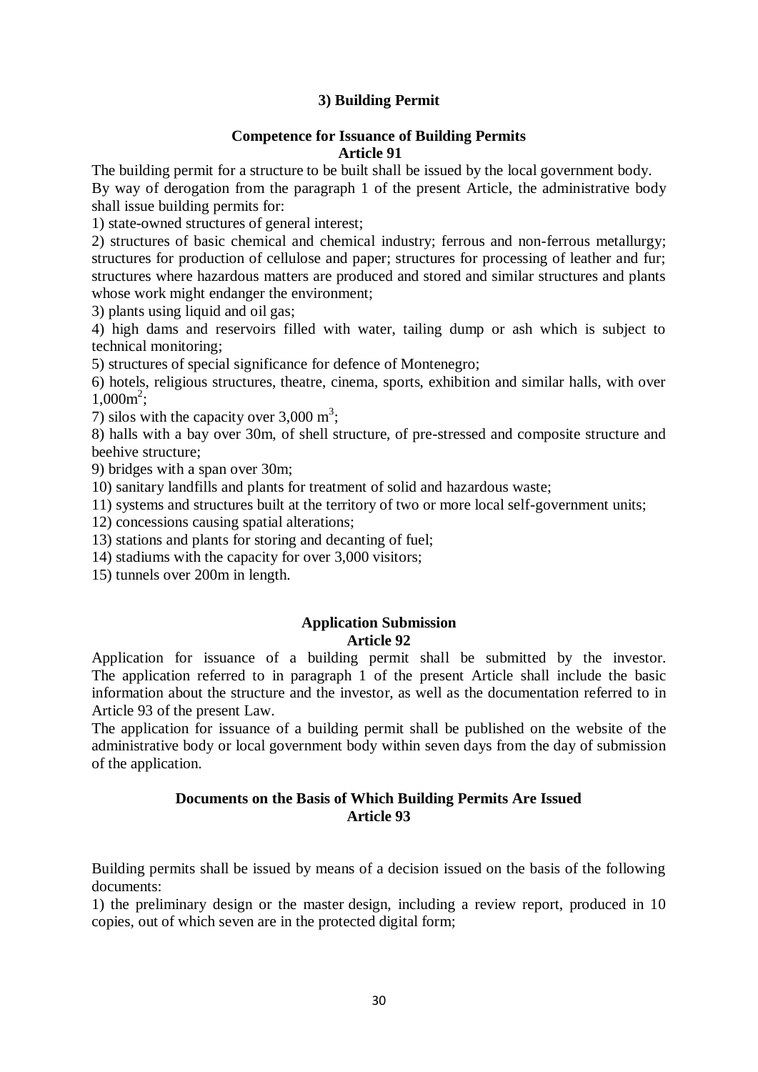### 3) Building Permit

**Competence for Issuance of Building Permits**
**Article 91**

The building permit for a structure to be built shall be issued by the local government body.
By way of derogation from the paragraph 1 of the present Article, the administrative body shall issue building permits for:

1) state-owned structures of general interest;
2) structures of basic chemical and chemical industry; ferrous and non-ferrous metallurgy; structures for production of cellulose and paper; structures for processing of leather and fur; structures where hazardous matters are produced and stored and similar structures and plants whose work might endanger the environment;
3) plants using liquid and oil gas;
4) high dams and reservoirs filled with water, tailing dump or ash which is subject to technical monitoring;
5) structures of special significance for defence of Montenegro;
6) hotels, religious structures, theatre, cinema, sports, exhibition and similar halls, with over 1,000m$^2$;
7) silos with the capacity over 3,000 m$^3$;
8) halls with a bay over 30m, of shell structure, of pre-stressed and composite structure and beehive structure;
9) bridges with a span over 30m;
10) sanitary landfills and plants for treatment of solid and hazardous waste;
11) systems and structures built at the territory of two or more local self-government units;
12) concessions causing spatial alterations;
13) stations and plants for storing and decanting of fuel;
14) stadiums with the capacity for over 3,000 visitors;
15) tunnels over 200m in length.

**Application Submission**
**Article 92**

Application for issuance of a building permit shall be submitted by the investor. The application referred to in paragraph 1 of the present Article shall include the basic information about the structure and the investor, as well as the documentation referred to in Article 93 of the present Law.
The application for issuance of a building permit shall be published on the website of the administrative body or local government body within seven days from the day of submission of the application.

**Documents on the Basis of Which Building Permits Are Issued**
**Article 93**

Building permits shall be issued by means of a decision issued on the basis of the following documents:

1) the preliminary design or the master design, including a review report, produced in 10 copies, out of which seven are in the protected digital form;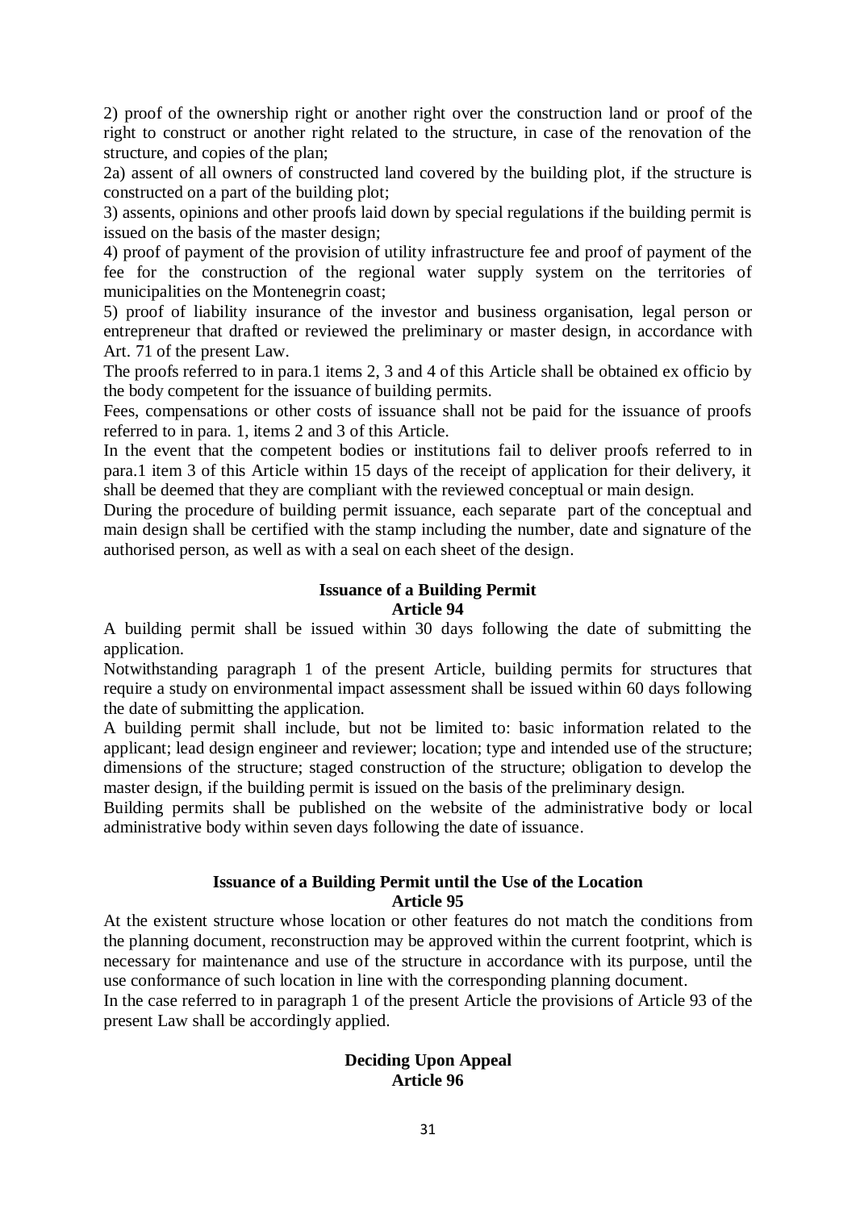2) proof of the ownership right or another right over the construction land or proof of the right to construct or another right related to the structure, in case of the renovation of the structure, and copies of the plan;

2a) assent of all owners of constructed land covered by the building plot, if the structure is constructed on a part of the building plot;

3) assents, opinions and other proofs laid down by special regulations if the building permit is issued on the basis of the master design;

4) proof of payment of the provision of utility infrastructure fee and proof of payment of the fee for the construction of the regional water supply system on the territories of municipalities on the Montenegrin coast;

5) proof of liability insurance of the investor and business organisation, legal person or entrepreneur that drafted or reviewed the preliminary or master design, in accordance with Art. 71 of the present Law.

The proofs referred to in para.1 items 2, 3 and 4 of this Article shall be obtained ex officio by the body competent for the issuance of building permits.

Fees, compensations or other costs of issuance shall not be paid for the issuance of proofs referred to in para. 1, items 2 and 3 of this Article.

In the event that the competent bodies or institutions fail to deliver proofs referred to in para.1 item 3 of this Article within 15 days of the receipt of application for their delivery, it shall be deemed that they are compliant with the reviewed conceptual or main design.

During the procedure of building permit issuance, each separate part of the conceptual and main design shall be certified with the stamp including the number, date and signature of the authorised person, as well as with a seal on each sheet of the design.

### Issuance of a Building Permit
### Article 94

A building permit shall be issued within 30 days following the date of submitting the application.

Notwithstanding paragraph 1 of the present Article, building permits for structures that require a study on environmental impact assessment shall be issued within 60 days following the date of submitting the application.

A building permit shall include, but not be limited to: basic information related to the applicant; lead design engineer and reviewer; location; type and intended use of the structure; dimensions of the structure; staged construction of the structure; obligation to develop the master design, if the building permit is issued on the basis of the preliminary design.

Building permits shall be published on the website of the administrative body or local administrative body within seven days following the date of issuance.

### Issuance of a Building Permit until the Use of the Location
### Article 95

At the existent structure whose location or other features do not match the conditions from the planning document, reconstruction may be approved within the current footprint, which is necessary for maintenance and use of the structure in accordance with its purpose, until the use conformance of such location in line with the corresponding planning document.

In the case referred to in paragraph 1 of the present Article the provisions of Article 93 of the present Law shall be accordingly applied.

### Deciding Upon Appeal
### Article 96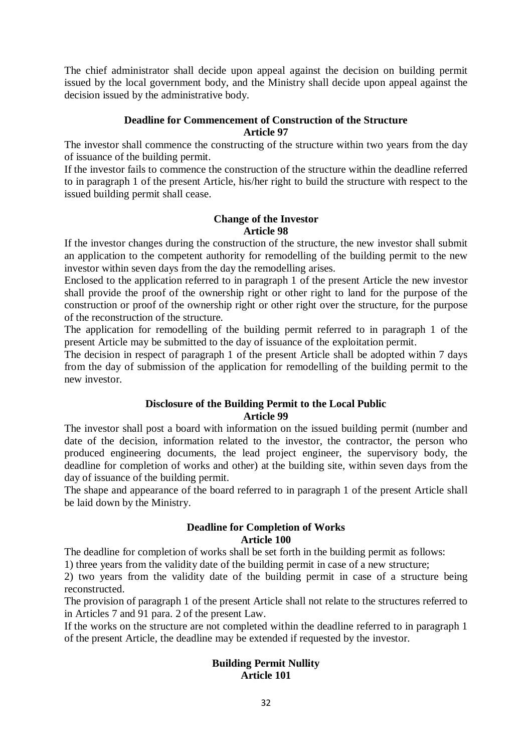The chief administrator shall decide upon appeal against the decision on building permit issued by the local government body, and the Ministry shall decide upon appeal against the decision issued by the administrative body.

**Deadline for Commencement of Construction of the Structure**
**Article 97**

The investor shall commence the constructing of the structure within two years from the day of issuance of the building permit.

If the investor fails to commence the construction of the structure within the deadline referred to in paragraph 1 of the present Article, his/her right to build the structure with respect to the issued building permit shall cease.

**Change of the Investor**
**Article 98**

If the investor changes during the construction of the structure, the new investor shall submit an application to the competent authority for remodelling of the building permit to the new investor within seven days from the day the remodelling arises.

Enclosed to the application referred to in paragraph 1 of the present Article the new investor shall provide the proof of the ownership right or other right to land for the purpose of the construction or proof of the ownership right or other right over the structure, for the purpose of the reconstruction of the structure.

The application for remodelling of the building permit referred to in paragraph 1 of the present Article may be submitted to the day of issuance of the exploitation permit.

The decision in respect of paragraph 1 of the present Article shall be adopted within 7 days from the day of submission of the application for remodelling of the building permit to the new investor.

**Disclosure of the Building Permit to the Local Public**
**Article 99**

The investor shall post a board with information on the issued building permit (number and date of the decision, information related to the investor, the contractor, the person who produced engineering documents, the lead project engineer, the supervisory body, the deadline for completion of works and other) at the building site, within seven days from the day of issuance of the building permit.

The shape and appearance of the board referred to in paragraph 1 of the present Article shall be laid down by the Ministry.

**Deadline for Completion of Works**
**Article 100**

The deadline for completion of works shall be set forth in the building permit as follows:

1) three years from the validity date of the building permit in case of a new structure;

2) two years from the validity date of the building permit in case of a structure being reconstructed.

The provision of paragraph 1 of the present Article shall not relate to the structures referred to in Articles 7 and 91 para. 2 of the present Law.

If the works on the structure are not completed within the deadline referred to in paragraph 1 of the present Article, the deadline may be extended if requested by the investor.

**Building Permit Nullity**
**Article 101**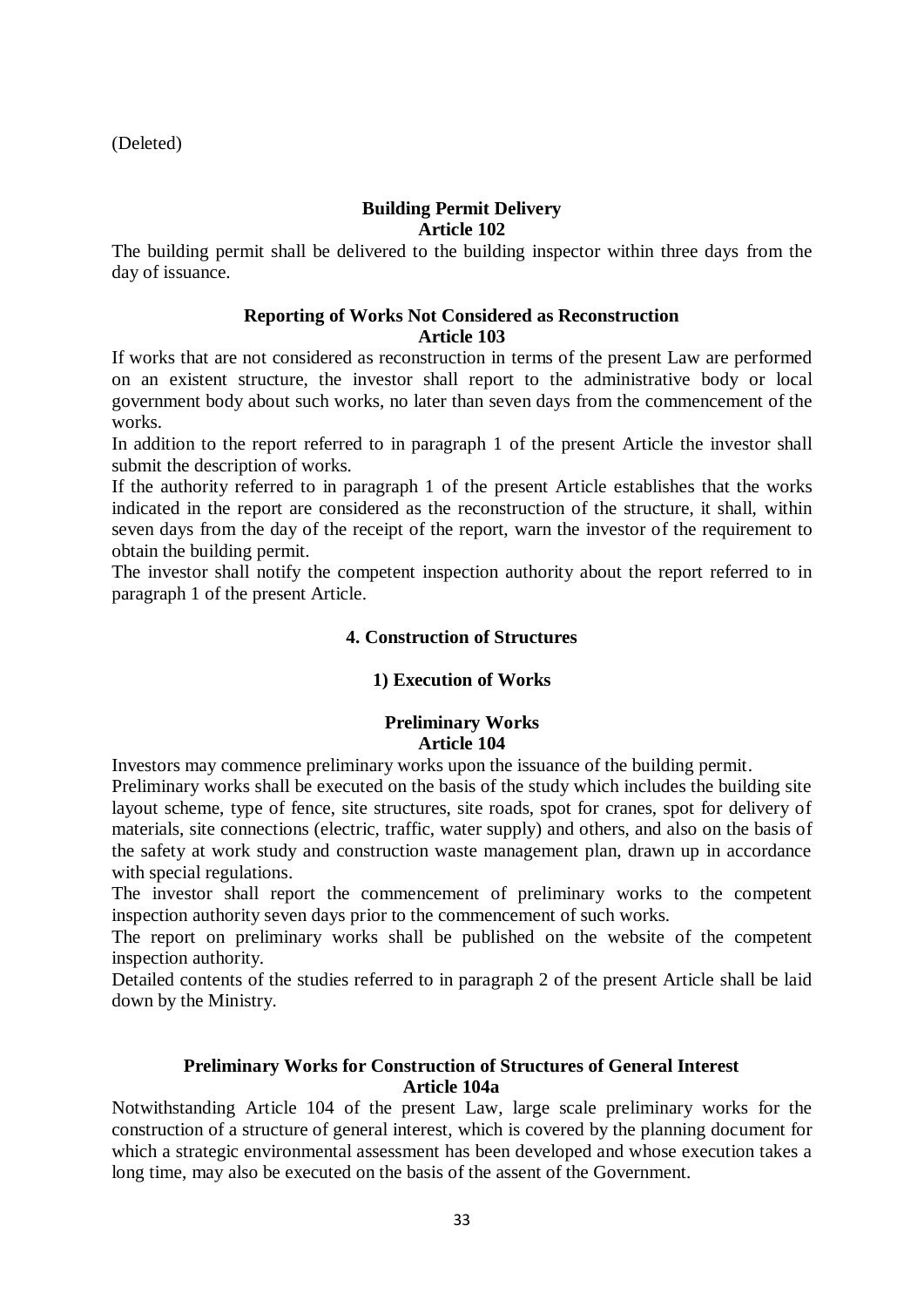(Deleted)

**Building Permit Delivery**
**Article 102**

The building permit shall be delivered to the building inspector within three days from the day of issuance.

**Reporting of Works Not Considered as Reconstruction**
**Article 103**

If works that are not considered as reconstruction in terms of the present Law are performed on an existent structure, the investor shall report to the administrative body or local government body about such works, no later than seven days from the commencement of the works.

In addition to the report referred to in paragraph 1 of the present Article the investor shall submit the description of works.

If the authority referred to in paragraph 1 of the present Article establishes that the works indicated in the report are considered as the reconstruction of the structure, it shall, within seven days from the day of the receipt of the report, warn the investor of the requirement to obtain the building permit.

The investor shall notify the competent inspection authority about the report referred to in paragraph 1 of the present Article.

## 4. Construction of Structures

### 1) Execution of Works

**Preliminary Works**
**Article 104**

Investors may commence preliminary works upon the issuance of the building permit.

Preliminary works shall be executed on the basis of the study which includes the building site layout scheme, type of fence, site structures, site roads, spot for cranes, spot for delivery of materials, site connections (electric, traffic, water supply) and others, and also on the basis of the safety at work study and construction waste management plan, drawn up in accordance with special regulations.

The investor shall report the commencement of preliminary works to the competent inspection authority seven days prior to the commencement of such works.

The report on preliminary works shall be published on the website of the competent inspection authority.

Detailed contents of the studies referred to in paragraph 2 of the present Article shall be laid down by the Ministry.

**Preliminary Works for Construction of Structures of General Interest**
**Article 104a**

Notwithstanding Article 104 of the present Law, large scale preliminary works for the construction of a structure of general interest, which is covered by the planning document for which a strategic environmental assessment has been developed and whose execution takes a long time, may also be executed on the basis of the assent of the Government.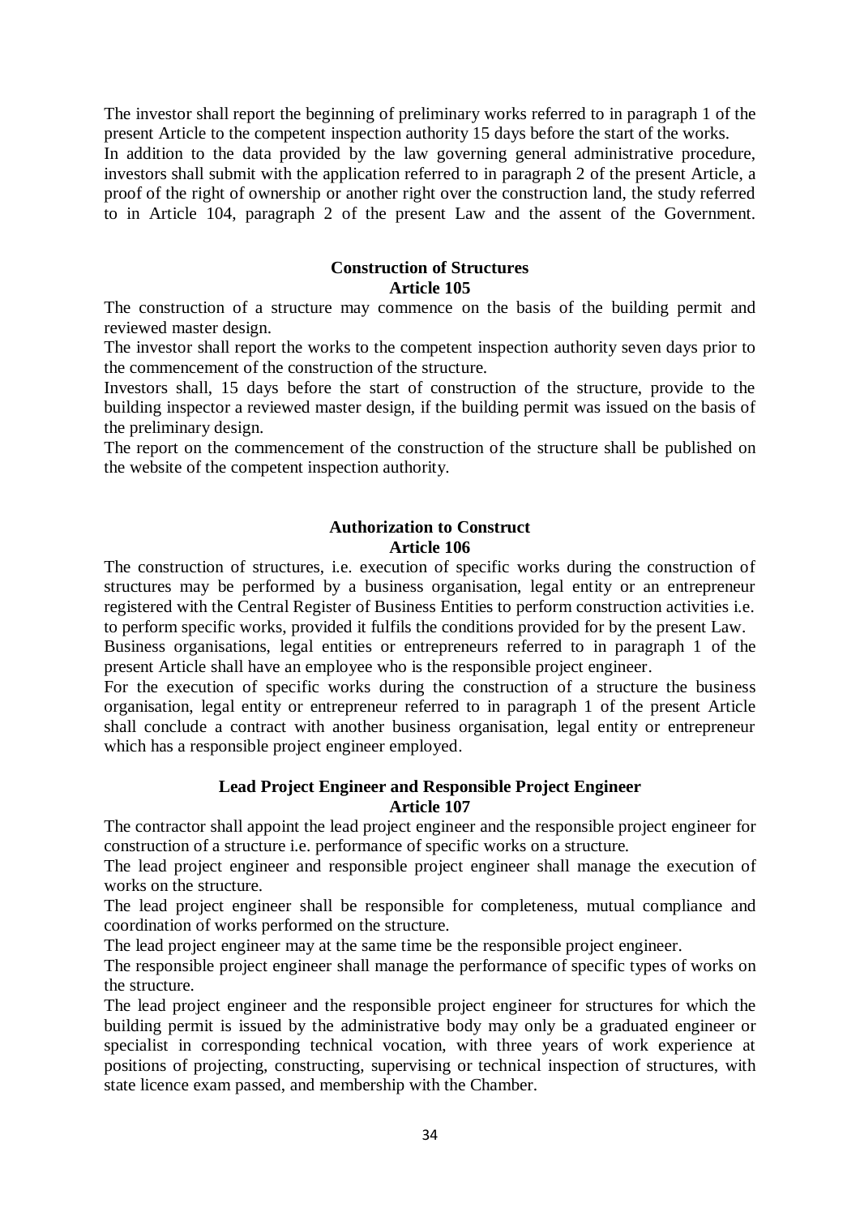The investor shall report the beginning of preliminary works referred to in paragraph 1 of the present Article to the competent inspection authority 15 days before the start of the works.

In addition to the data provided by the law governing general administrative procedure, investors shall submit with the application referred to in paragraph 2 of the present Article, a proof of the right of ownership or another right over the construction land, the study referred to in Article 104, paragraph 2 of the present Law and the assent of the Government.

**Construction of Structures**
**Article 105**

The construction of a structure may commence on the basis of the building permit and reviewed master design.

The investor shall report the works to the competent inspection authority seven days prior to the commencement of the construction of the structure.

Investors shall, 15 days before the start of construction of the structure, provide to the building inspector a reviewed master design, if the building permit was issued on the basis of the preliminary design.

The report on the commencement of the construction of the structure shall be published on the website of the competent inspection authority.

**Authorization to Construct**
**Article 106**

The construction of structures, i.e. execution of specific works during the construction of structures may be performed by a business organisation, legal entity or an entrepreneur registered with the Central Register of Business Entities to perform construction activities i.e. to perform specific works, provided it fulfils the conditions provided for by the present Law.

Business organisations, legal entities or entrepreneurs referred to in paragraph 1 of the present Article shall have an employee who is the responsible project engineer.

For the execution of specific works during the construction of a structure the business organisation, legal entity or entrepreneur referred to in paragraph 1 of the present Article shall conclude a contract with another business organisation, legal entity or entrepreneur which has a responsible project engineer employed.

**Lead Project Engineer and Responsible Project Engineer**
**Article 107**

The contractor shall appoint the lead project engineer and the responsible project engineer for construction of a structure i.e. performance of specific works on a structure.

The lead project engineer and responsible project engineer shall manage the execution of works on the structure.

The lead project engineer shall be responsible for completeness, mutual compliance and coordination of works performed on the structure.

The lead project engineer may at the same time be the responsible project engineer.

The responsible project engineer shall manage the performance of specific types of works on the structure.

The lead project engineer and the responsible project engineer for structures for which the building permit is issued by the administrative body may only be a graduated engineer or specialist in corresponding technical vocation, with three years of work experience at positions of projecting, constructing, supervising or technical inspection of structures, with state licence exam passed, and membership with the Chamber.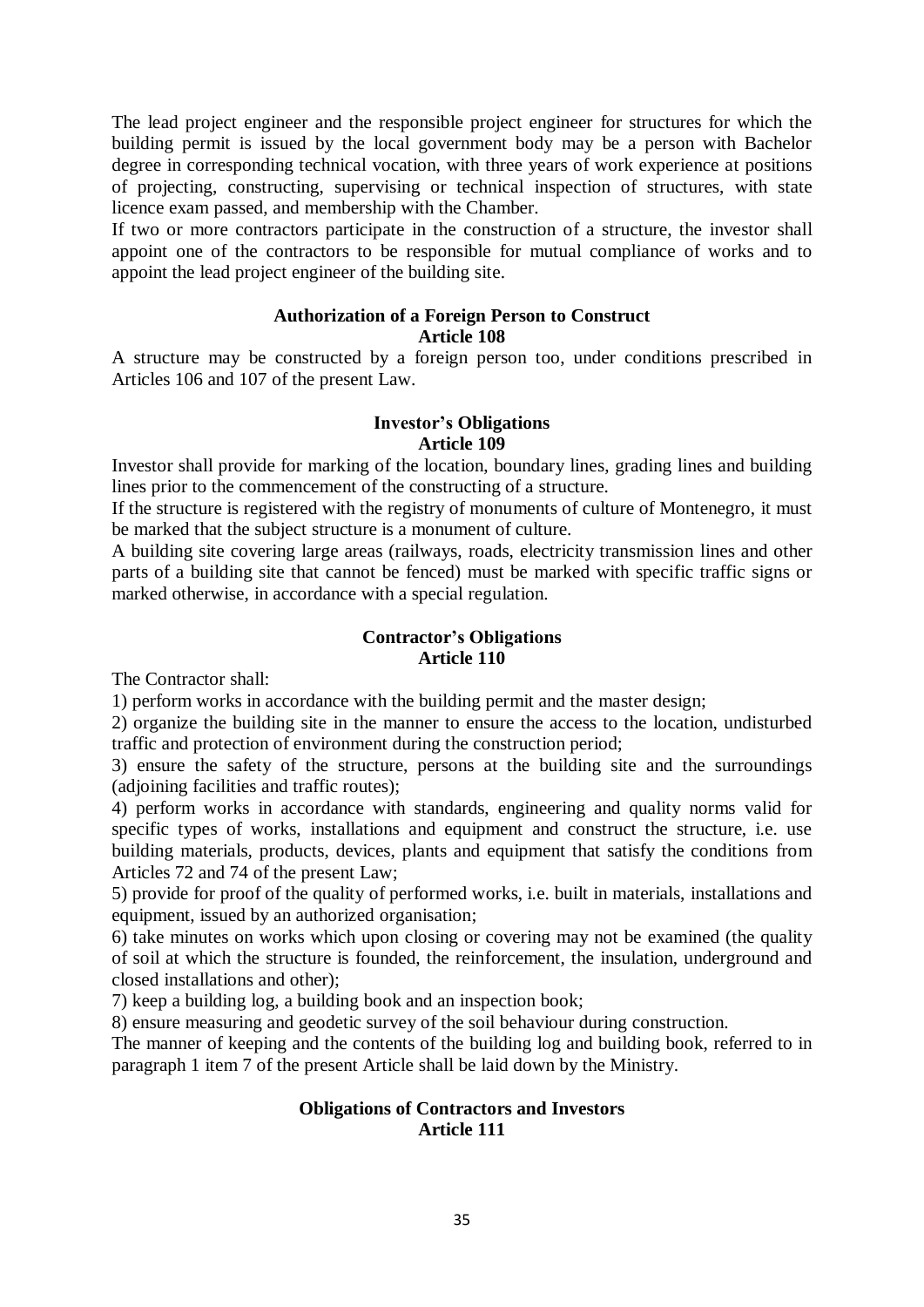The lead project engineer and the responsible project engineer for structures for which the building permit is issued by the local government body may be a person with Bachelor degree in corresponding technical vocation, with three years of work experience at positions of projecting, constructing, supervising or technical inspection of structures, with state licence exam passed, and membership with the Chamber.

If two or more contractors participate in the construction of a structure, the investor shall appoint one of the contractors to be responsible for mutual compliance of works and to appoint the lead project engineer of the building site.

### Authorization of a Foreign Person to Construct
### Article 108

A structure may be constructed by a foreign person too, under conditions prescribed in Articles 106 and 107 of the present Law.

### Investor's Obligations
### Article 109

Investor shall provide for marking of the location, boundary lines, grading lines and building lines prior to the commencement of the constructing of a structure.

If the structure is registered with the registry of monuments of culture of Montenegro, it must be marked that the subject structure is a monument of culture.

A building site covering large areas (railways, roads, electricity transmission lines and other parts of a building site that cannot be fenced) must be marked with specific traffic signs or marked otherwise, in accordance with a special regulation.

### Contractor's Obligations
### Article 110

The Contractor shall:

1) perform works in accordance with the building permit and the master design;

2) organize the building site in the manner to ensure the access to the location, undisturbed traffic and protection of environment during the construction period;

3) ensure the safety of the structure, persons at the building site and the surroundings (adjoining facilities and traffic routes);

4) perform works in accordance with standards, engineering and quality norms valid for specific types of works, installations and equipment and construct the structure, i.e. use building materials, products, devices, plants and equipment that satisfy the conditions from Articles 72 and 74 of the present Law;

5) provide for proof of the quality of performed works, i.e. built in materials, installations and equipment, issued by an authorized organisation;

6) take minutes on works which upon closing or covering may not be examined (the quality of soil at which the structure is founded, the reinforcement, the insulation, underground and closed installations and other);

7) keep a building log, a building book and an inspection book;

8) ensure measuring and geodetic survey of the soil behaviour during construction.

The manner of keeping and the contents of the building log and building book, referred to in paragraph 1 item 7 of the present Article shall be laid down by the Ministry.

### Obligations of Contractors and Investors
### Article 111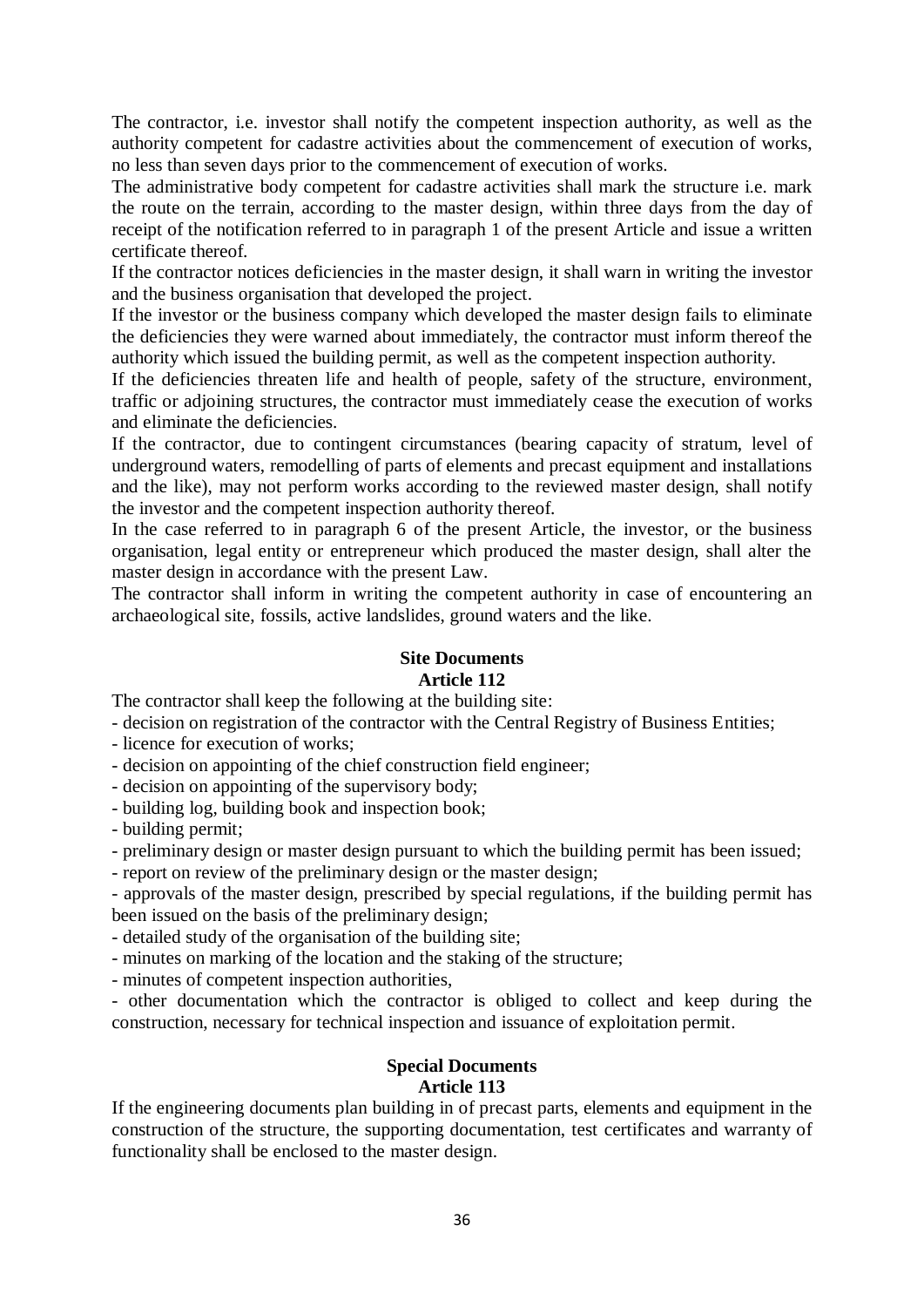The contractor, i.e. investor shall notify the competent inspection authority, as well as the authority competent for cadastre activities about the commencement of execution of works, no less than seven days prior to the commencement of execution of works.

The administrative body competent for cadastre activities shall mark the structure i.e. mark the route on the terrain, according to the master design, within three days from the day of receipt of the notification referred to in paragraph 1 of the present Article and issue a written certificate thereof.

If the contractor notices deficiencies in the master design, it shall warn in writing the investor and the business organisation that developed the project.

If the investor or the business company which developed the master design fails to eliminate the deficiencies they were warned about immediately, the contractor must inform thereof the authority which issued the building permit, as well as the competent inspection authority.

If the deficiencies threaten life and health of people, safety of the structure, environment, traffic or adjoining structures, the contractor must immediately cease the execution of works and eliminate the deficiencies.

If the contractor, due to contingent circumstances (bearing capacity of stratum, level of underground waters, remodelling of parts of elements and precast equipment and installations and the like), may not perform works according to the reviewed master design, shall notify the investor and the competent inspection authority thereof.

In the case referred to in paragraph 6 of the present Article, the investor, or the business organisation, legal entity or entrepreneur which produced the master design, shall alter the master design in accordance with the present Law.

The contractor shall inform in writing the competent authority in case of encountering an archaeological site, fossils, active landslides, ground waters and the like.

## Site Documents
## Article 112

The contractor shall keep the following at the building site:

- decision on registration of the contractor with the Central Registry of Business Entities;
- licence for execution of works;
- decision on appointing of the chief construction field engineer;
- decision on appointing of the supervisory body;
- building log, building book and inspection book;
- building permit;
- preliminary design or master design pursuant to which the building permit has been issued;
- report on review of the preliminary design or the master design;
- approvals of the master design, prescribed by special regulations, if the building permit has been issued on the basis of the preliminary design;
- detailed study of the organisation of the building site;
- minutes on marking of the location and the staking of the structure;
- minutes of competent inspection authorities,
- other documentation which the contractor is obliged to collect and keep during the construction, necessary for technical inspection and issuance of exploitation permit.

## Special Documents
## Article 113

If the engineering documents plan building in of precast parts, elements and equipment in the construction of the structure, the supporting documentation, test certificates and warranty of functionality shall be enclosed to the master design.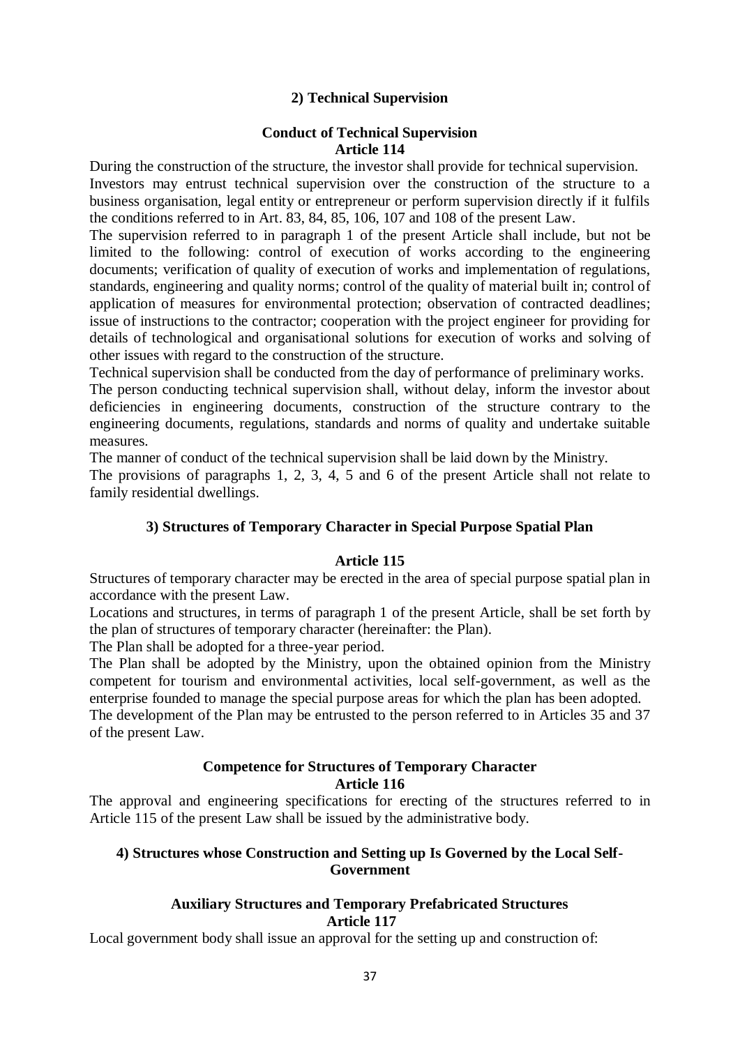### 2) Technical Supervision

#### Conduct of Technical Supervision
#### Article 114

During the construction of the structure, the investor shall provide for technical supervision.

Investors may entrust technical supervision over the construction of the structure to a business organisation, legal entity or entrepreneur or perform supervision directly if it fulfils the conditions referred to in Art. 83, 84, 85, 106, 107 and 108 of the present Law.

The supervision referred to in paragraph 1 of the present Article shall include, but not be limited to the following: control of execution of works according to the engineering documents; verification of quality of execution of works and implementation of regulations, standards, engineering and quality norms; control of the quality of material built in; control of application of measures for environmental protection; observation of contracted deadlines; issue of instructions to the contractor; cooperation with the project engineer for providing for details of technological and organisational solutions for execution of works and solving of other issues with regard to the construction of the structure.

Technical supervision shall be conducted from the day of performance of preliminary works.

The person conducting technical supervision shall, without delay, inform the investor about deficiencies in engineering documents, construction of the structure contrary to the engineering documents, regulations, standards and norms of quality and undertake suitable measures.

The manner of conduct of the technical supervision shall be laid down by the Ministry.

The provisions of paragraphs 1, 2, 3, 4, 5 and 6 of the present Article shall not relate to family residential dwellings.

### 3) Structures of Temporary Character in Special Purpose Spatial Plan

#### Article 115

Structures of temporary character may be erected in the area of special purpose spatial plan in accordance with the present Law.

Locations and structures, in terms of paragraph 1 of the present Article, shall be set forth by the plan of structures of temporary character (hereinafter: the Plan).

The Plan shall be adopted for a three-year period.

The Plan shall be adopted by the Ministry, upon the obtained opinion from the Ministry competent for tourism and environmental activities, local self-government, as well as the enterprise founded to manage the special purpose areas for which the plan has been adopted.

The development of the Plan may be entrusted to the person referred to in Articles 35 and 37 of the present Law.

#### Competence for Structures of Temporary Character
#### Article 116

The approval and engineering specifications for erecting of the structures referred to in Article 115 of the present Law shall be issued by the administrative body.

### 4) Structures whose Construction and Setting up Is Governed by the Local Self-Government

#### Auxiliary Structures and Temporary Prefabricated Structures
#### Article 117

Local government body shall issue an approval for the setting up and construction of: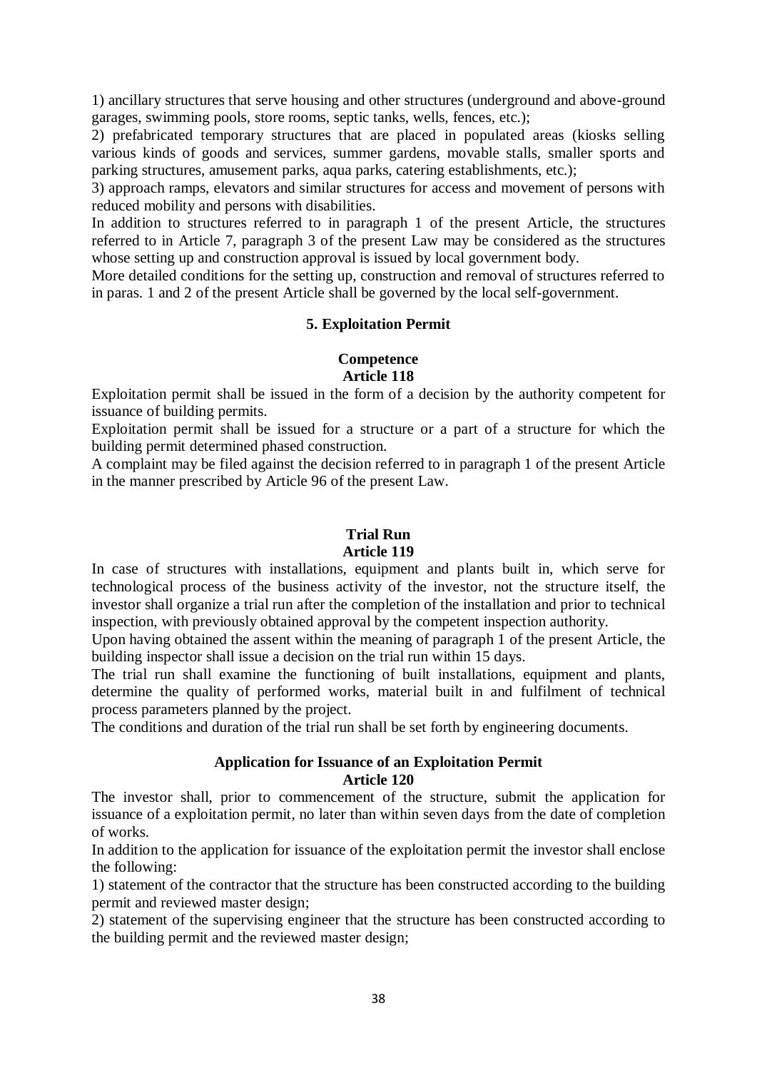1) ancillary structures that serve housing and other structures (underground and above-ground garages, swimming pools, store rooms, septic tanks, wells, fences, etc.);

2) prefabricated temporary structures that are placed in populated areas (kiosks selling various kinds of goods and services, summer gardens, movable stalls, smaller sports and parking structures, amusement parks, aqua parks, catering establishments, etc.);

3) approach ramps, elevators and similar structures for access and movement of persons with reduced mobility and persons with disabilities.

In addition to structures referred to in paragraph 1 of the present Article, the structures referred to in Article 7, paragraph 3 of the present Law may be considered as the structures whose setting up and construction approval is issued by local government body.

More detailed conditions for the setting up, construction and removal of structures referred to in paras. 1 and 2 of the present Article shall be governed by the local self-government.

## 5. Exploitation Permit

### Competence
### Article 118

Exploitation permit shall be issued in the form of a decision by the authority competent for issuance of building permits.

Exploitation permit shall be issued for a structure or a part of a structure for which the building permit determined phased construction.

A complaint may be filed against the decision referred to in paragraph 1 of the present Article in the manner prescribed by Article 96 of the present Law.

### Trial Run
### Article 119

In case of structures with installations, equipment and plants built in, which serve for technological process of the business activity of the investor, not the structure itself, the investor shall organize a trial run after the completion of the installation and prior to technical inspection, with previously obtained approval by the competent inspection authority.

Upon having obtained the assent within the meaning of paragraph 1 of the present Article, the building inspector shall issue a decision on the trial run within 15 days.

The trial run shall examine the functioning of built installations, equipment and plants, determine the quality of performed works, material built in and fulfilment of technical process parameters planned by the project.

The conditions and duration of the trial run shall be set forth by engineering documents.

### Application for Issuance of an Exploitation Permit
### Article 120

The investor shall, prior to commencement of the structure, submit the application for issuance of a exploitation permit, no later than within seven days from the date of completion of works.

In addition to the application for issuance of the exploitation permit the investor shall enclose the following:

1) statement of the contractor that the structure has been constructed according to the building permit and reviewed master design;

2) statement of the supervising engineer that the structure has been constructed according to the building permit and the reviewed master design;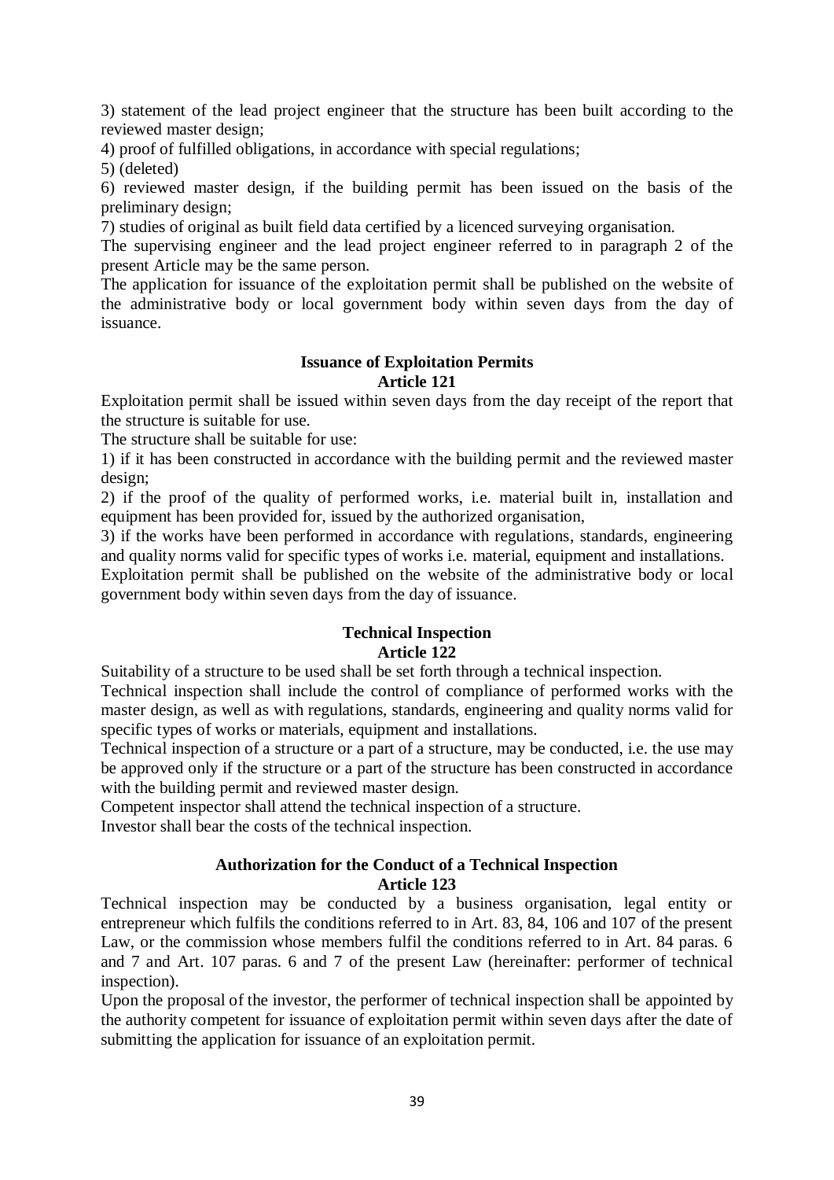3) statement of the lead project engineer that the structure has been built according to the reviewed master design;

4) proof of fulfilled obligations, in accordance with special regulations;

5) (deleted)

6) reviewed master design, if the building permit has been issued on the basis of the preliminary design;

7) studies of original as built field data certified by a licenced surveying organisation.

The supervising engineer and the lead project engineer referred to in paragraph 2 of the present Article may be the same person.

The application for issuance of the exploitation permit shall be published on the website of the administrative body or local government body within seven days from the day of issuance.

### Issuance of Exploitation Permits
### Article 121

Exploitation permit shall be issued within seven days from the day receipt of the report that the structure is suitable for use.

The structure shall be suitable for use:

1) if it has been constructed in accordance with the building permit and the reviewed master design;

2) if the proof of the quality of performed works, i.e. material built in, installation and equipment has been provided for, issued by the authorized organisation,

3) if the works have been performed in accordance with regulations, standards, engineering and quality norms valid for specific types of works i.e. material, equipment and installations.

Exploitation permit shall be published on the website of the administrative body or local government body within seven days from the day of issuance.

### Technical Inspection
### Article 122

Suitability of a structure to be used shall be set forth through a technical inspection.

Technical inspection shall include the control of compliance of performed works with the master design, as well as with regulations, standards, engineering and quality norms valid for specific types of works or materials, equipment and installations.

Technical inspection of a structure or a part of a structure, may be conducted, i.e. the use may be approved only if the structure or a part of the structure has been constructed in accordance with the building permit and reviewed master design.

Competent inspector shall attend the technical inspection of a structure.

Investor shall bear the costs of the technical inspection.

### Authorization for the Conduct of a Technical Inspection
### Article 123

Technical inspection may be conducted by a business organisation, legal entity or entrepreneur which fulfils the conditions referred to in Art. 83, 84, 106 and 107 of the present Law, or the commission whose members fulfil the conditions referred to in Art. 84 paras. 6 and 7 and Art. 107 paras. 6 and 7 of the present Law (hereinafter: performer of technical inspection).

Upon the proposal of the investor, the performer of technical inspection shall be appointed by the authority competent for issuance of exploitation permit within seven days after the date of submitting the application for issuance of an exploitation permit.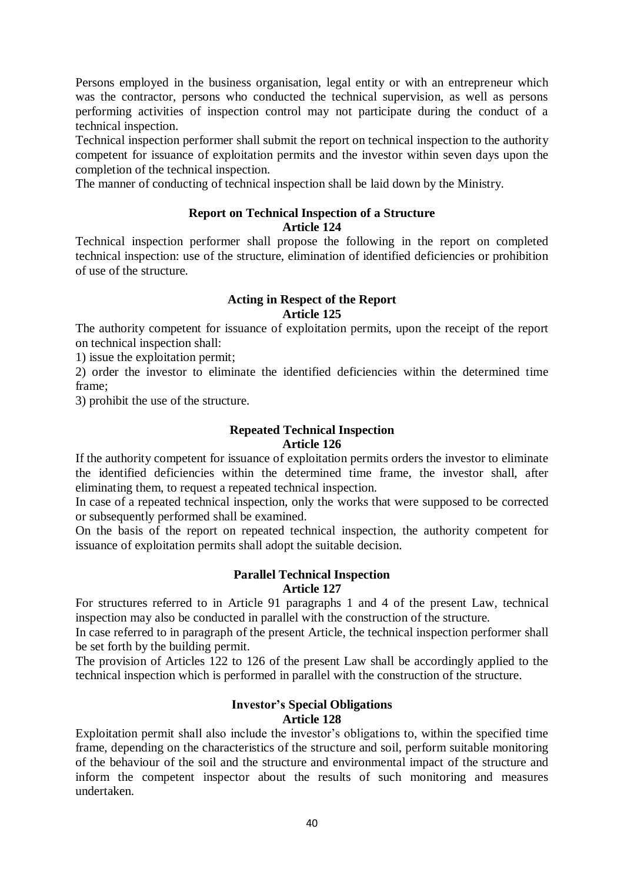Persons employed in the business organisation, legal entity or with an entrepreneur which was the contractor, persons who conducted the technical supervision, as well as persons performing activities of inspection control may not participate during the conduct of a technical inspection.

Technical inspection performer shall submit the report on technical inspection to the authority competent for issuance of exploitation permits and the investor within seven days upon the completion of the technical inspection.

The manner of conducting of technical inspection shall be laid down by the Ministry.

**Report on Technical Inspection of a Structure**
**Article 124**

Technical inspection performer shall propose the following in the report on completed technical inspection: use of the structure, elimination of identified deficiencies or prohibition of use of the structure.

**Acting in Respect of the Report**
**Article 125**

The authority competent for issuance of exploitation permits, upon the receipt of the report on technical inspection shall:

1) issue the exploitation permit;

2) order the investor to eliminate the identified deficiencies within the determined time frame;

3) prohibit the use of the structure.

**Repeated Technical Inspection**
**Article 126**

If the authority competent for issuance of exploitation permits orders the investor to eliminate the identified deficiencies within the determined time frame, the investor shall, after eliminating them, to request a repeated technical inspection.

In case of a repeated technical inspection, only the works that were supposed to be corrected or subsequently performed shall be examined.

On the basis of the report on repeated technical inspection, the authority competent for issuance of exploitation permits shall adopt the suitable decision.

**Parallel Technical Inspection**
**Article 127**

For structures referred to in Article 91 paragraphs 1 and 4 of the present Law, technical inspection may also be conducted in parallel with the construction of the structure.

In case referred to in paragraph of the present Article, the technical inspection performer shall be set forth by the building permit.

The provision of Articles 122 to 126 of the present Law shall be accordingly applied to the technical inspection which is performed in parallel with the construction of the structure.

**Investor's Special Obligations**
**Article 128**

Exploitation permit shall also include the investor's obligations to, within the specified time frame, depending on the characteristics of the structure and soil, perform suitable monitoring of the behaviour of the soil and the structure and environmental impact of the structure and inform the competent inspector about the results of such monitoring and measures undertaken.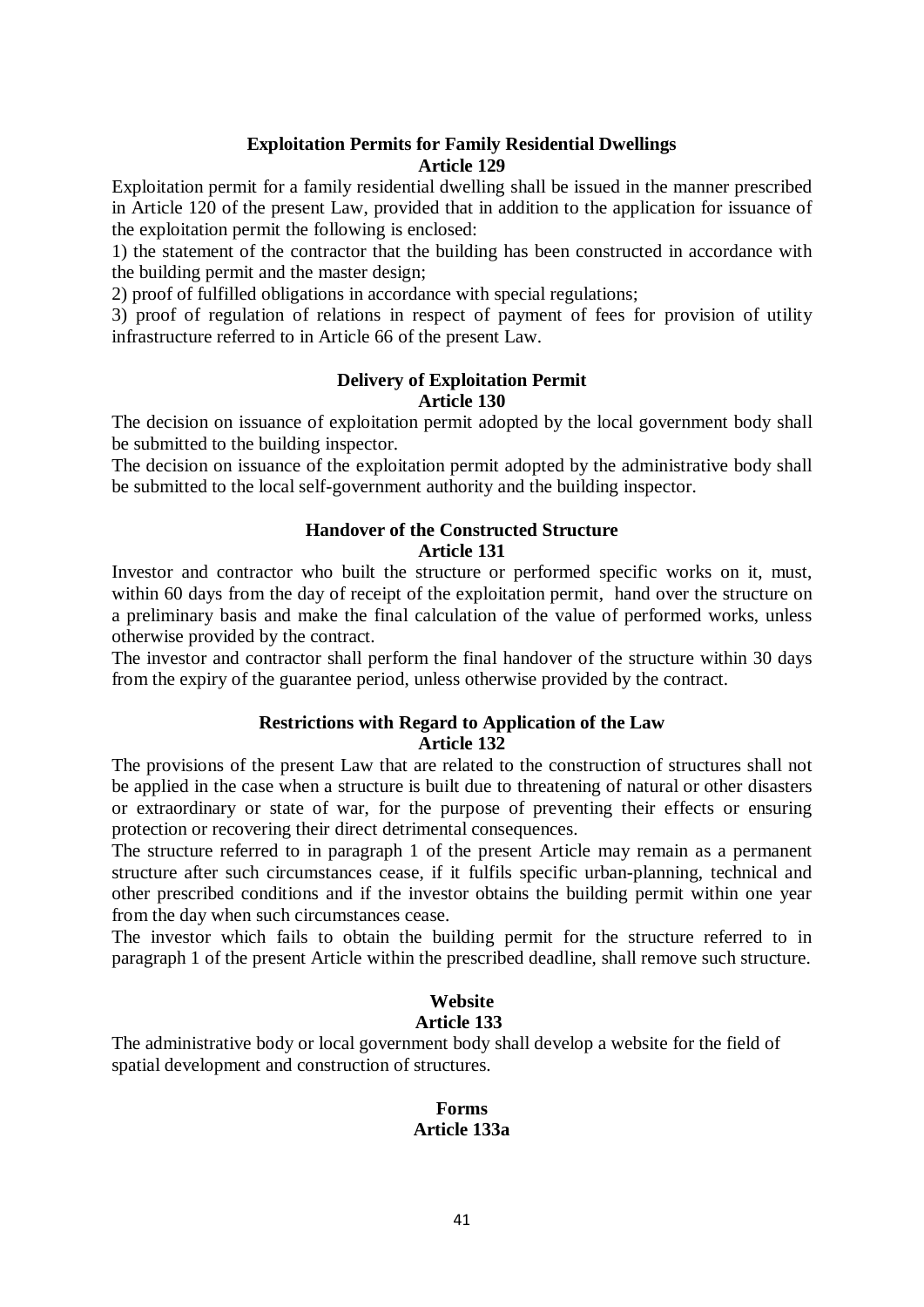### Exploitation Permits for Family Residential Dwellings
### Article 129

Exploitation permit for a family residential dwelling shall be issued in the manner prescribed in Article 120 of the present Law, provided that in addition to the application for issuance of the exploitation permit the following is enclosed:

1) the statement of the contractor that the building has been constructed in accordance with the building permit and the master design;

2) proof of fulfilled obligations in accordance with special regulations;

3) proof of regulation of relations in respect of payment of fees for provision of utility infrastructure referred to in Article 66 of the present Law.

### Delivery of Exploitation Permit
### Article 130

The decision on issuance of exploitation permit adopted by the local government body shall be submitted to the building inspector.

The decision on issuance of the exploitation permit adopted by the administrative body shall be submitted to the local self-government authority and the building inspector.

### Handover of the Constructed Structure
### Article 131

Investor and contractor who built the structure or performed specific works on it, must, within 60 days from the day of receipt of the exploitation permit, hand over the structure on a preliminary basis and make the final calculation of the value of performed works, unless otherwise provided by the contract.

The investor and contractor shall perform the final handover of the structure within 30 days from the expiry of the guarantee period, unless otherwise provided by the contract.

### Restrictions with Regard to Application of the Law
### Article 132

The provisions of the present Law that are related to the construction of structures shall not be applied in the case when a structure is built due to threatening of natural or other disasters or extraordinary or state of war, for the purpose of preventing their effects or ensuring protection or recovering their direct detrimental consequences.

The structure referred to in paragraph 1 of the present Article may remain as a permanent structure after such circumstances cease, if it fulfils specific urban-planning, technical and other prescribed conditions and if the investor obtains the building permit within one year from the day when such circumstances cease.

The investor which fails to obtain the building permit for the structure referred to in paragraph 1 of the present Article within the prescribed deadline, shall remove such structure.

### Website
### Article 133

The administrative body or local government body shall develop a website for the field of spatial development and construction of structures.

### Forms
### Article 133a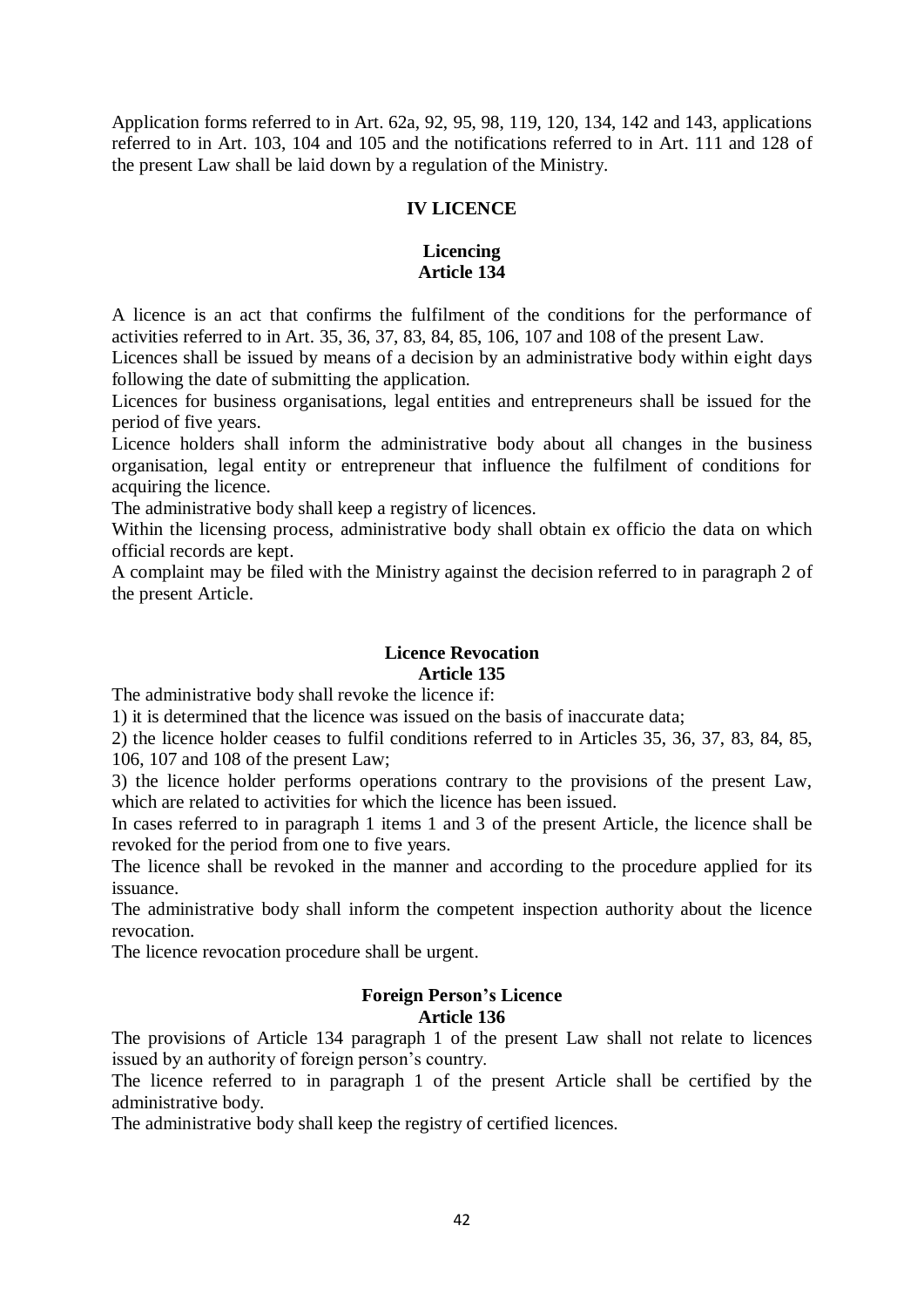Application forms referred to in Art. 62a, 92, 95, 98, 119, 120, 134, 142 and 143, applications referred to in Art. 103, 104 and 105 and the notifications referred to in Art. 111 and 128 of the present Law shall be laid down by a regulation of the Ministry.

## IV LICENCE

### Licencing
### Article 134

A licence is an act that confirms the fulfilment of the conditions for the performance of activities referred to in Art. 35, 36, 37, 83, 84, 85, 106, 107 and 108 of the present Law.

Licences shall be issued by means of a decision by an administrative body within eight days following the date of submitting the application.

Licences for business organisations, legal entities and entrepreneurs shall be issued for the period of five years.

Licence holders shall inform the administrative body about all changes in the business organisation, legal entity or entrepreneur that influence the fulfilment of conditions for acquiring the licence.

The administrative body shall keep a registry of licences.

Within the licensing process, administrative body shall obtain ex officio the data on which official records are kept.

A complaint may be filed with the Ministry against the decision referred to in paragraph 2 of the present Article.

### Licence Revocation
### Article 135

The administrative body shall revoke the licence if:

1) it is determined that the licence was issued on the basis of inaccurate data;

2) the licence holder ceases to fulfil conditions referred to in Articles 35, 36, 37, 83, 84, 85, 106, 107 and 108 of the present Law;

3) the licence holder performs operations contrary to the provisions of the present Law, which are related to activities for which the licence has been issued.

In cases referred to in paragraph 1 items 1 and 3 of the present Article, the licence shall be revoked for the period from one to five years.

The licence shall be revoked in the manner and according to the procedure applied for its issuance.

The administrative body shall inform the competent inspection authority about the licence revocation.

The licence revocation procedure shall be urgent.

### Foreign Person's Licence
### Article 136

The provisions of Article 134 paragraph 1 of the present Law shall not relate to licences issued by an authority of foreign person's country.

The licence referred to in paragraph 1 of the present Article shall be certified by the administrative body.

The administrative body shall keep the registry of certified licences.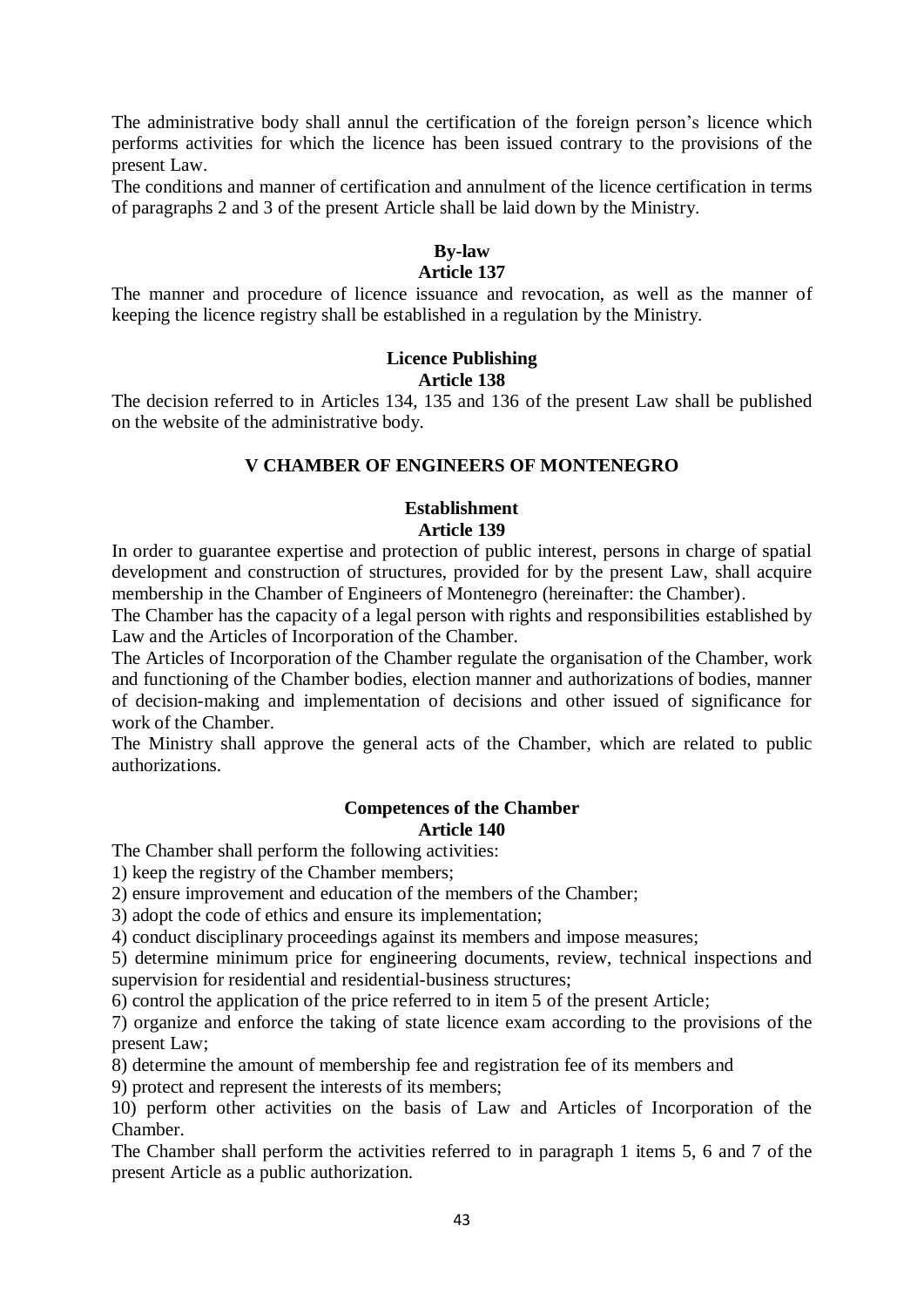The administrative body shall annul the certification of the foreign person's licence which performs activities for which the licence has been issued contrary to the provisions of the present Law.

The conditions and manner of certification and annulment of the licence certification in terms of paragraphs 2 and 3 of the present Article shall be laid down by the Ministry.

**By-law**
**Article 137**

The manner and procedure of licence issuance and revocation, as well as the manner of keeping the licence registry shall be established in a regulation by the Ministry.

**Licence Publishing**
**Article 138**

The decision referred to in Articles 134, 135 and 136 of the present Law shall be published on the website of the administrative body.

## V CHAMBER OF ENGINEERS OF MONTENEGRO

**Establishment**
**Article 139**

In order to guarantee expertise and protection of public interest, persons in charge of spatial development and construction of structures, provided for by the present Law, shall acquire membership in the Chamber of Engineers of Montenegro (hereinafter: the Chamber).

The Chamber has the capacity of a legal person with rights and responsibilities established by Law and the Articles of Incorporation of the Chamber.

The Articles of Incorporation of the Chamber regulate the organisation of the Chamber, work and functioning of the Chamber bodies, election manner and authorizations of bodies, manner of decision-making and implementation of decisions and other issued of significance for work of the Chamber.

The Ministry shall approve the general acts of the Chamber, which are related to public authorizations.

**Competences of the Chamber**
**Article 140**

The Chamber shall perform the following activities:

1) keep the registry of the Chamber members;
2) ensure improvement and education of the members of the Chamber;
3) adopt the code of ethics and ensure its implementation;
4) conduct disciplinary proceedings against its members and impose measures;
5) determine minimum price for engineering documents, review, technical inspections and supervision for residential and residential-business structures;
6) control the application of the price referred to in item 5 of the present Article;
7) organize and enforce the taking of state licence exam according to the provisions of the present Law;
8) determine the amount of membership fee and registration fee of its members and
9) protect and represent the interests of its members;
10) perform other activities on the basis of Law and Articles of Incorporation of the Chamber.

The Chamber shall perform the activities referred to in paragraph 1 items 5, 6 and 7 of the present Article as a public authorization.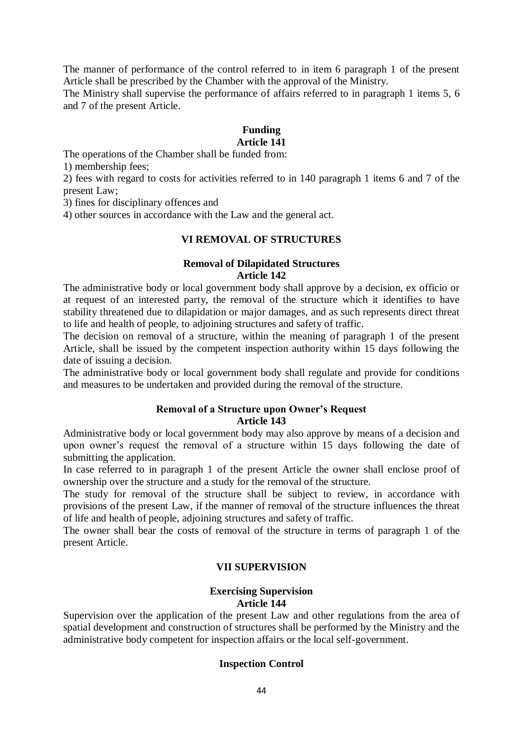The manner of performance of the control referred to in item 6 paragraph 1 of the present Article shall be prescribed by the Chamber with the approval of the Ministry.
The Ministry shall supervise the performance of affairs referred to in paragraph 1 items 5, 6 and 7 of the present Article.

### Funding
### Article 141

The operations of the Chamber shall be funded from:
1) membership fees;
2) fees with regard to costs for activities referred to in 140 paragraph 1 items 6 and 7 of the present Law;
3) fines for disciplinary offences and
4) other sources in accordance with the Law and the general act.

## VI REMOVAL OF STRUCTURES

### Removal of Dilapidated Structures
### Article 142

The administrative body or local government body shall approve by a decision, ex officio or at request of an interested party, the removal of the structure which it identifies to have stability threatened due to dilapidation or major damages, and as such represents direct threat to life and health of people, to adjoining structures and safety of traffic.
The decision on removal of a structure, within the meaning of paragraph 1 of the present Article, shall be issued by the competent inspection authority within 15 days following the date of issuing a decision.
The administrative body or local government body shall regulate and provide for conditions and measures to be undertaken and provided during the removal of the structure.

### Removal of a Structure upon Owner's Request
### Article 143

Administrative body or local government body may also approve by means of a decision and upon owner's request the removal of a structure within 15 days following the date of submitting the application.
In case referred to in paragraph 1 of the present Article the owner shall enclose proof of ownership over the structure and a study for the removal of the structure.
The study for removal of the structure shall be subject to review, in accordance with provisions of the present Law, if the manner of removal of the structure influences the threat of life and health of people, adjoining structures and safety of traffic.
The owner shall bear the costs of removal of the structure in terms of paragraph 1 of the present Article.

## VII SUPERVISION

### Exercising Supervision
### Article 144

Supervision over the application of the present Law and other regulations from the area of spatial development and construction of structures shall be performed by the Ministry and the administrative body competent for inspection affairs or the local self-government.

### Inspection Control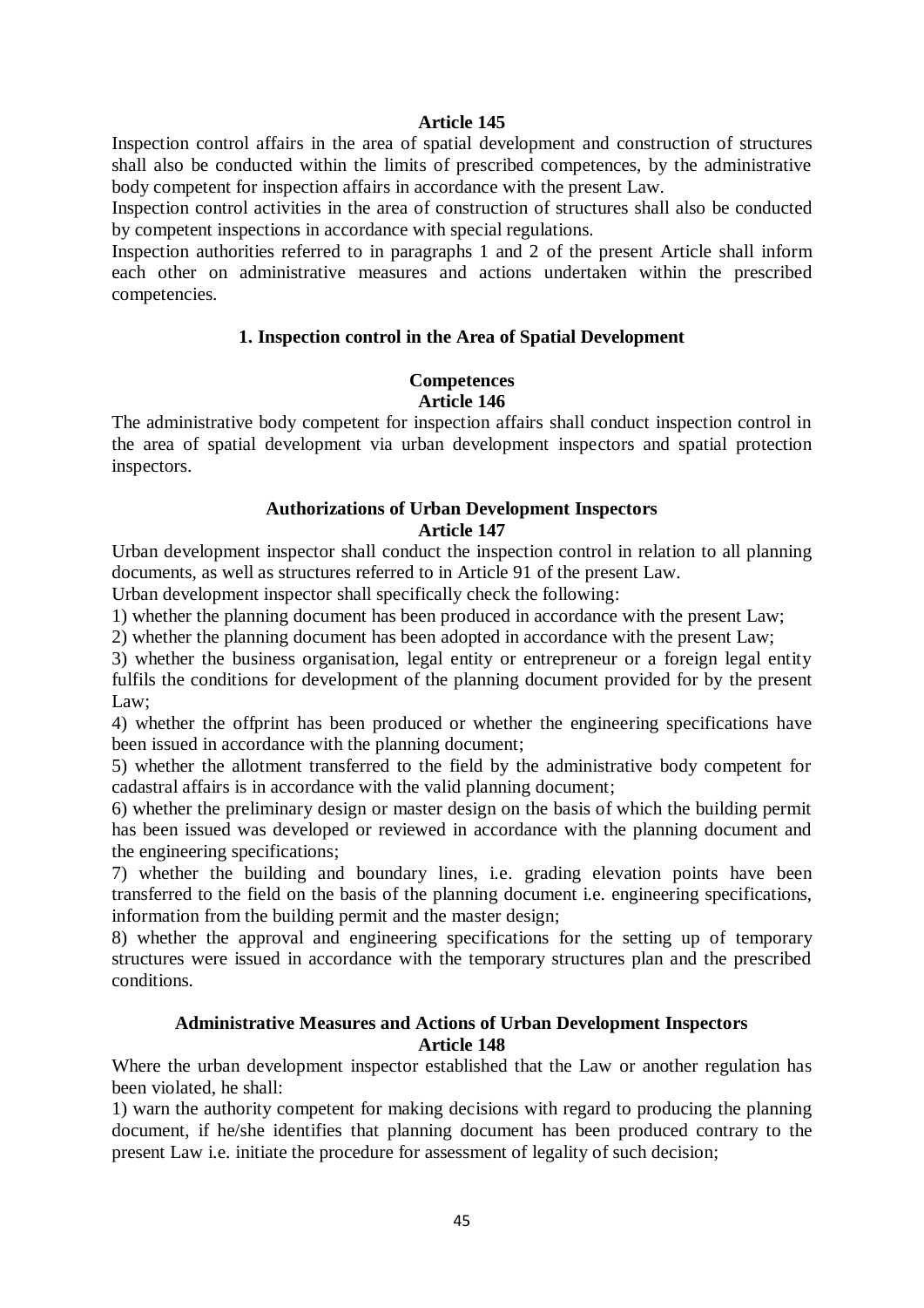**Article 145**

Inspection control affairs in the area of spatial development and construction of structures shall also be conducted within the limits of prescribed competences, by the administrative body competent for inspection affairs in accordance with the present Law.

Inspection control activities in the area of construction of structures shall also be conducted by competent inspections in accordance with special regulations.

Inspection authorities referred to in paragraphs 1 and 2 of the present Article shall inform each other on administrative measures and actions undertaken within the prescribed competencies.

## 1. Inspection control in the Area of Spatial Development

### Competences

**Article 146**

The administrative body competent for inspection affairs shall conduct inspection control in the area of spatial development via urban development inspectors and spatial protection inspectors.

### Authorizations of Urban Development Inspectors

**Article 147**

Urban development inspector shall conduct the inspection control in relation to all planning documents, as well as structures referred to in Article 91 of the present Law.

Urban development inspector shall specifically check the following:

1) whether the planning document has been produced in accordance with the present Law;

2) whether the planning document has been adopted in accordance with the present Law;

3) whether the business organisation, legal entity or entrepreneur or a foreign legal entity fulfils the conditions for development of the planning document provided for by the present Law;

4) whether the offprint has been produced or whether the engineering specifications have been issued in accordance with the planning document;

5) whether the allotment transferred to the field by the administrative body competent for cadastral affairs is in accordance with the valid planning document;

6) whether the preliminary design or master design on the basis of which the building permit has been issued was developed or reviewed in accordance with the planning document and the engineering specifications;

7) whether the building and boundary lines, i.e. grading elevation points have been transferred to the field on the basis of the planning document i.e. engineering specifications, information from the building permit and the master design;

8) whether the approval and engineering specifications for the setting up of temporary structures were issued in accordance with the temporary structures plan and the prescribed conditions.

### Administrative Measures and Actions of Urban Development Inspectors

**Article 148**

Where the urban development inspector established that the Law or another regulation has been violated, he shall:

1) warn the authority competent for making decisions with regard to producing the planning document, if he/she identifies that planning document has been produced contrary to the present Law i.e. initiate the procedure for assessment of legality of such decision;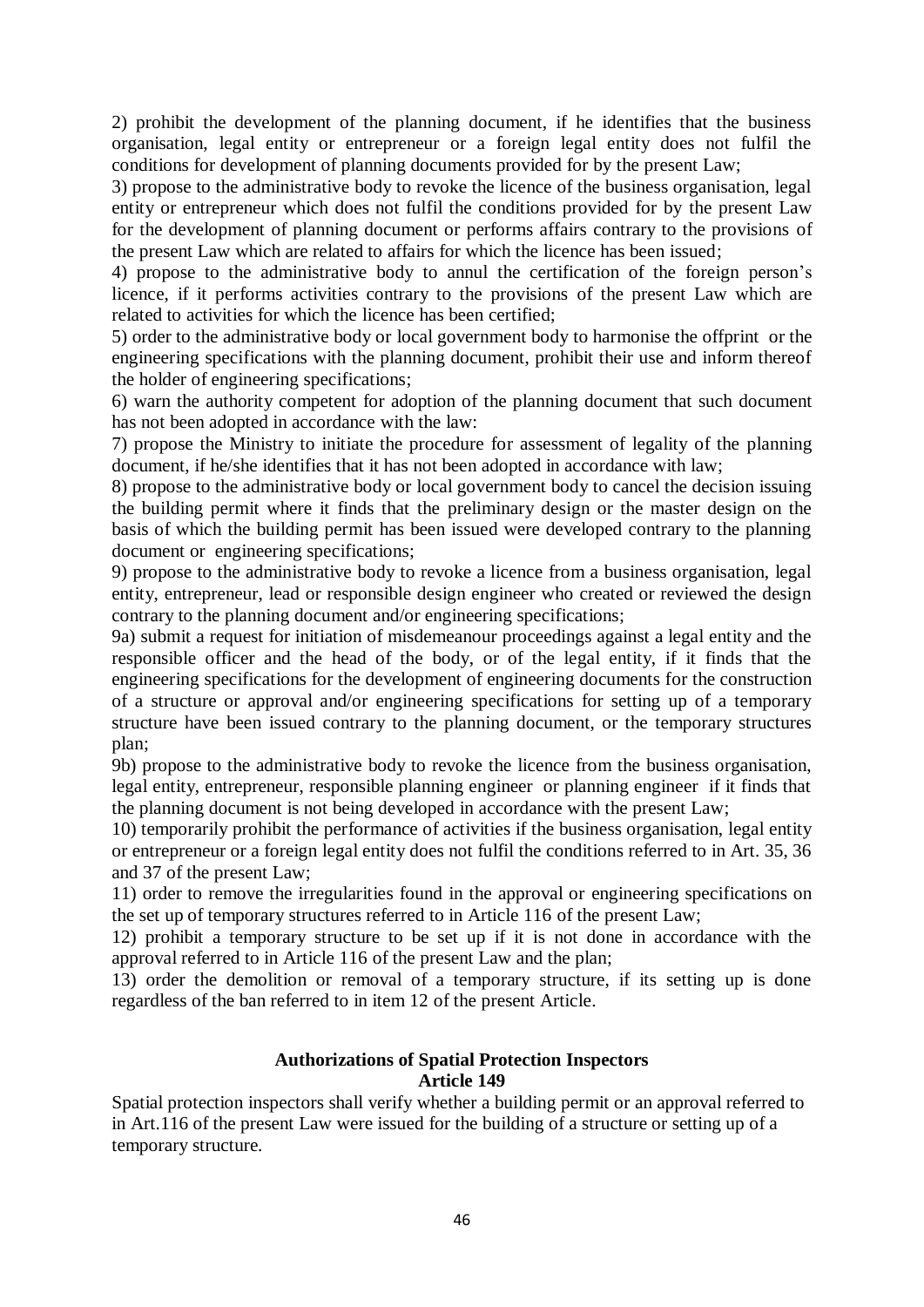2) prohibit the development of the planning document, if he identifies that the business organisation, legal entity or entrepreneur or a foreign legal entity does not fulfil the conditions for development of planning documents provided for by the present Law;

3) propose to the administrative body to revoke the licence of the business organisation, legal entity or entrepreneur which does not fulfil the conditions provided for by the present Law for the development of planning document or performs affairs contrary to the provisions of the present Law which are related to affairs for which the licence has been issued;

4) propose to the administrative body to annul the certification of the foreign person's licence, if it performs activities contrary to the provisions of the present Law which are related to activities for which the licence has been certified;

5) order to the administrative body or local government body to harmonise the offprint or the engineering specifications with the planning document, prohibit their use and inform thereof the holder of engineering specifications;

6) warn the authority competent for adoption of the planning document that such document has not been adopted in accordance with the law:

7) propose the Ministry to initiate the procedure for assessment of legality of the planning document, if he/she identifies that it has not been adopted in accordance with law;

8) propose to the administrative body or local government body to cancel the decision issuing the building permit where it finds that the preliminary design or the master design on the basis of which the building permit has been issued were developed contrary to the planning document or engineering specifications;

9) propose to the administrative body to revoke a licence from a business organisation, legal entity, entrepreneur, lead or responsible design engineer who created or reviewed the design contrary to the planning document and/or engineering specifications;

9a) submit a request for initiation of misdemeanour proceedings against a legal entity and the responsible officer and the head of the body, or of the legal entity, if it finds that the engineering specifications for the development of engineering documents for the construction of a structure or approval and/or engineering specifications for setting up of a temporary structure have been issued contrary to the planning document, or the temporary structures plan;

9b) propose to the administrative body to revoke the licence from the business organisation, legal entity, entrepreneur, responsible planning engineer or planning engineer if it finds that the planning document is not being developed in accordance with the present Law;

10) temporarily prohibit the performance of activities if the business organisation, legal entity or entrepreneur or a foreign legal entity does not fulfil the conditions referred to in Art. 35, 36 and 37 of the present Law;

11) order to remove the irregularities found in the approval or engineering specifications on the set up of temporary structures referred to in Article 116 of the present Law;

12) prohibit a temporary structure to be set up if it is not done in accordance with the approval referred to in Article 116 of the present Law and the plan;

13) order the demolition or removal of a temporary structure, if its setting up is done regardless of the ban referred to in item 12 of the present Article.

**Authorizations of Spatial Protection Inspectors**
**Article 149**

Spatial protection inspectors shall verify whether a building permit or an approval referred to in Art.116 of the present Law were issued for the building of a structure or setting up of a temporary structure.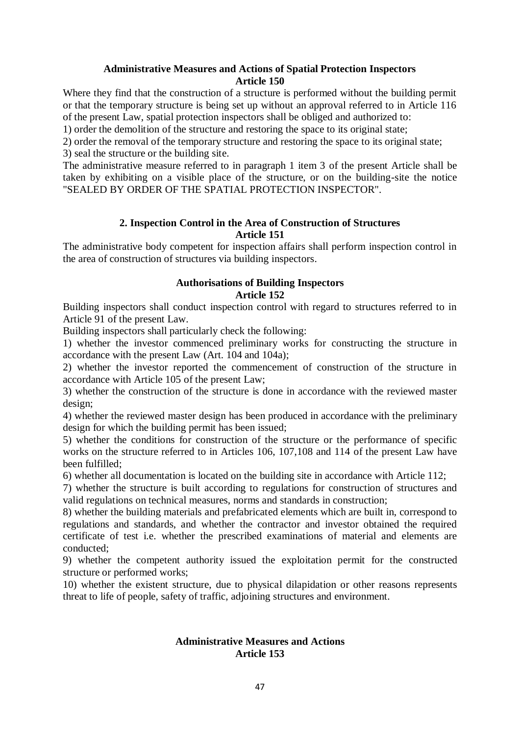### Administrative Measures and Actions of Spatial Protection Inspectors
### Article 150

Where they find that the construction of a structure is performed without the building permit or that the temporary structure is being set up without an approval referred to in Article 116 of the present Law, spatial protection inspectors shall be obliged and authorized to:

1) order the demolition of the structure and restoring the space to its original state;
2) order the removal of the temporary structure and restoring the space to its original state;
3) seal the structure or the building site.

The administrative measure referred to in paragraph 1 item 3 of the present Article shall be taken by exhibiting on a visible place of the structure, or on the building-site the notice "SEALED BY ORDER OF THE SPATIAL PROTECTION INSPECTOR".

## 2. Inspection Control in the Area of Construction of Structures
### Article 151

The administrative body competent for inspection affairs shall perform inspection control in the area of construction of structures via building inspectors.

### Authorisations of Building Inspectors
### Article 152

Building inspectors shall conduct inspection control with regard to structures referred to in Article 91 of the present Law.

Building inspectors shall particularly check the following:

1) whether the investor commenced preliminary works for constructing the structure in accordance with the present Law (Art. 104 and 104a);
2) whether the investor reported the commencement of construction of the structure in accordance with Article 105 of the present Law;
3) whether the construction of the structure is done in accordance with the reviewed master design;
4) whether the reviewed master design has been produced in accordance with the preliminary design for which the building permit has been issued;
5) whether the conditions for construction of the structure or the performance of specific works on the structure referred to in Articles 106, 107,108 and 114 of the present Law have been fulfilled;
6) whether all documentation is located on the building site in accordance with Article 112;
7) whether the structure is built according to regulations for construction of structures and valid regulations on technical measures, norms and standards in construction;
8) whether the building materials and prefabricated elements which are built in, correspond to regulations and standards, and whether the contractor and investor obtained the required certificate of test i.e. whether the prescribed examinations of material and elements are conducted;
9) whether the competent authority issued the exploitation permit for the constructed structure or performed works;
10) whether the existent structure, due to physical dilapidation or other reasons represents threat to life of people, safety of traffic, adjoining structures and environment.

### Administrative Measures and Actions
### Article 153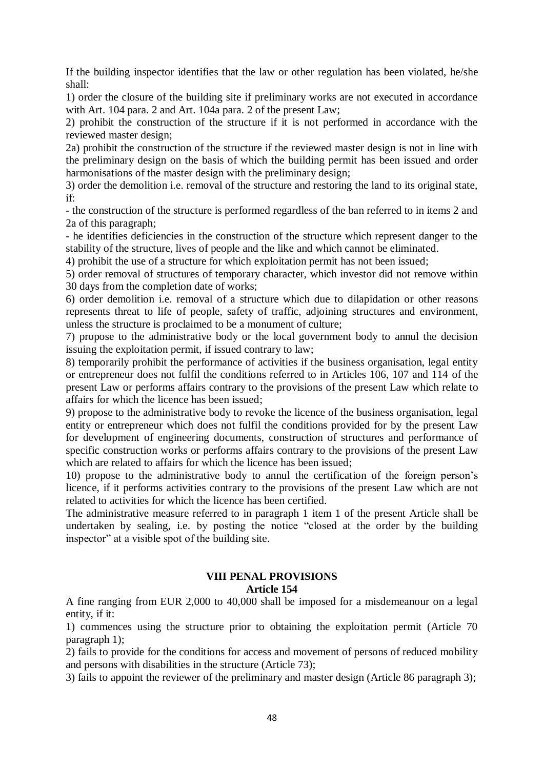If the building inspector identifies that the law or other regulation has been violated, he/she shall:

1) order the closure of the building site if preliminary works are not executed in accordance with Art. 104 para. 2 and Art. 104a para. 2 of the present Law;

2) prohibit the construction of the structure if it is not performed in accordance with the reviewed master design;

2a) prohibit the construction of the structure if the reviewed master design is not in line with the preliminary design on the basis of which the building permit has been issued and order harmonisations of the master design with the preliminary design;

3) order the demolition i.e. removal of the structure and restoring the land to its original state, if:

- the construction of the structure is performed regardless of the ban referred to in items 2 and 2a of this paragraph;
- he identifies deficiencies in the construction of the structure which represent danger to the stability of the structure, lives of people and the like and which cannot be eliminated.

4) prohibit the use of a structure for which exploitation permit has not been issued;

5) order removal of structures of temporary character, which investor did not remove within 30 days from the completion date of works;

6) order demolition i.e. removal of a structure which due to dilapidation or other reasons represents threat to life of people, safety of traffic, adjoining structures and environment, unless the structure is proclaimed to be a monument of culture;

7) propose to the administrative body or the local government body to annul the decision issuing the exploitation permit, if issued contrary to law;

8) temporarily prohibit the performance of activities if the business organisation, legal entity or entrepreneur does not fulfil the conditions referred to in Articles 106, 107 and 114 of the present Law or performs affairs contrary to the provisions of the present Law which relate to affairs for which the licence has been issued;

9) propose to the administrative body to revoke the licence of the business organisation, legal entity or entrepreneur which does not fulfil the conditions provided for by the present Law for development of engineering documents, construction of structures and performance of specific construction works or performs affairs contrary to the provisions of the present Law which are related to affairs for which the licence has been issued;

10) propose to the administrative body to annul the certification of the foreign person's licence, if it performs activities contrary to the provisions of the present Law which are not related to activities for which the licence has been certified.

The administrative measure referred to in paragraph 1 item 1 of the present Article shall be undertaken by sealing, i.e. by posting the notice "closed at the order by the building inspector" at a visible spot of the building site.

## VIII PENAL PROVISIONS

### Article 154

A fine ranging from EUR 2,000 to 40,000 shall be imposed for a misdemeanour on a legal entity, if it:

1) commences using the structure prior to obtaining the exploitation permit (Article 70 paragraph 1);

2) fails to provide for the conditions for access and movement of persons of reduced mobility and persons with disabilities in the structure (Article 73);

3) fails to appoint the reviewer of the preliminary and master design (Article 86 paragraph 3);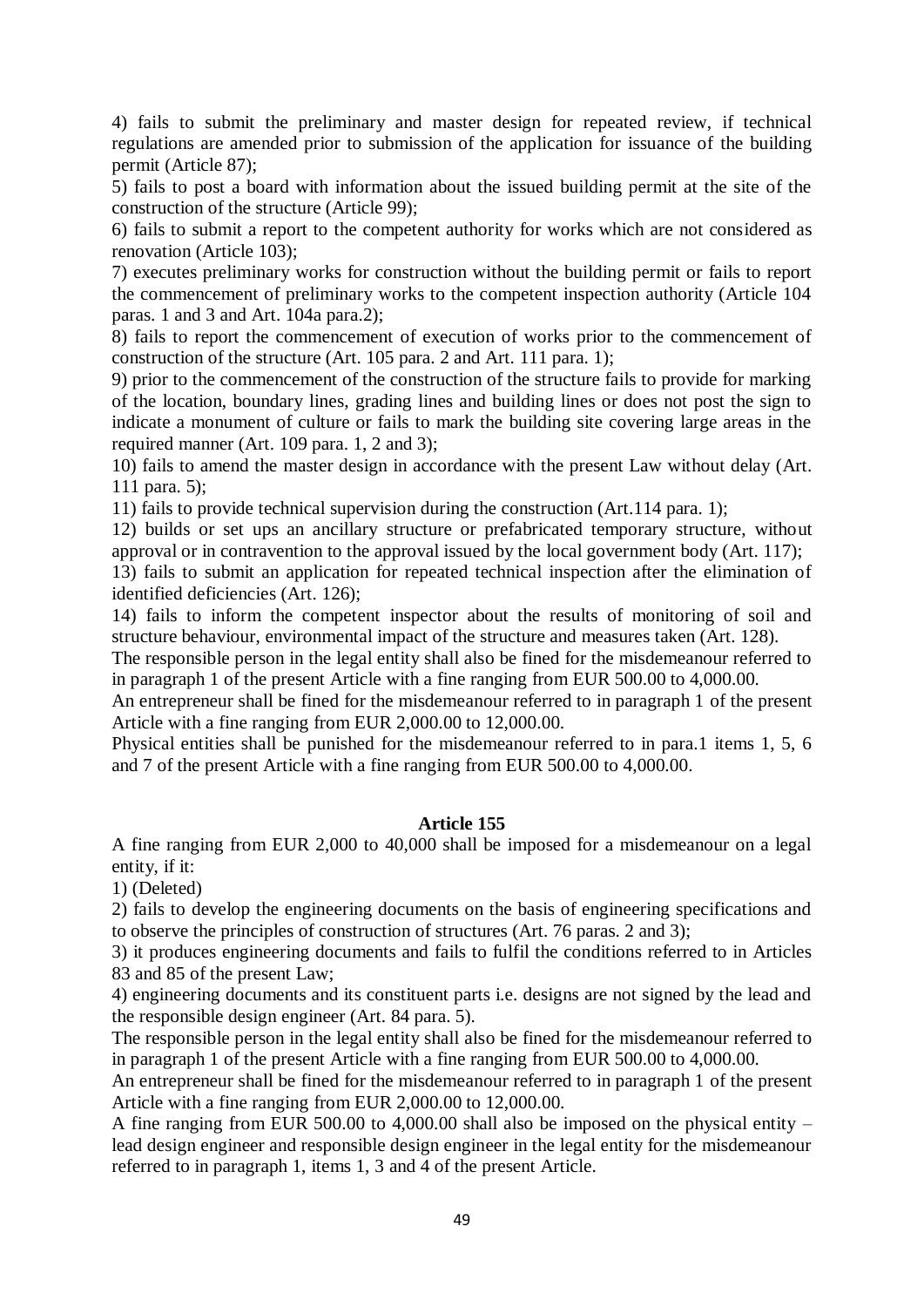4) fails to submit the preliminary and master design for repeated review, if technical regulations are amended prior to submission of the application for issuance of the building permit (Article 87);

5) fails to post a board with information about the issued building permit at the site of the construction of the structure (Article 99);

6) fails to submit a report to the competent authority for works which are not considered as renovation (Article 103);

7) executes preliminary works for construction without the building permit or fails to report the commencement of preliminary works to the competent inspection authority (Article 104 paras. 1 and 3 and Art. 104a para.2);

8) fails to report the commencement of execution of works prior to the commencement of construction of the structure (Art. 105 para. 2 and Art. 111 para. 1);

9) prior to the commencement of the construction of the structure fails to provide for marking of the location, boundary lines, grading lines and building lines or does not post the sign to indicate a monument of culture or fails to mark the building site covering large areas in the required manner (Art. 109 para. 1, 2 and 3);

10) fails to amend the master design in accordance with the present Law without delay (Art. 111 para. 5);

11) fails to provide technical supervision during the construction (Art.114 para. 1);

12) builds or set ups an ancillary structure or prefabricated temporary structure, without approval or in contravention to the approval issued by the local government body (Art. 117);

13) fails to submit an application for repeated technical inspection after the elimination of identified deficiencies (Art. 126);

14) fails to inform the competent inspector about the results of monitoring of soil and structure behaviour, environmental impact of the structure and measures taken (Art. 128).

The responsible person in the legal entity shall also be fined for the misdemeanour referred to in paragraph 1 of the present Article with a fine ranging from EUR 500.00 to 4,000.00.

An entrepreneur shall be fined for the misdemeanour referred to in paragraph 1 of the present Article with a fine ranging from EUR 2,000.00 to 12,000.00.

Physical entities shall be punished for the misdemeanour referred to in para.1 items 1, 5, 6 and 7 of the present Article with a fine ranging from EUR 500.00 to 4,000.00.

### Article 155

A fine ranging from EUR 2,000 to 40,000 shall be imposed for a misdemeanour on a legal entity, if it:

1) (Deleted)

2) fails to develop the engineering documents on the basis of engineering specifications and to observe the principles of construction of structures (Art. 76 paras. 2 and 3);

3) it produces engineering documents and fails to fulfil the conditions referred to in Articles 83 and 85 of the present Law;

4) engineering documents and its constituent parts i.e. designs are not signed by the lead and the responsible design engineer (Art. 84 para. 5).

The responsible person in the legal entity shall also be fined for the misdemeanour referred to in paragraph 1 of the present Article with a fine ranging from EUR 500.00 to 4,000.00.

An entrepreneur shall be fined for the misdemeanour referred to in paragraph 1 of the present Article with a fine ranging from EUR 2,000.00 to 12,000.00.

A fine ranging from EUR 500.00 to 4,000.00 shall also be imposed on the physical entity – lead design engineer and responsible design engineer in the legal entity for the misdemeanour referred to in paragraph 1, items 1, 3 and 4 of the present Article.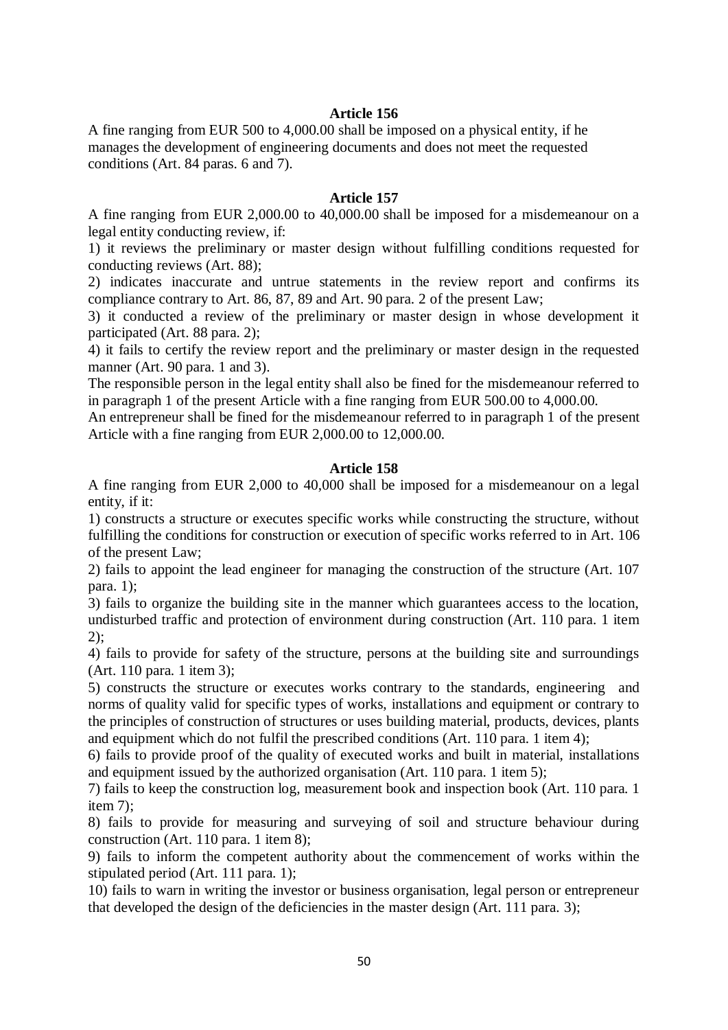### Article 156

A fine ranging from EUR 500 to 4,000.00 shall be imposed on a physical entity, if he manages the development of engineering documents and does not meet the requested conditions (Art. 84 paras. 6 and 7).

### Article 157

A fine ranging from EUR 2,000.00 to 40,000.00 shall be imposed for a misdemeanour on a legal entity conducting review, if:

1) it reviews the preliminary or master design without fulfilling conditions requested for conducting reviews (Art. 88);
2) indicates inaccurate and untrue statements in the review report and confirms its compliance contrary to Art. 86, 87, 89 and Art. 90 para. 2 of the present Law;
3) it conducted a review of the preliminary or master design in whose development it participated (Art. 88 para. 2);
4) it fails to certify the review report and the preliminary or master design in the requested manner (Art. 90 para. 1 and 3).

The responsible person in the legal entity shall also be fined for the misdemeanour referred to in paragraph 1 of the present Article with a fine ranging from EUR 500.00 to 4,000.00.

An entrepreneur shall be fined for the misdemeanour referred to in paragraph 1 of the present Article with a fine ranging from EUR 2,000.00 to 12,000.00.

### Article 158

A fine ranging from EUR 2,000 to 40,000 shall be imposed for a misdemeanour on a legal entity, if it:

1) constructs a structure or executes specific works while constructing the structure, without fulfilling the conditions for construction or execution of specific works referred to in Art. 106 of the present Law;
2) fails to appoint the lead engineer for managing the construction of the structure (Art. 107 para. 1);
3) fails to organize the building site in the manner which guarantees access to the location, undisturbed traffic and protection of environment during construction (Art. 110 para. 1 item 2);
4) fails to provide for safety of the structure, persons at the building site and surroundings (Art. 110 para. 1 item 3);
5) constructs the structure or executes works contrary to the standards, engineering and norms of quality valid for specific types of works, installations and equipment or contrary to the principles of construction of structures or uses building material, products, devices, plants and equipment which do not fulfil the prescribed conditions (Art. 110 para. 1 item 4);
6) fails to provide proof of the quality of executed works and built in material, installations and equipment issued by the authorized organisation (Art. 110 para. 1 item 5);
7) fails to keep the construction log, measurement book and inspection book (Art. 110 para. 1 item 7);
8) fails to provide for measuring and surveying of soil and structure behaviour during construction (Art. 110 para. 1 item 8);
9) fails to inform the competent authority about the commencement of works within the stipulated period (Art. 111 para. 1);
10) fails to warn in writing the investor or business organisation, legal person or entrepreneur that developed the design of the deficiencies in the master design (Art. 111 para. 3);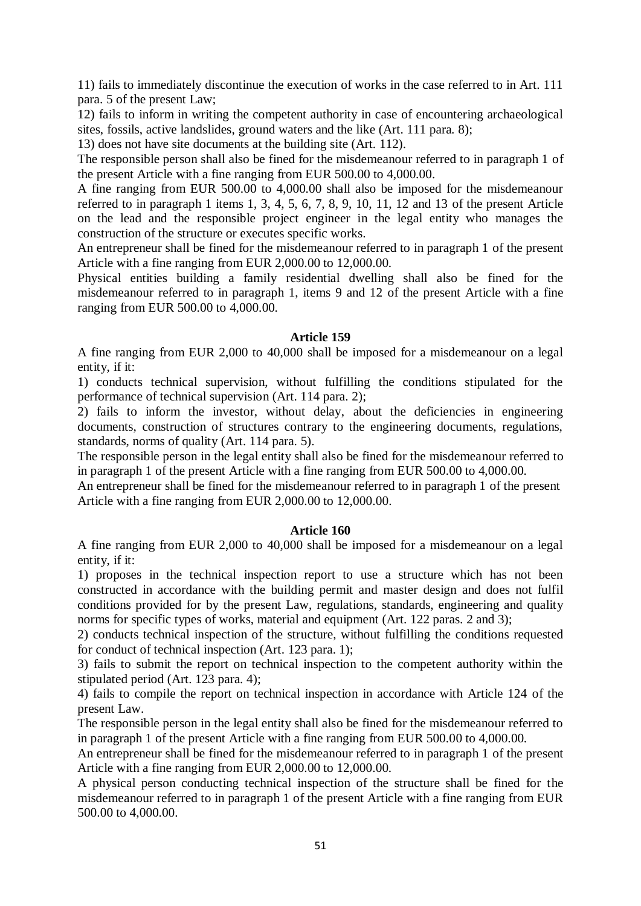11) fails to immediately discontinue the execution of works in the case referred to in Art. 111 para. 5 of the present Law;

12) fails to inform in writing the competent authority in case of encountering archaeological sites, fossils, active landslides, ground waters and the like (Art. 111 para. 8);

13) does not have site documents at the building site (Art. 112).

The responsible person shall also be fined for the misdemeanour referred to in paragraph 1 of the present Article with a fine ranging from EUR 500.00 to 4,000.00.

A fine ranging from EUR 500.00 to 4,000.00 shall also be imposed for the misdemeanour referred to in paragraph 1 items 1, 3, 4, 5, 6, 7, 8, 9, 10, 11, 12 and 13 of the present Article on the lead and the responsible project engineer in the legal entity who manages the construction of the structure or executes specific works.

An entrepreneur shall be fined for the misdemeanour referred to in paragraph 1 of the present Article with a fine ranging from EUR 2,000.00 to 12,000.00.

Physical entities building a family residential dwelling shall also be fined for the misdemeanour referred to in paragraph 1, items 9 and 12 of the present Article with a fine ranging from EUR 500.00 to 4,000.00.

**Article 159**

A fine ranging from EUR 2,000 to 40,000 shall be imposed for a misdemeanour on a legal entity, if it:

1) conducts technical supervision, without fulfilling the conditions stipulated for the performance of technical supervision (Art. 114 para. 2);

2) fails to inform the investor, without delay, about the deficiencies in engineering documents, construction of structures contrary to the engineering documents, regulations, standards, norms of quality (Art. 114 para. 5).

The responsible person in the legal entity shall also be fined for the misdemeanour referred to in paragraph 1 of the present Article with a fine ranging from EUR 500.00 to 4,000.00.

An entrepreneur shall be fined for the misdemeanour referred to in paragraph 1 of the present Article with a fine ranging from EUR 2,000.00 to 12,000.00.

**Article 160**

A fine ranging from EUR 2,000 to 40,000 shall be imposed for a misdemeanour on a legal entity, if it:

1) proposes in the technical inspection report to use a structure which has not been constructed in accordance with the building permit and master design and does not fulfil conditions provided for by the present Law, regulations, standards, engineering and quality norms for specific types of works, material and equipment (Art. 122 paras. 2 and 3);

2) conducts technical inspection of the structure, without fulfilling the conditions requested for conduct of technical inspection (Art. 123 para. 1);

3) fails to submit the report on technical inspection to the competent authority within the stipulated period (Art. 123 para. 4);

4) fails to compile the report on technical inspection in accordance with Article 124 of the present Law.

The responsible person in the legal entity shall also be fined for the misdemeanour referred to in paragraph 1 of the present Article with a fine ranging from EUR 500.00 to 4,000.00.

An entrepreneur shall be fined for the misdemeanour referred to in paragraph 1 of the present Article with a fine ranging from EUR 2,000.00 to 12,000.00.

A physical person conducting technical inspection of the structure shall be fined for the misdemeanour referred to in paragraph 1 of the present Article with a fine ranging from EUR 500.00 to 4,000.00.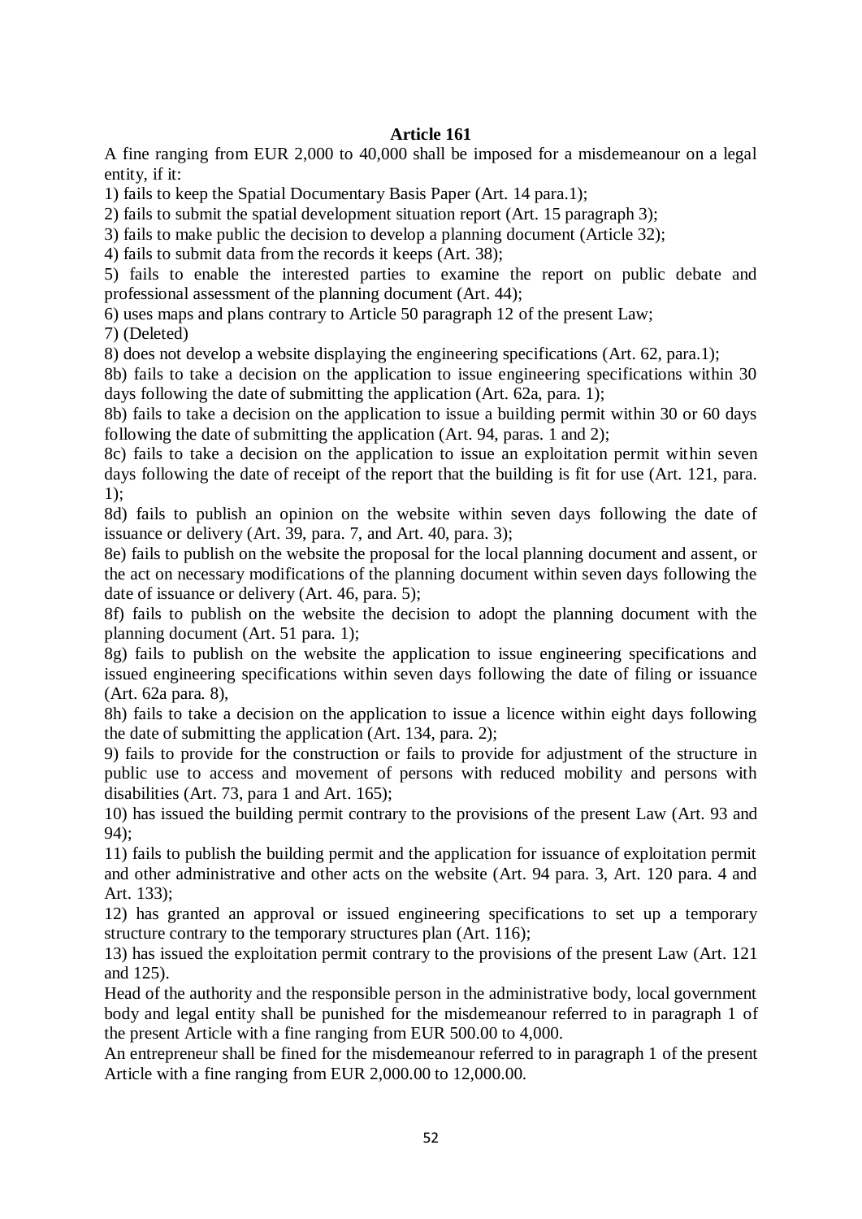**Article 161**

A fine ranging from EUR 2,000 to 40,000 shall be imposed for a misdemeanour on a legal entity, if it:

1) fails to keep the Spatial Documentary Basis Paper (Art. 14 para.1);

2) fails to submit the spatial development situation report (Art. 15 paragraph 3);

3) fails to make public the decision to develop a planning document (Article 32);

4) fails to submit data from the records it keeps (Art. 38);

5) fails to enable the interested parties to examine the report on public debate and professional assessment of the planning document (Art. 44);

6) uses maps and plans contrary to Article 50 paragraph 12 of the present Law;

7) (Deleted)

8) does not develop a website displaying the engineering specifications (Art. 62, para.1);

8b) fails to take a decision on the application to issue engineering specifications within 30 days following the date of submitting the application (Art. 62a, para. 1);

8b) fails to take a decision on the application to issue a building permit within 30 or 60 days following the date of submitting the application (Art. 94, paras. 1 and 2);

8c) fails to take a decision on the application to issue an exploitation permit within seven days following the date of receipt of the report that the building is fit for use (Art. 121, para. 1);

8d) fails to publish an opinion on the website within seven days following the date of issuance or delivery (Art. 39, para. 7, and Art. 40, para. 3);

8e) fails to publish on the website the proposal for the local planning document and assent, or the act on necessary modifications of the planning document within seven days following the date of issuance or delivery (Art. 46, para. 5);

8f) fails to publish on the website the decision to adopt the planning document with the planning document (Art. 51 para. 1);

8g) fails to publish on the website the application to issue engineering specifications and issued engineering specifications within seven days following the date of filing or issuance (Art. 62a para. 8),

8h) fails to take a decision on the application to issue a licence within eight days following the date of submitting the application (Art. 134, para. 2);

9) fails to provide for the construction or fails to provide for adjustment of the structure in public use to access and movement of persons with reduced mobility and persons with disabilities (Art. 73, para 1 and Art. 165);

10) has issued the building permit contrary to the provisions of the present Law (Art. 93 and 94);

11) fails to publish the building permit and the application for issuance of exploitation permit and other administrative and other acts on the website (Art. 94 para. 3, Art. 120 para. 4 and Art. 133);

12) has granted an approval or issued engineering specifications to set up a temporary structure contrary to the temporary structures plan (Art. 116);

13) has issued the exploitation permit contrary to the provisions of the present Law (Art. 121 and 125).

Head of the authority and the responsible person in the administrative body, local government body and legal entity shall be punished for the misdemeanour referred to in paragraph 1 of the present Article with a fine ranging from EUR 500.00 to 4,000.

An entrepreneur shall be fined for the misdemeanour referred to in paragraph 1 of the present Article with a fine ranging from EUR 2,000.00 to 12,000.00.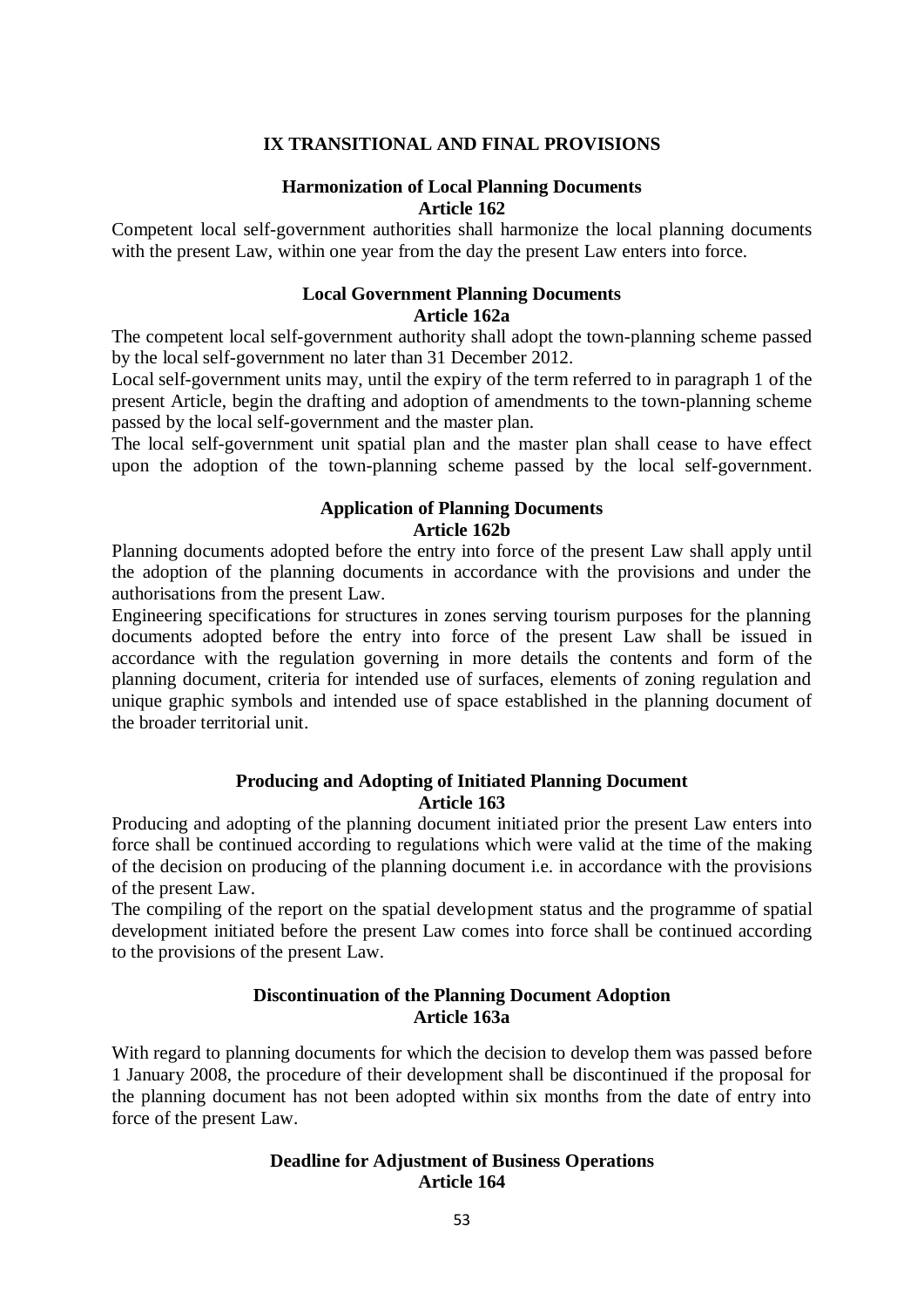## IX TRANSITIONAL AND FINAL PROVISIONS

### Harmonization of Local Planning Documents
### Article 162

Competent local self-government authorities shall harmonize the local planning documents with the present Law, within one year from the day the present Law enters into force.

### Local Government Planning Documents
### Article 162a

The competent local self-government authority shall adopt the town-planning scheme passed by the local self-government no later than 31 December 2012.

Local self-government units may, until the expiry of the term referred to in paragraph 1 of the present Article, begin the drafting and adoption of amendments to the town-planning scheme passed by the local self-government and the master plan.

The local self-government unit spatial plan and the master plan shall cease to have effect upon the adoption of the town-planning scheme passed by the local self-government.

### Application of Planning Documents
### Article 162b

Planning documents adopted before the entry into force of the present Law shall apply until the adoption of the planning documents in accordance with the provisions and under the authorisations from the present Law.

Engineering specifications for structures in zones serving tourism purposes for the planning documents adopted before the entry into force of the present Law shall be issued in accordance with the regulation governing in more details the contents and form of the planning document, criteria for intended use of surfaces, elements of zoning regulation and unique graphic symbols and intended use of space established in the planning document of the broader territorial unit.

### Producing and Adopting of Initiated Planning Document
### Article 163

Producing and adopting of the planning document initiated prior the present Law enters into force shall be continued according to regulations which were valid at the time of the making of the decision on producing of the planning document i.e. in accordance with the provisions of the present Law.

The compiling of the report on the spatial development status and the programme of spatial development initiated before the present Law comes into force shall be continued according to the provisions of the present Law.

### Discontinuation of the Planning Document Adoption
### Article 163a

With regard to planning documents for which the decision to develop them was passed before 1 January 2008, the procedure of their development shall be discontinued if the proposal for the planning document has not been adopted within six months from the date of entry into force of the present Law.

### Deadline for Adjustment of Business Operations
### Article 164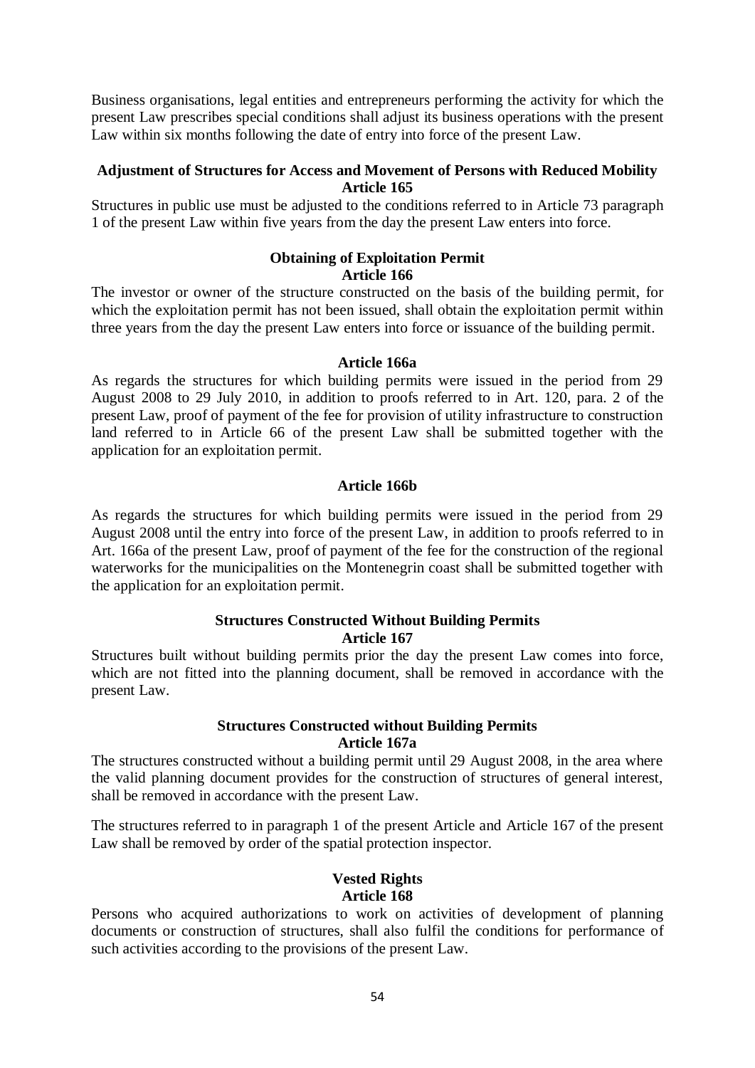Business organisations, legal entities and entrepreneurs performing the activity for which the present Law prescribes special conditions shall adjust its business operations with the present Law within six months following the date of entry into force of the present Law.

**Adjustment of Structures for Access and Movement of Persons with Reduced Mobility**
**Article 165**

Structures in public use must be adjusted to the conditions referred to in Article 73 paragraph 1 of the present Law within five years from the day the present Law enters into force.

**Obtaining of Exploitation Permit**
**Article 166**

The investor or owner of the structure constructed on the basis of the building permit, for which the exploitation permit has not been issued, shall obtain the exploitation permit within three years from the day the present Law enters into force or issuance of the building permit.

**Article 166a**

As regards the structures for which building permits were issued in the period from 29 August 2008 to 29 July 2010, in addition to proofs referred to in Art. 120, para. 2 of the present Law, proof of payment of the fee for provision of utility infrastructure to construction land referred to in Article 66 of the present Law shall be submitted together with the application for an exploitation permit.

**Article 166b**

As regards the structures for which building permits were issued in the period from 29 August 2008 until the entry into force of the present Law, in addition to proofs referred to in Art. 166a of the present Law, proof of payment of the fee for the construction of the regional waterworks for the municipalities on the Montenegrin coast shall be submitted together with the application for an exploitation permit.

**Structures Constructed Without Building Permits**
**Article 167**

Structures built without building permits prior the day the present Law comes into force, which are not fitted into the planning document, shall be removed in accordance with the present Law.

**Structures Constructed without Building Permits**
**Article 167a**

The structures constructed without a building permit until 29 August 2008, in the area where the valid planning document provides for the construction of structures of general interest, shall be removed in accordance with the present Law.

The structures referred to in paragraph 1 of the present Article and Article 167 of the present Law shall be removed by order of the spatial protection inspector.

**Vested Rights**
**Article 168**

Persons who acquired authorizations to work on activities of development of planning documents or construction of structures, shall also fulfil the conditions for performance of such activities according to the provisions of the present Law.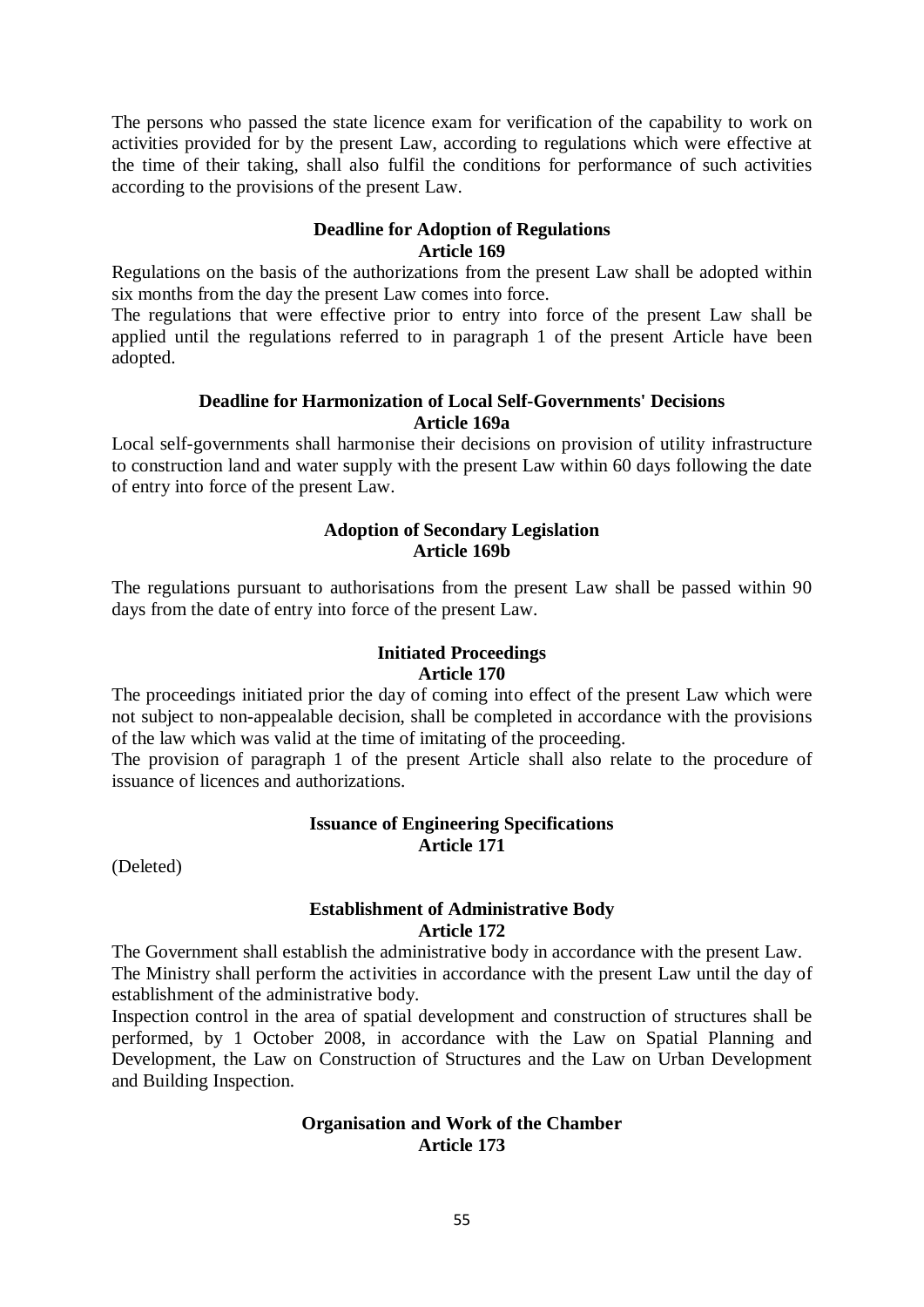The persons who passed the state licence exam for verification of the capability to work on activities provided for by the present Law, according to regulations which were effective at the time of their taking, shall also fulfil the conditions for performance of such activities according to the provisions of the present Law.

**Deadline for Adoption of Regulations**
**Article 169**

Regulations on the basis of the authorizations from the present Law shall be adopted within six months from the day the present Law comes into force.

The regulations that were effective prior to entry into force of the present Law shall be applied until the regulations referred to in paragraph 1 of the present Article have been adopted.

**Deadline for Harmonization of Local Self-Governments' Decisions**
**Article 169a**

Local self-governments shall harmonise their decisions on provision of utility infrastructure to construction land and water supply with the present Law within 60 days following the date of entry into force of the present Law.

**Adoption of Secondary Legislation**
**Article 169b**

The regulations pursuant to authorisations from the present Law shall be passed within 90 days from the date of entry into force of the present Law.

**Initiated Proceedings**
**Article 170**

The proceedings initiated prior the day of coming into effect of the present Law which were not subject to non-appealable decision, shall be completed in accordance with the provisions of the law which was valid at the time of imitating of the proceeding.

The provision of paragraph 1 of the present Article shall also relate to the procedure of issuance of licences and authorizations.

**Issuance of Engineering Specifications**
**Article 171**

(Deleted)

**Establishment of Administrative Body**
**Article 172**

The Government shall establish the administrative body in accordance with the present Law.

The Ministry shall perform the activities in accordance with the present Law until the day of establishment of the administrative body.

Inspection control in the area of spatial development and construction of structures shall be performed, by 1 October 2008, in accordance with the Law on Spatial Planning and Development, the Law on Construction of Structures and the Law on Urban Development and Building Inspection.

**Organisation and Work of the Chamber**
**Article 173**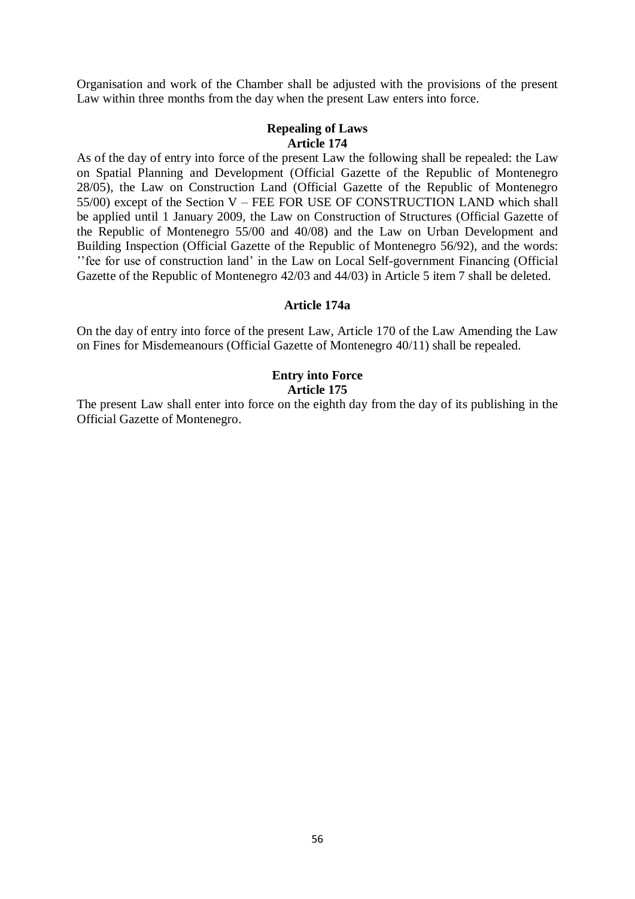Organisation and work of the Chamber shall be adjusted with the provisions of the present Law within three months from the day when the present Law enters into force.

**Repealing of Laws**
**Article 174**

As of the day of entry into force of the present Law the following shall be repealed: the Law on Spatial Planning and Development (Official Gazette of the Republic of Montenegro 28/05), the Law on Construction Land (Official Gazette of the Republic of Montenegro 55/00) except of the Section V – FEE FOR USE OF CONSTRUCTION LAND which shall be applied until 1 January 2009, the Law on Construction of Structures (Official Gazette of the Republic of Montenegro 55/00 and 40/08) and the Law on Urban Development and Building Inspection (Official Gazette of the Republic of Montenegro 56/92), and the words: ''fee for use of construction land' in the Law on Local Self-government Financing (Official Gazette of the Republic of Montenegro 42/03 and 44/03) in Article 5 item 7 shall be deleted.

**Article 174a**

On the day of entry into force of the present Law, Article 170 of the Law Amending the Law on Fines for Misdemeanours (Official Gazette of Montenegro 40/11) shall be repealed.

**Entry into Force**
**Article 175**

The present Law shall enter into force on the eighth day from the day of its publishing in the Official Gazette of Montenegro.